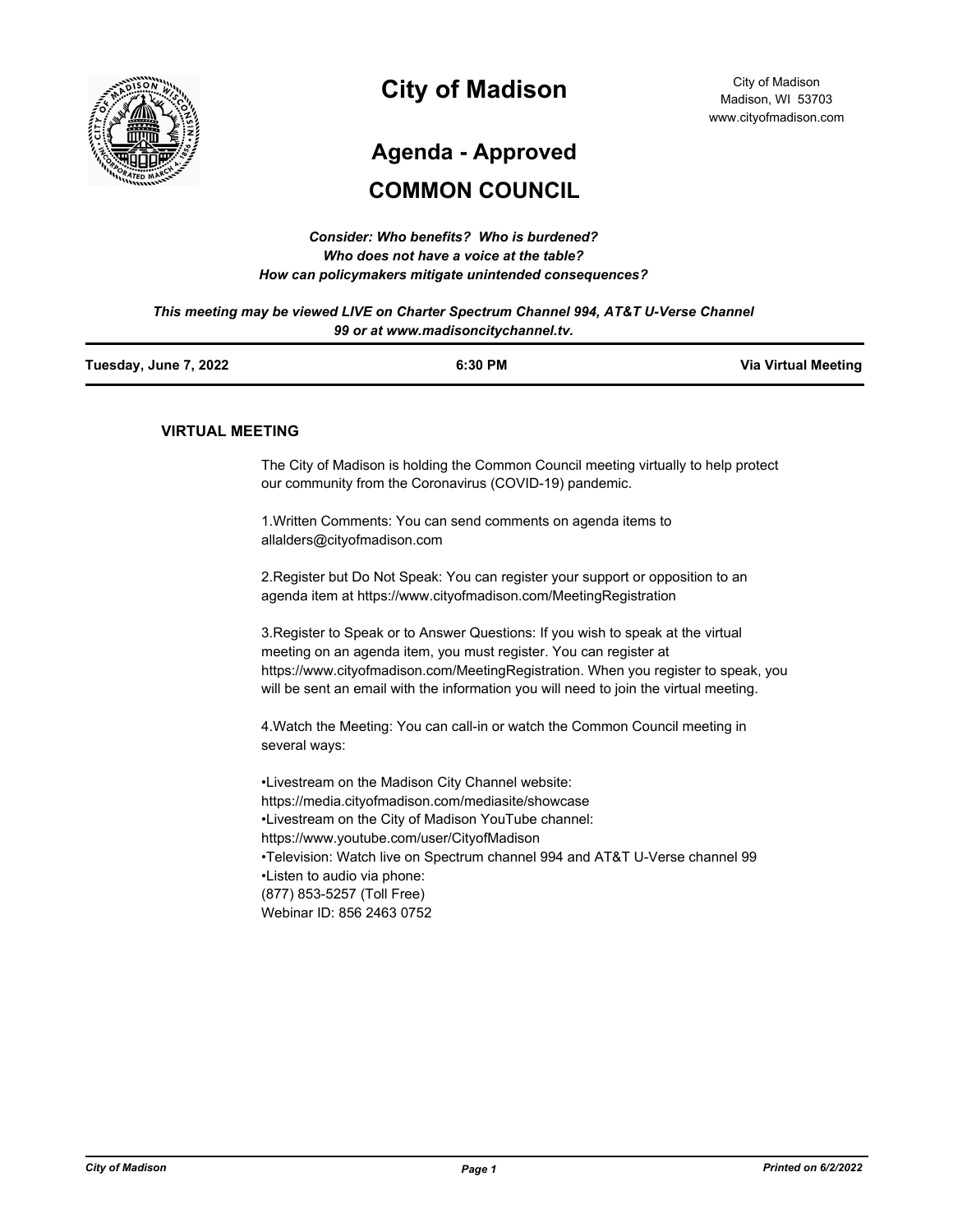# City of Madison

City of Madison
Madison, WI 53703
www.cityofmadison.com

## Agenda - Approved

## COMMON COUNCIL

***Consider: Who benefits? Who is burdened?***
***Who does not have a voice at the table?***
***How can policymakers mitigate unintended consequences?***

***This meeting may be viewed LIVE on Charter Spectrum Channel 994, AT&T U-Verse Channel 99 or at www.madisoncitychannel.tv.***

| **Tuesday, June 7, 2022** | **6:30 PM** | **Via Virtual Meeting** |
|---|---|---|

### VIRTUAL MEETING

The City of Madison is holding the Common Council meeting virtually to help protect our community from the Coronavirus (COVID-19) pandemic.

1.Written Comments: You can send comments on agenda items to allalders@cityofmadison.com

2.Register but Do Not Speak: You can register your support or opposition to an agenda item at https://www.cityofmadison.com/MeetingRegistration

3.Register to Speak or to Answer Questions: If you wish to speak at the virtual meeting on an agenda item, you must register. You can register at https://www.cityofmadison.com/MeetingRegistration. When you register to speak, you will be sent an email with the information you will need to join the virtual meeting.

4.Watch the Meeting: You can call-in or watch the Common Council meeting in several ways:

•Livestream on the Madison City Channel website:
https://media.cityofmadison.com/mediasite/showcase
•Livestream on the City of Madison YouTube channel:
https://www.youtube.com/user/CityofMadison
•Television: Watch live on Spectrum channel 994 and AT&T U-Verse channel 99
•Listen to audio via phone:
(877) 853-5257 (Toll Free)
Webinar ID: 856 2463 0752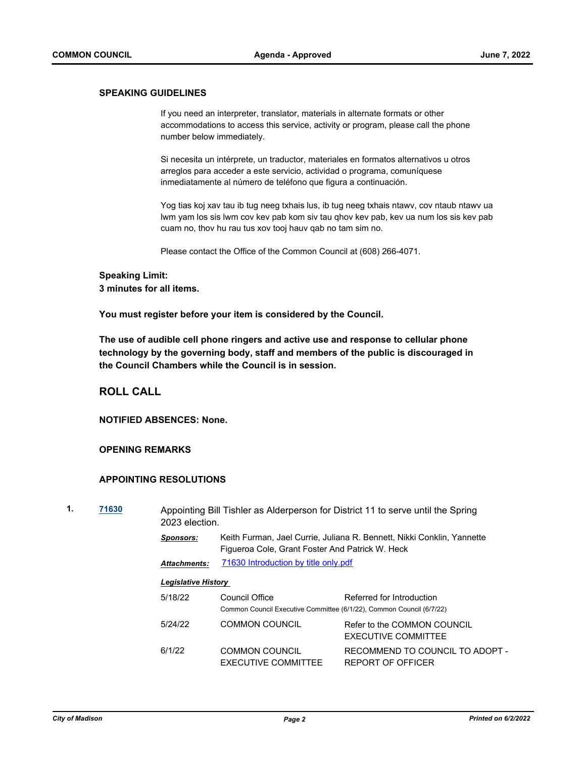### SPEAKING GUIDELINES

If you need an interpreter, translator, materials in alternate formats or other accommodations to access this service, activity or program, please call the phone number below immediately.

Si necesita un intérprete, un traductor, materiales en formatos alternativos u otros arreglos para acceder a este servicio, actividad o programa, comuníquese inmediatamente al número de teléfono que figura a continuación.

Yog tias koj xav tau ib tug neeg txhais lus, ib tug neeg txhais ntawv, cov ntaub ntawv ua lwm yam los sis lwm cov kev pab kom siv tau qhov kev pab, kev ua num los sis kev pab cuam no, thov hu rau tus xov tooj hauv qab no tam sim no.

Please contact the Office of the Common Council at (608) 266-4071.

**Speaking Limit:**
**3 minutes for all items.**

**You must register before your item is considered by the Council.**

**The use of audible cell phone ringers and active use and response to cellular phone technology by the governing body, staff and members of the public is discouraged in the Council Chambers while the Council is in session.**

## ROLL CALL

**NOTIFIED ABSENCES: None.**

**OPENING REMARKS**

**APPOINTING RESOLUTIONS**

**1.** **71630** Appointing Bill Tishler as Alderperson for District 11 to serve until the Spring 2023 election.

***Sponsors:*** Keith Furman, Jael Currie, Juliana R. Bennett, Nikki Conklin, Yannette Figueroa Cole, Grant Foster And Patrick W. Heck

***Attachments:*** 71630 Introduction by title only.pdf

***Legislative History***

| | | |
|---|---|---|
| 5/18/22 | Council Office | Referred for Introduction |
| | Common Council Executive Committee (6/1/22), Common Council (6/7/22) | |
| 5/24/22 | COMMON COUNCIL | Refer to the COMMON COUNCIL EXECUTIVE COMMITTEE |
| 6/1/22 | COMMON COUNCIL EXECUTIVE COMMITTEE | RECOMMEND TO COUNCIL TO ADOPT - REPORT OF OFFICER |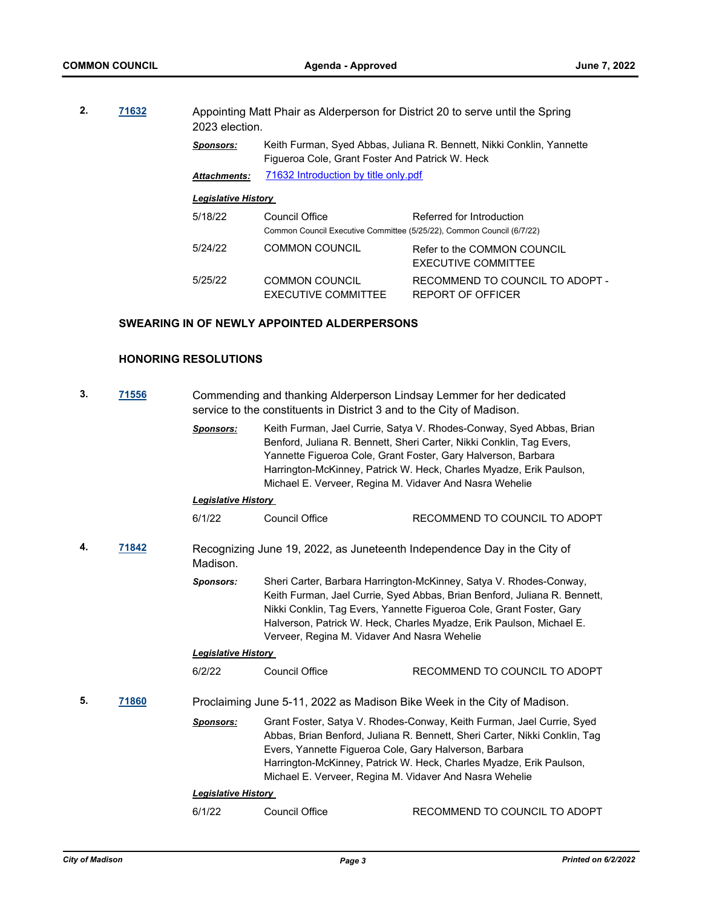**2.** **71632** Appointing Matt Phair as Alderperson for District 20 to serve until the Spring 2023 election.

***Sponsors:*** Keith Furman, Syed Abbas, Juliana R. Bennett, Nikki Conklin, Yannette Figueroa Cole, Grant Foster And Patrick W. Heck

***Attachments:*** 71632 Introduction by title only.pdf

***Legislative History***

| | | |
|---|---|---|
| 5/18/22 | Council Office | Referred for Introduction |
| | Common Council Executive Committee (5/25/22), Common Council (6/7/22) | |
| 5/24/22 | COMMON COUNCIL | Refer to the COMMON COUNCIL EXECUTIVE COMMITTEE |
| 5/25/22 | COMMON COUNCIL EXECUTIVE COMMITTEE | RECOMMEND TO COUNCIL TO ADOPT - REPORT OF OFFICER |

## SWEARING IN OF NEWLY APPOINTED ALDERPERSONS

## HONORING RESOLUTIONS

**3.** **71556** Commending and thanking Alderperson Lindsay Lemmer for her dedicated service to the constituents in District 3 and to the City of Madison.

***Sponsors:*** Keith Furman, Jael Currie, Satya V. Rhodes-Conway, Syed Abbas, Brian Benford, Juliana R. Bennett, Sheri Carter, Nikki Conklin, Tag Evers, Yannette Figueroa Cole, Grant Foster, Gary Halverson, Barbara Harrington-McKinney, Patrick W. Heck, Charles Myadze, Erik Paulson, Michael E. Verveer, Regina M. Vidaver And Nasra Wehelie

***Legislative History***

| | | |
|---|---|---|
| 6/1/22 | Council Office | RECOMMEND TO COUNCIL TO ADOPT |

**4.** **71842** Recognizing June 19, 2022, as Juneteenth Independence Day in the City of Madison.

***Sponsors:*** Sheri Carter, Barbara Harrington-McKinney, Satya V. Rhodes-Conway, Keith Furman, Jael Currie, Syed Abbas, Brian Benford, Juliana R. Bennett, Nikki Conklin, Tag Evers, Yannette Figueroa Cole, Grant Foster, Gary Halverson, Patrick W. Heck, Charles Myadze, Erik Paulson, Michael E. Verveer, Regina M. Vidaver And Nasra Wehelie

***Legislative History***

| | | |
|---|---|---|
| 6/2/22 | Council Office | RECOMMEND TO COUNCIL TO ADOPT |

**5.** **71860** Proclaiming June 5-11, 2022 as Madison Bike Week in the City of Madison.

***Sponsors:*** Grant Foster, Satya V. Rhodes-Conway, Keith Furman, Jael Currie, Syed Abbas, Brian Benford, Juliana R. Bennett, Sheri Carter, Nikki Conklin, Tag Evers, Yannette Figueroa Cole, Gary Halverson, Barbara Harrington-McKinney, Patrick W. Heck, Charles Myadze, Erik Paulson, Michael E. Verveer, Regina M. Vidaver And Nasra Wehelie

***Legislative History***

| | | |
|---|---|---|
| 6/1/22 | Council Office | RECOMMEND TO COUNCIL TO ADOPT |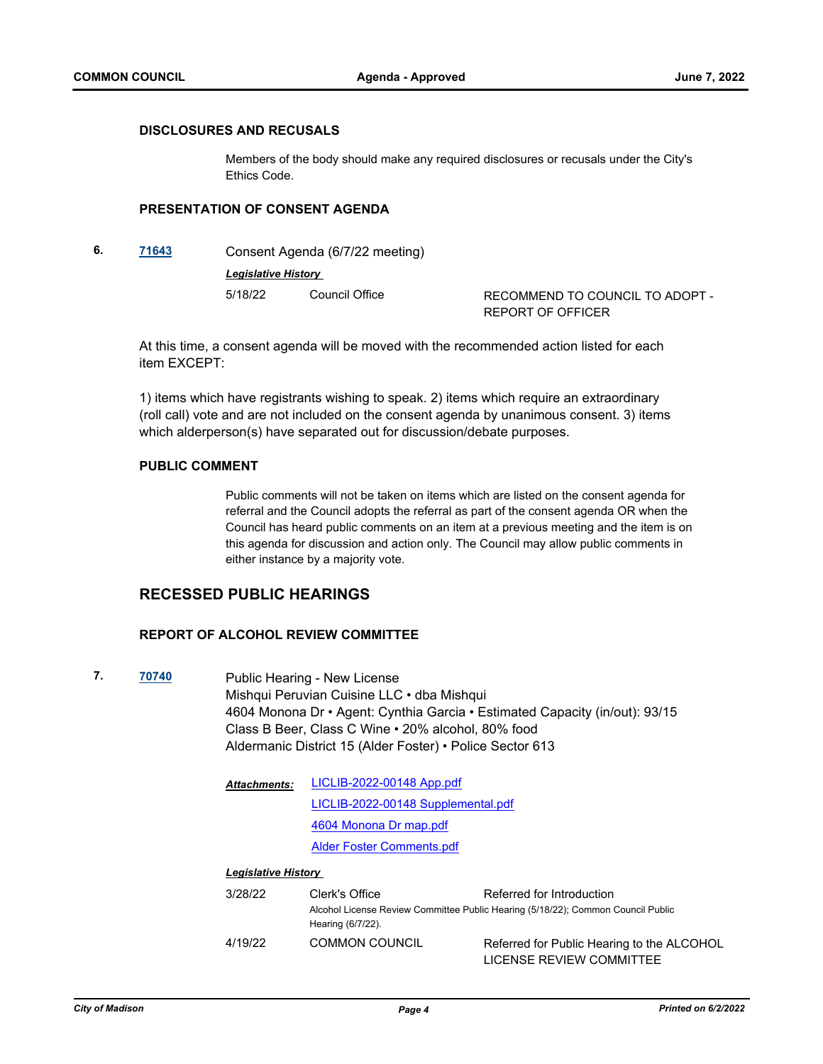### DISCLOSURES AND RECUSALS

Members of the body should make any required disclosures or recusals under the City's Ethics Code.

### PRESENTATION OF CONSENT AGENDA

**6.** **71643** Consent Agenda (6/7/22 meeting)

***Legislative History***

| | | |
|---|---|---|
| 5/18/22 | Council Office | RECOMMEND TO COUNCIL TO ADOPT - REPORT OF OFFICER |

At this time, a consent agenda will be moved with the recommended action listed for each item EXCEPT:

1) items which have registrants wishing to speak. 2) items which require an extraordinary (roll call) vote and are not included on the consent agenda by unanimous consent. 3) items which alderperson(s) have separated out for discussion/debate purposes.

### PUBLIC COMMENT

Public comments will not be taken on items which are listed on the consent agenda for referral and the Council adopts the referral as part of the consent agenda OR when the Council has heard public comments on an item at a previous meeting and the item is on this agenda for discussion and action only. The Council may allow public comments in either instance by a majority vote.

## RECESSED PUBLIC HEARINGS

### REPORT OF ALCOHOL REVIEW COMMITTEE

**7.** **70740** Public Hearing - New License
Mishqui Peruvian Cuisine LLC • dba Mishqui
4604 Monona Dr • Agent: Cynthia Garcia • Estimated Capacity (in/out): 93/15
Class B Beer, Class C Wine • 20% alcohol, 80% food
Aldermanic District 15 (Alder Foster) • Police Sector 613

***Attachments:*** LICLIB-2022-00148 App.pdf
LICLIB-2022-00148 Supplemental.pdf
4604 Monona Dr map.pdf
Alder Foster Comments.pdf

***Legislative History***

| | | |
|---|---|---|
| 3/28/22 | Clerk's Office | Referred for Introduction |
| | Alcohol License Review Committee Public Hearing (5/18/22); Common Council Public Hearing (6/7/22). | |
| 4/19/22 | COMMON COUNCIL | Referred for Public Hearing to the ALCOHOL LICENSE REVIEW COMMITTEE |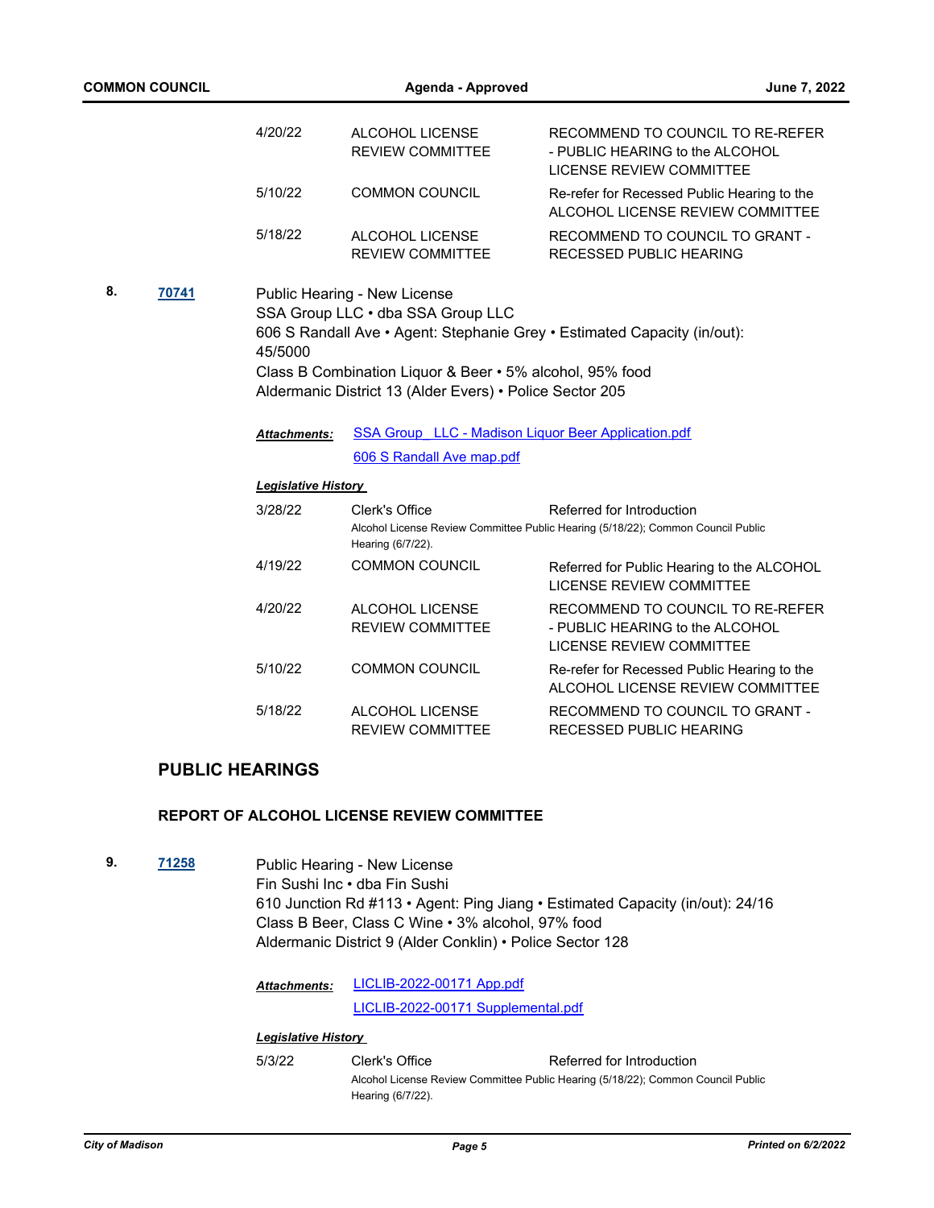| | | |
|---|---|---|
| 4/20/22 | ALCOHOL LICENSE REVIEW COMMITTEE | RECOMMEND TO COUNCIL TO RE-REFER - PUBLIC HEARING to the ALCOHOL LICENSE REVIEW COMMITTEE |
| 5/10/22 | COMMON COUNCIL | Re-refer for Recessed Public Hearing to the ALCOHOL LICENSE REVIEW COMMITTEE |
| 5/18/22 | ALCOHOL LICENSE REVIEW COMMITTEE | RECOMMEND TO COUNCIL TO GRANT - RECESSED PUBLIC HEARING |

**8.** **[70741]**

Public Hearing - New License
SSA Group LLC • dba SSA Group LLC
606 S Randall Ave • Agent: Stephanie Grey • Estimated Capacity (in/out): 45/5000
Class B Combination Liquor & Beer • 5% alcohol, 95% food
Aldermanic District 13 (Alder Evers) • Police Sector 205

***Attachments:*** SSA Group_ LLC - Madison Liquor Beer Application.pdf
606 S Randall Ave map.pdf

***Legislative History***

| | | |
|---|---|---|
| 3/28/22 | Clerk's Office | Referred for Introduction |
| | Alcohol License Review Committee Public Hearing (5/18/22); Common Council Public Hearing (6/7/22). | |
| 4/19/22 | COMMON COUNCIL | Referred for Public Hearing to the ALCOHOL LICENSE REVIEW COMMITTEE |
| 4/20/22 | ALCOHOL LICENSE REVIEW COMMITTEE | RECOMMEND TO COUNCIL TO RE-REFER - PUBLIC HEARING to the ALCOHOL LICENSE REVIEW COMMITTEE |
| 5/10/22 | COMMON COUNCIL | Re-refer for Recessed Public Hearing to the ALCOHOL LICENSE REVIEW COMMITTEE |
| 5/18/22 | ALCOHOL LICENSE REVIEW COMMITTEE | RECOMMEND TO COUNCIL TO GRANT - RECESSED PUBLIC HEARING |

## PUBLIC HEARINGS

### REPORT OF ALCOHOL LICENSE REVIEW COMMITTEE

**9.** **[71258]**

Public Hearing - New License
Fin Sushi Inc • dba Fin Sushi
610 Junction Rd #113 • Agent: Ping Jiang • Estimated Capacity (in/out): 24/16
Class B Beer, Class C Wine • 3% alcohol, 97% food
Aldermanic District 9 (Alder Conklin) • Police Sector 128

***Attachments:*** LICLIB-2022-00171 App.pdf
LICLIB-2022-00171 Supplemental.pdf

***Legislative History***

| | | |
|---|---|---|
| 5/3/22 | Clerk's Office | Referred for Introduction |
| | Alcohol License Review Committee Public Hearing (5/18/22); Common Council Public Hearing (6/7/22). | |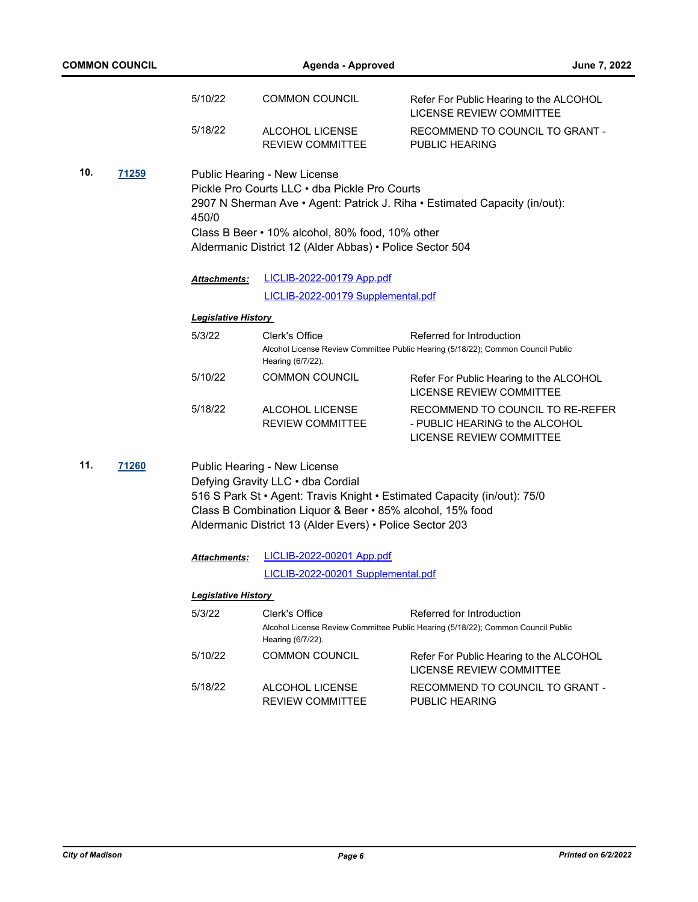| | | |
|---|---|---|
| 5/10/22 | COMMON COUNCIL | Refer For Public Hearing to the ALCOHOL LICENSE REVIEW COMMITTEE |
| 5/18/22 | ALCOHOL LICENSE REVIEW COMMITTEE | RECOMMEND TO COUNCIL TO GRANT - PUBLIC HEARING |

**10.** **71259**

Public Hearing - New License
Pickle Pro Courts LLC • dba Pickle Pro Courts
2907 N Sherman Ave • Agent: Patrick J. Riha • Estimated Capacity (in/out): 450/0
Class B Beer • 10% alcohol, 80% food, 10% other
Aldermanic District 12 (Alder Abbas) • Police Sector 504

***Attachments:*** LICLIB-2022-00179 App.pdf
LICLIB-2022-00179 Supplemental.pdf

***Legislative History***

| | | |
|---|---|---|
| 5/3/22 | Clerk's Office | Referred for Introduction |
| | Alcohol License Review Committee Public Hearing (5/18/22); Common Council Public Hearing (6/7/22). | |
| 5/10/22 | COMMON COUNCIL | Refer For Public Hearing to the ALCOHOL LICENSE REVIEW COMMITTEE |
| 5/18/22 | ALCOHOL LICENSE REVIEW COMMITTEE | RECOMMEND TO COUNCIL TO RE-REFER - PUBLIC HEARING to the ALCOHOL LICENSE REVIEW COMMITTEE |

**11.** **71260**

Public Hearing - New License
Defying Gravity LLC • dba Cordial
516 S Park St • Agent: Travis Knight • Estimated Capacity (in/out): 75/0
Class B Combination Liquor & Beer • 85% alcohol, 15% food
Aldermanic District 13 (Alder Evers) • Police Sector 203

***Attachments:*** LICLIB-2022-00201 App.pdf
LICLIB-2022-00201 Supplemental.pdf

***Legislative History***

| | | |
|---|---|---|
| 5/3/22 | Clerk's Office | Referred for Introduction |
| | Alcohol License Review Committee Public Hearing (5/18/22); Common Council Public Hearing (6/7/22). | |
| 5/10/22 | COMMON COUNCIL | Refer For Public Hearing to the ALCOHOL LICENSE REVIEW COMMITTEE |
| 5/18/22 | ALCOHOL LICENSE REVIEW COMMITTEE | RECOMMEND TO COUNCIL TO GRANT - PUBLIC HEARING |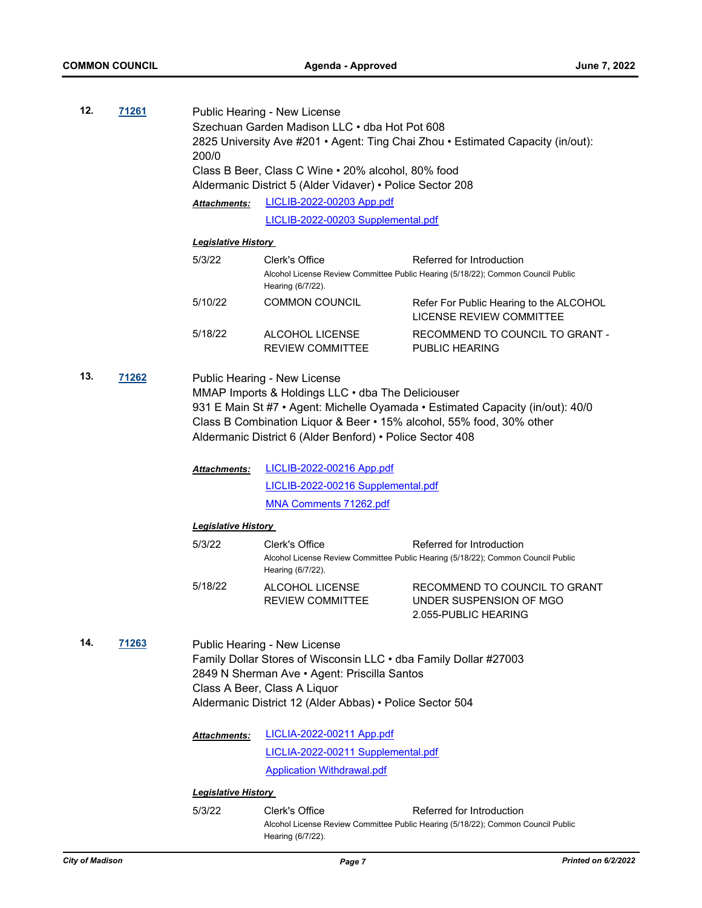**12.** **71261**

Public Hearing - New License
Szechuan Garden Madison LLC • dba Hot Pot 608
2825 University Ave #201 • Agent: Ting Chai Zhou • Estimated Capacity (in/out): 200/0
Class B Beer, Class C Wine • 20% alcohol, 80% food
Aldermanic District 5 (Alder Vidaver) • Police Sector 208

***Attachments:*** LICLIB-2022-00203 App.pdf
LICLIB-2022-00203 Supplemental.pdf

***Legislative History***

| Date | Body | Action |
|---|---|---|
| 5/3/22 | Clerk's Office | Referred for Introduction<br>Alcohol License Review Committee Public Hearing (5/18/22); Common Council Public Hearing (6/7/22). |
| 5/10/22 | COMMON COUNCIL | Refer For Public Hearing to the ALCOHOL LICENSE REVIEW COMMITTEE |
| 5/18/22 | ALCOHOL LICENSE REVIEW COMMITTEE | RECOMMEND TO COUNCIL TO GRANT - PUBLIC HEARING |

**13.** **71262**

Public Hearing - New License
MMAP Imports & Holdings LLC • dba The Deliciouser
931 E Main St #7 • Agent: Michelle Oyamada • Estimated Capacity (in/out): 40/0
Class B Combination Liquor & Beer • 15% alcohol, 55% food, 30% other
Aldermanic District 6 (Alder Benford) • Police Sector 408

***Attachments:*** LICLIB-2022-00216 App.pdf
LICLIB-2022-00216 Supplemental.pdf
MNA Comments 71262.pdf

***Legislative History***

| Date | Body | Action |
|---|---|---|
| 5/3/22 | Clerk's Office | Referred for Introduction<br>Alcohol License Review Committee Public Hearing (5/18/22); Common Council Public Hearing (6/7/22). |
| 5/18/22 | ALCOHOL LICENSE REVIEW COMMITTEE | RECOMMEND TO COUNCIL TO GRANT UNDER SUSPENSION OF MGO 2.055-PUBLIC HEARING |

**14.** **71263**

Public Hearing - New License
Family Dollar Stores of Wisconsin LLC • dba Family Dollar #27003
2849 N Sherman Ave • Agent: Priscilla Santos
Class A Beer, Class A Liquor
Aldermanic District 12 (Alder Abbas) • Police Sector 504

***Attachments:*** LICLIA-2022-00211 App.pdf
LICLIA-2022-00211 Supplemental.pdf
Application Withdrawal.pdf

***Legislative History***

| Date | Body | Action |
|---|---|---|
| 5/3/22 | Clerk's Office | Referred for Introduction<br>Alcohol License Review Committee Public Hearing (5/18/22); Common Council Public Hearing (6/7/22). |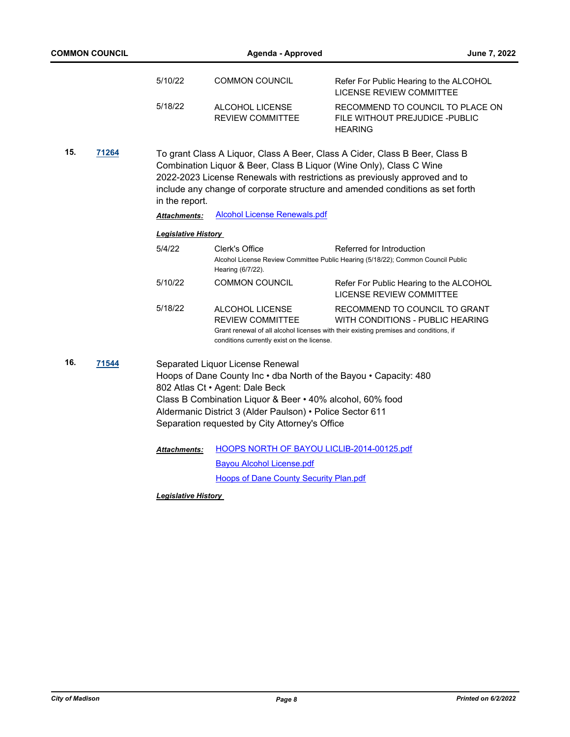| | | |
|---|---|---|
| 5/10/22 | COMMON COUNCIL | Refer For Public Hearing to the ALCOHOL LICENSE REVIEW COMMITTEE |
| 5/18/22 | ALCOHOL LICENSE REVIEW COMMITTEE | RECOMMEND TO COUNCIL TO PLACE ON FILE WITHOUT PREJUDICE -PUBLIC HEARING |

**15.** **71264**

To grant Class A Liquor, Class A Beer, Class A Cider, Class B Beer, Class B Combination Liquor & Beer, Class B Liquor (Wine Only), Class C Wine 2022-2023 License Renewals with restrictions as previously approved and to include any change of corporate structure and amended conditions as set forth in the report.

***Attachments:*** Alcohol License Renewals.pdf

***Legislative History***

| | | |
|---|---|---|
| 5/4/22 | Clerk's Office | Referred for Introduction |
| | Alcohol License Review Committee Public Hearing (5/18/22); Common Council Public Hearing (6/7/22). | |
| 5/10/22 | COMMON COUNCIL | Refer For Public Hearing to the ALCOHOL LICENSE REVIEW COMMITTEE |
| 5/18/22 | ALCOHOL LICENSE REVIEW COMMITTEE | RECOMMEND TO COUNCIL TO GRANT WITH CONDITIONS - PUBLIC HEARING |
| | Grant renewal of all alcohol licenses with their existing premises and conditions, if conditions currently exist on the license. | |

**16.** **71544**

Separated Liquor License Renewal
Hoops of Dane County Inc • dba North of the Bayou • Capacity: 480
802 Atlas Ct • Agent: Dale Beck
Class B Combination Liquor & Beer • 40% alcohol, 60% food
Aldermanic District 3 (Alder Paulson) • Police Sector 611
Separation requested by City Attorney's Office

***Attachments:*** HOOPS NORTH OF BAYOU LICLIB-2014-00125.pdf
Bayou Alcohol License.pdf
Hoops of Dane County Security Plan.pdf

***Legislative History***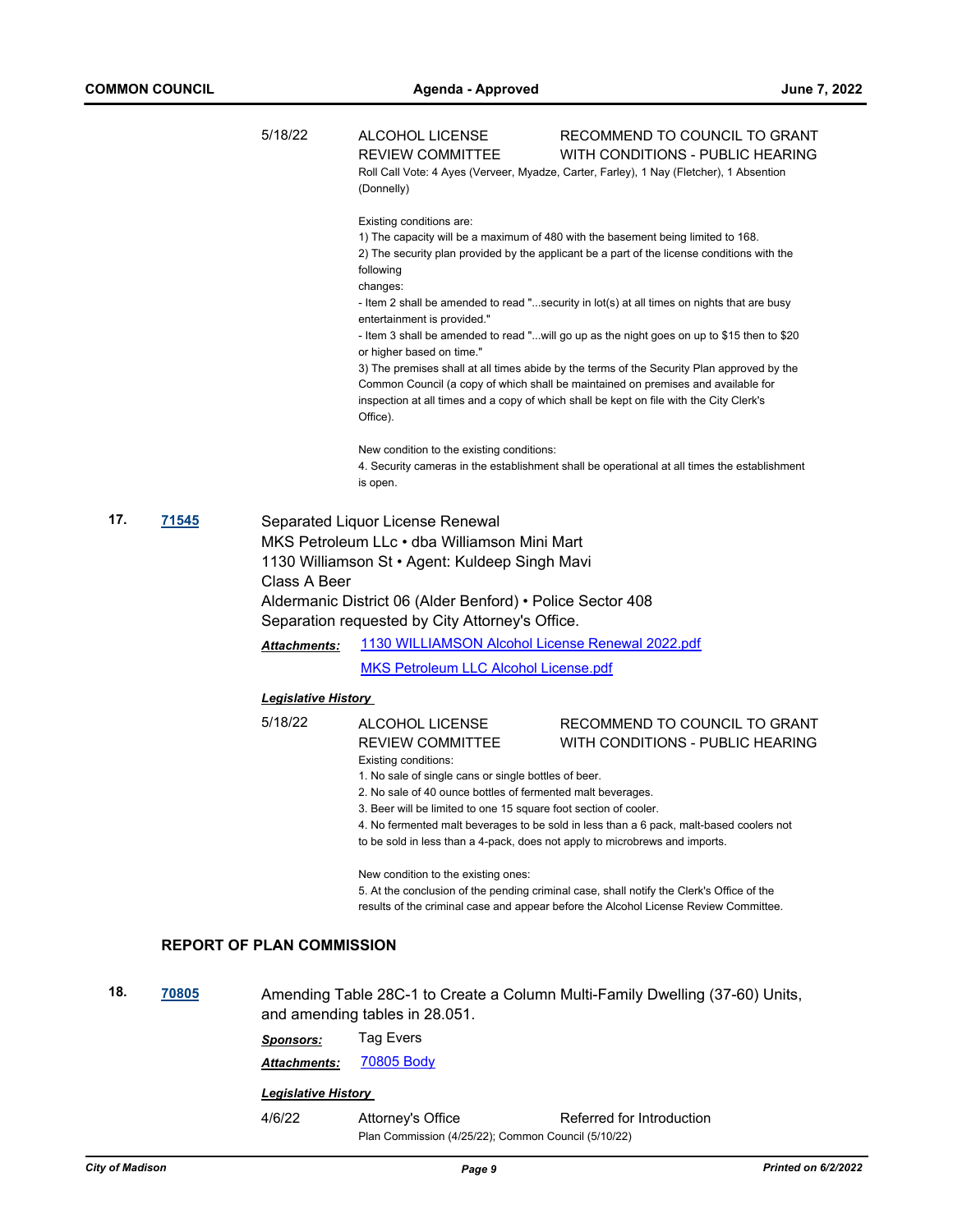5/18/22 ALCOHOL LICENSE REVIEW COMMITTEE — RECOMMEND TO COUNCIL TO GRANT WITH CONDITIONS - PUBLIC HEARING

Roll Call Vote: 4 Ayes (Verveer, Myadze, Carter, Farley), 1 Nay (Fletcher), 1 Absention (Donnelly)

Existing conditions are:
1) The capacity will be a maximum of 480 with the basement being limited to 168.
2) The security plan provided by the applicant be a part of the license conditions with the following
changes:
- Item 2 shall be amended to read "...security in lot(s) at all times on nights that are busy entertainment is provided."
- Item 3 shall be amended to read "...will go up as the night goes on up to $15 then to $20 or higher based on time."
3) The premises shall at all times abide by the terms of the Security Plan approved by the Common Council (a copy of which shall be maintained on premises and available for inspection at all times and a copy of which shall be kept on file with the City Clerk's Office).

New condition to the existing conditions:
4. Security cameras in the establishment shall be operational at all times the establishment is open.

**17. 71545**

Separated Liquor License Renewal
MKS Petroleum LLc • dba Williamson Mini Mart
1130 Williamson St • Agent: Kuldeep Singh Mavi
Class A Beer
Aldermanic District 06 (Alder Benford) • Police Sector 408
Separation requested by City Attorney's Office.

***Attachments:*** 1130 WILLIAMSON Alcohol License Renewal 2022.pdf
MKS Petroleum LLC Alcohol License.pdf

***Legislative History***

5/18/22 ALCOHOL LICENSE REVIEW COMMITTEE — RECOMMEND TO COUNCIL TO GRANT WITH CONDITIONS - PUBLIC HEARING

Existing conditions:
1. No sale of single cans or single bottles of beer.
2. No sale of 40 ounce bottles of fermented malt beverages.
3. Beer will be limited to one 15 square foot section of cooler.
4. No fermented malt beverages to be sold in less than a 6 pack, malt-based coolers not to be sold in less than a 4-pack, does not apply to microbrews and imports.

New condition to the existing ones:
5. At the conclusion of the pending criminal case, shall notify the Clerk's Office of the results of the criminal case and appear before the Alcohol License Review Committee.

## REPORT OF PLAN COMMISSION

**18. 70805**

Amending Table 28C-1 to Create a Column Multi-Family Dwelling (37-60) Units, and amending tables in 28.051.

***Sponsors:*** Tag Evers

***Attachments:*** 70805 Body

***Legislative History***

4/6/22 Attorney's Office — Referred for Introduction

Plan Commission (4/25/22); Common Council (5/10/22)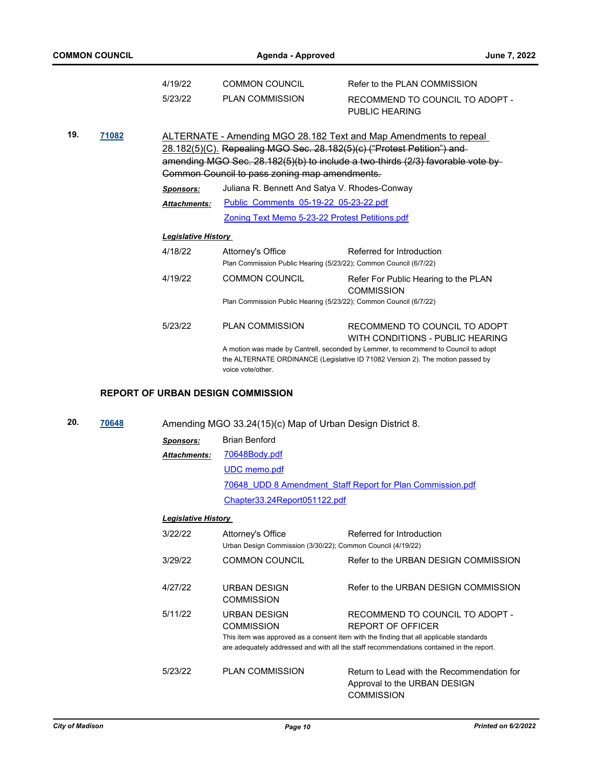| | | |
|---|---|---|
| 4/19/22 | COMMON COUNCIL | Refer to the PLAN COMMISSION |
| 5/23/22 | PLAN COMMISSION | RECOMMEND TO COUNCIL TO ADOPT - PUBLIC HEARING |

**19.** **71082** ALTERNATE - Amending MGO 28.182 Text and Map Amendments to repeal 28.182(5)(C). ~~Repealing MGO Sec. 28.182(5)(c) ("Protest Petition") and amending MGO Sec. 28.182(5)(b) to include a two-thirds (2/3) favorable vote by Common Council to pass zoning map amendments.~~

***Sponsors:*** Juliana R. Bennett And Satya V. Rhodes-Conway

***Attachments:*** Public_Comments_05-19-22_05-23-22.pdf
Zoning Text Memo 5-23-22 Protest Petitions.pdf

***Legislative History***

| | | |
|---|---|---|
| 4/18/22 | Attorney's Office | Referred for Introduction |
| | Plan Commission Public Hearing (5/23/22); Common Council (6/7/22) | |
| 4/19/22 | COMMON COUNCIL | Refer For Public Hearing to the PLAN COMMISSION |
| | Plan Commission Public Hearing (5/23/22); Common Council (6/7/22) | |
| 5/23/22 | PLAN COMMISSION | RECOMMEND TO COUNCIL TO ADOPT WITH CONDITIONS - PUBLIC HEARING |
| | A motion was made by Cantrell, seconded by Lemmer, to recommend to Council to adopt the ALTERNATE ORDINANCE (Legislative ID 71082 Version 2). The motion passed by voice vote/other. | |

## REPORT OF URBAN DESIGN COMMISSION

**20.** **70648** Amending MGO 33.24(15)(c) Map of Urban Design District 8.

***Sponsors:*** Brian Benford

***Attachments:*** 70648Body.pdf
UDC memo.pdf
70648_UDD 8 Amendment_Staff Report for Plan Commission.pdf
Chapter33.24Report051122.pdf

***Legislative History***

| | | |
|---|---|---|
| 3/22/22 | Attorney's Office | Referred for Introduction |
| | Urban Design Commission (3/30/22); Common Council (4/19/22) | |
| 3/29/22 | COMMON COUNCIL | Refer to the URBAN DESIGN COMMISSION |
| 4/27/22 | URBAN DESIGN COMMISSION | Refer to the URBAN DESIGN COMMISSION |
| 5/11/22 | URBAN DESIGN COMMISSION | RECOMMEND TO COUNCIL TO ADOPT - REPORT OF OFFICER |
| | This item was approved as a consent item with the finding that all applicable standards are adequately addressed and with all the staff recommendations contained in the report. | |
| 5/23/22 | PLAN COMMISSION | Return to Lead with the Recommendation for Approval to the URBAN DESIGN COMMISSION |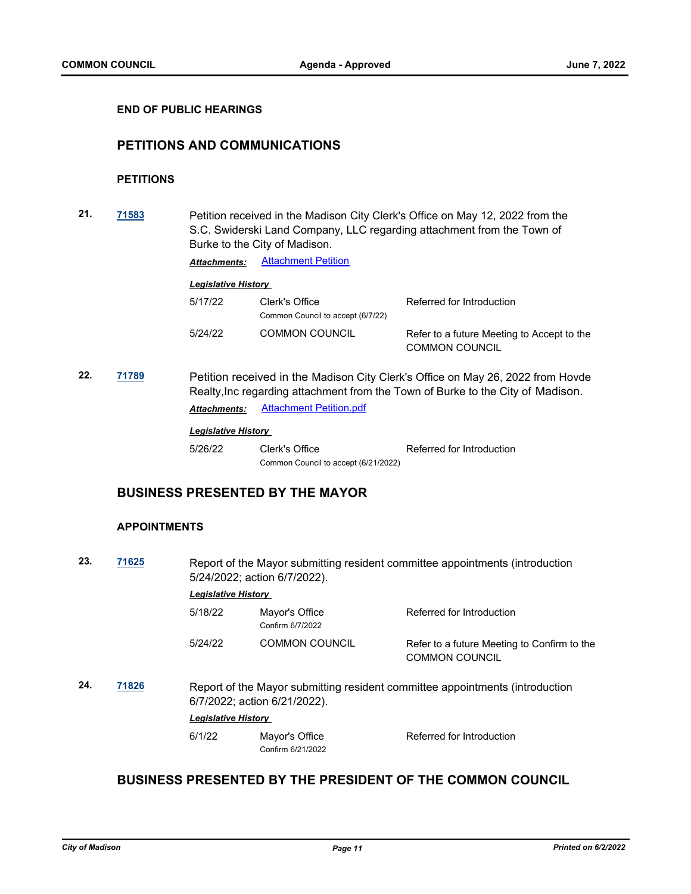**END OF PUBLIC HEARINGS**

## PETITIONS AND COMMUNICATIONS

### PETITIONS

**21.** **71583** Petition received in the Madison City Clerk's Office on May 12, 2022 from the S.C. Swiderski Land Company, LLC regarding attachment from the Town of Burke to the City of Madison.

***Attachments:*** Attachment Petition

***Legislative History***

| | | |
|---|---|---|
| 5/17/22 | Clerk's Office<br>Common Council to accept (6/7/22) | Referred for Introduction |
| 5/24/22 | COMMON COUNCIL | Refer to a future Meeting to Accept to the COMMON COUNCIL |

**22.** **71789** Petition received in the Madison City Clerk's Office on May 26, 2022 from Hovde Realty,Inc regarding attachment from the Town of Burke to the City of Madison.

***Attachments:*** Attachment Petition.pdf

***Legislative History***

| | | |
|---|---|---|
| 5/26/22 | Clerk's Office<br>Common Council to accept (6/21/2022) | Referred for Introduction |

## BUSINESS PRESENTED BY THE MAYOR

### APPOINTMENTS

**23.** **71625** Report of the Mayor submitting resident committee appointments (introduction 5/24/2022; action 6/7/2022).

***Legislative History***

| | | |
|---|---|---|
| 5/18/22 | Mayor's Office<br>Confirm 6/7/2022 | Referred for Introduction |
| 5/24/22 | COMMON COUNCIL | Refer to a future Meeting to Confirm to the COMMON COUNCIL |

**24.** **71826** Report of the Mayor submitting resident committee appointments (introduction 6/7/2022; action 6/21/2022).

***Legislative History***

| | | |
|---|---|---|
| 6/1/22 | Mayor's Office<br>Confirm 6/21/2022 | Referred for Introduction |

## BUSINESS PRESENTED BY THE PRESIDENT OF THE COMMON COUNCIL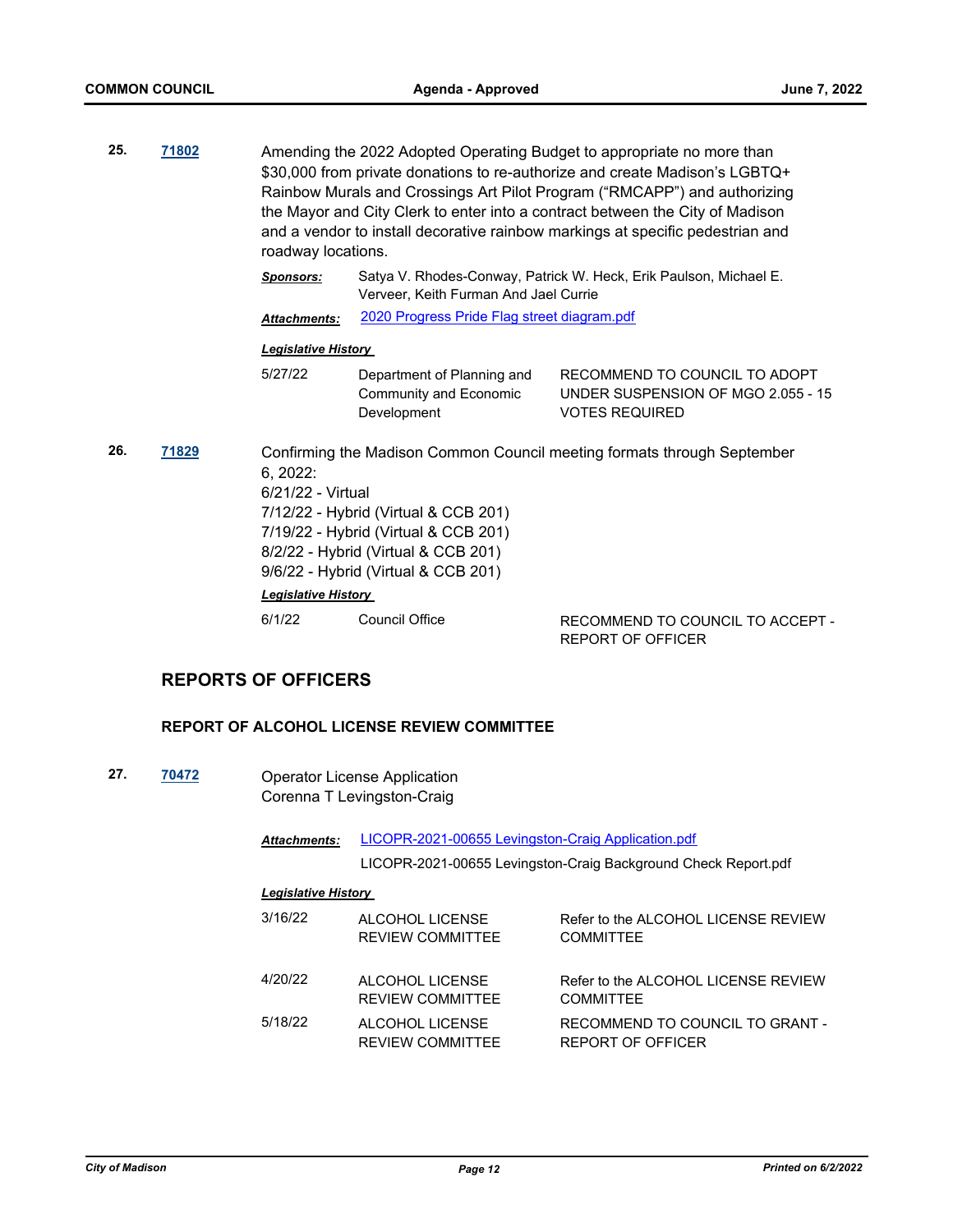**25.** **71802** Amending the 2022 Adopted Operating Budget to appropriate no more than $30,000 from private donations to re-authorize and create Madison's LGBTQ+ Rainbow Murals and Crossings Art Pilot Program ("RMCAPP") and authorizing the Mayor and City Clerk to enter into a contract between the City of Madison and a vendor to install decorative rainbow markings at specific pedestrian and roadway locations.

***Sponsors:*** Satya V. Rhodes-Conway, Patrick W. Heck, Erik Paulson, Michael E. Verveer, Keith Furman And Jael Currie

***Attachments:*** 2020 Progress Pride Flag street diagram.pdf

***Legislative History***

| | | |
|---|---|---|
| 5/27/22 | Department of Planning and Community and Economic Development | RECOMMEND TO COUNCIL TO ADOPT UNDER SUSPENSION OF MGO 2.055 - 15 VOTES REQUIRED |

**26.** **71829** Confirming the Madison Common Council meeting formats through September 6, 2022:
6/21/22 - Virtual
7/12/22 - Hybrid (Virtual & CCB 201)
7/19/22 - Hybrid (Virtual & CCB 201)
8/2/22 - Hybrid (Virtual & CCB 201)
9/6/22 - Hybrid (Virtual & CCB 201)

***Legislative History***

| | | |
|---|---|---|
| 6/1/22 | Council Office | RECOMMEND TO COUNCIL TO ACCEPT - REPORT OF OFFICER |

## REPORTS OF OFFICERS

### REPORT OF ALCOHOL LICENSE REVIEW COMMITTEE

**27.** **70472** Operator License Application
Corenna T Levingston-Craig

***Attachments:*** LICOPR-2021-00655 Levingston-Craig Application.pdf
LICOPR-2021-00655 Levingston-Craig Background Check Report.pdf

***Legislative History***

| | | |
|---|---|---|
| 3/16/22 | ALCOHOL LICENSE REVIEW COMMITTEE | Refer to the ALCOHOL LICENSE REVIEW COMMITTEE |
| 4/20/22 | ALCOHOL LICENSE REVIEW COMMITTEE | Refer to the ALCOHOL LICENSE REVIEW COMMITTEE |
| 5/18/22 | ALCOHOL LICENSE REVIEW COMMITTEE | RECOMMEND TO COUNCIL TO GRANT - REPORT OF OFFICER |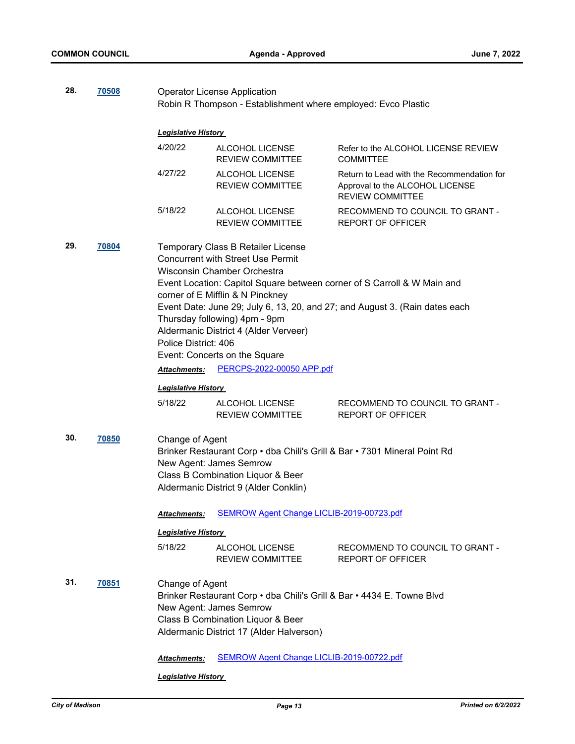**28.** **70508**

Operator License Application
Robin R Thompson - Establishment where employed: Evco Plastic

***Legislative History***

| | | |
|---|---|---|
| 4/20/22 | ALCOHOL LICENSE REVIEW COMMITTEE | Refer to the ALCOHOL LICENSE REVIEW COMMITTEE |
| 4/27/22 | ALCOHOL LICENSE REVIEW COMMITTEE | Return to Lead with the Recommendation for Approval to the ALCOHOL LICENSE REVIEW COMMITTEE |
| 5/18/22 | ALCOHOL LICENSE REVIEW COMMITTEE | RECOMMEND TO COUNCIL TO GRANT - REPORT OF OFFICER |

**29.** **70804**

Temporary Class B Retailer License
Concurrent with Street Use Permit
Wisconsin Chamber Orchestra
Event Location: Capitol Square between corner of S Carroll & W Main and corner of E Mifflin & N Pinckney
Event Date: June 29; July 6, 13, 20, and 27; and August 3. (Rain dates each Thursday following) 4pm - 9pm
Aldermanic District 4 (Alder Verveer)
Police District: 406
Event: Concerts on the Square

***Attachments:*** PERCPS-2022-00050 APP.pdf

***Legislative History***

| | | |
|---|---|---|
| 5/18/22 | ALCOHOL LICENSE REVIEW COMMITTEE | RECOMMEND TO COUNCIL TO GRANT - REPORT OF OFFICER |

**30.** **70850**

Change of Agent
Brinker Restaurant Corp • dba Chili's Grill & Bar • 7301 Mineral Point Rd
New Agent: James Semrow
Class B Combination Liquor & Beer
Aldermanic District 9 (Alder Conklin)

***Attachments:*** SEMROW Agent Change LICLIB-2019-00723.pdf

***Legislative History***

| | | |
|---|---|---|
| 5/18/22 | ALCOHOL LICENSE REVIEW COMMITTEE | RECOMMEND TO COUNCIL TO GRANT - REPORT OF OFFICER |

**31.** **70851**

Change of Agent
Brinker Restaurant Corp • dba Chili's Grill & Bar • 4434 E. Towne Blvd
New Agent: James Semrow
Class B Combination Liquor & Beer
Aldermanic District 17 (Alder Halverson)

***Attachments:*** SEMROW Agent Change LICLIB-2019-00722.pdf

***Legislative History***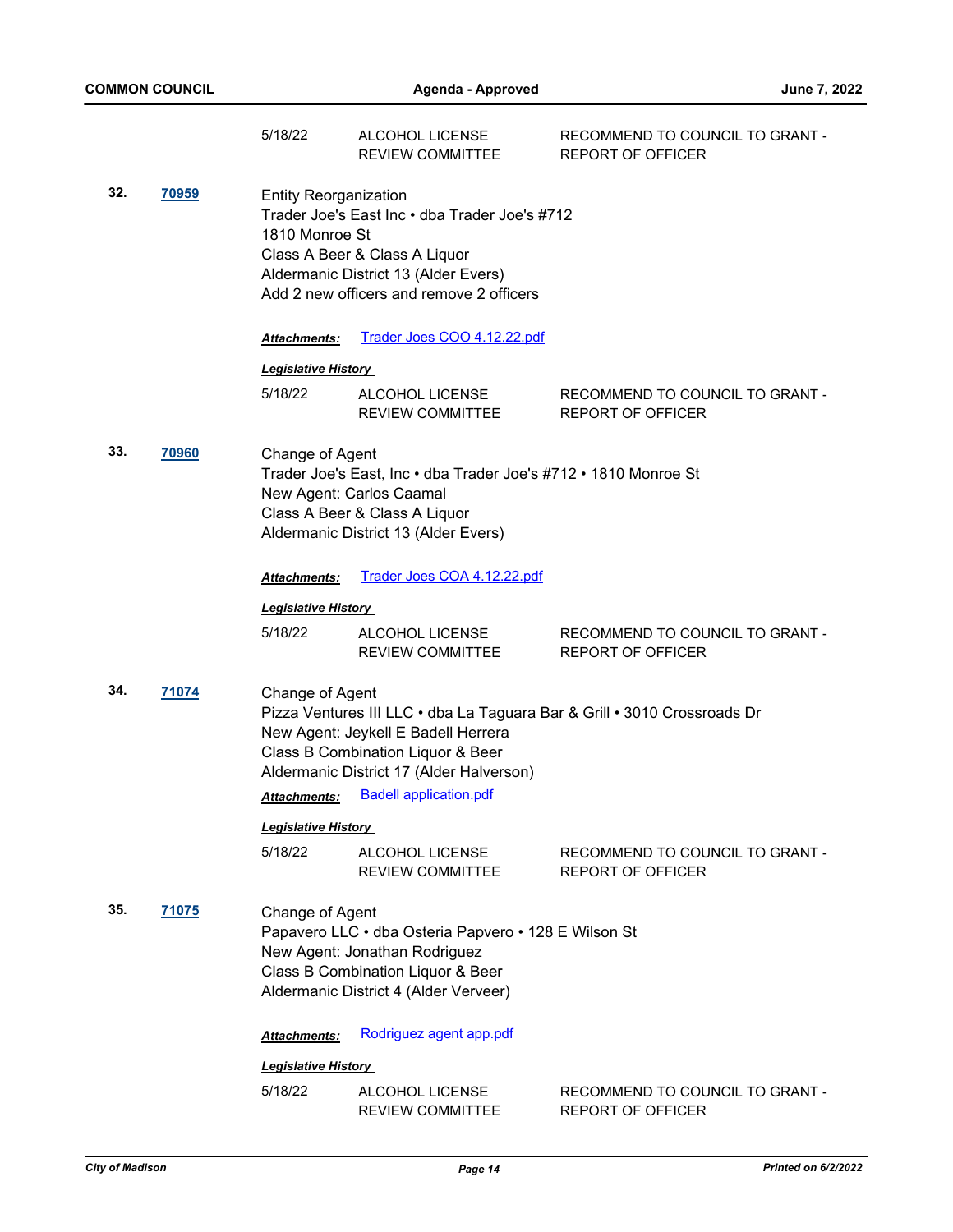| | | |
|---|---|---|
| 5/18/22 | ALCOHOL LICENSE REVIEW COMMITTEE | RECOMMEND TO COUNCIL TO GRANT - REPORT OF OFFICER |

**32.** **70959**

Entity Reorganization
Trader Joe's East Inc • dba Trader Joe's #712
1810 Monroe St
Class A Beer & Class A Liquor
Aldermanic District 13 (Alder Evers)
Add 2 new officers and remove 2 officers

***Attachments:*** Trader Joes COO 4.12.22.pdf

***Legislative History***

| | | |
|---|---|---|
| 5/18/22 | ALCOHOL LICENSE REVIEW COMMITTEE | RECOMMEND TO COUNCIL TO GRANT - REPORT OF OFFICER |

**33.** **70960**

Change of Agent
Trader Joe's East, Inc • dba Trader Joe's #712 • 1810 Monroe St
New Agent: Carlos Caamal
Class A Beer & Class A Liquor
Aldermanic District 13 (Alder Evers)

***Attachments:*** Trader Joes COA 4.12.22.pdf

***Legislative History***

| | | |
|---|---|---|
| 5/18/22 | ALCOHOL LICENSE REVIEW COMMITTEE | RECOMMEND TO COUNCIL TO GRANT - REPORT OF OFFICER |

**34.** **71074**

Change of Agent
Pizza Ventures III LLC • dba La Taguara Bar & Grill • 3010 Crossroads Dr
New Agent: Jeykell E Badell Herrera
Class B Combination Liquor & Beer
Aldermanic District 17 (Alder Halverson)

***Attachments:*** Badell application.pdf

***Legislative History***

| | | |
|---|---|---|
| 5/18/22 | ALCOHOL LICENSE REVIEW COMMITTEE | RECOMMEND TO COUNCIL TO GRANT - REPORT OF OFFICER |

**35.** **71075**

Change of Agent
Papavero LLC • dba Osteria Papvero • 128 E Wilson St
New Agent: Jonathan Rodriguez
Class B Combination Liquor & Beer
Aldermanic District 4 (Alder Verveer)

***Attachments:*** Rodriguez agent app.pdf

***Legislative History***

| | | |
|---|---|---|
| 5/18/22 | ALCOHOL LICENSE REVIEW COMMITTEE | RECOMMEND TO COUNCIL TO GRANT - REPORT OF OFFICER |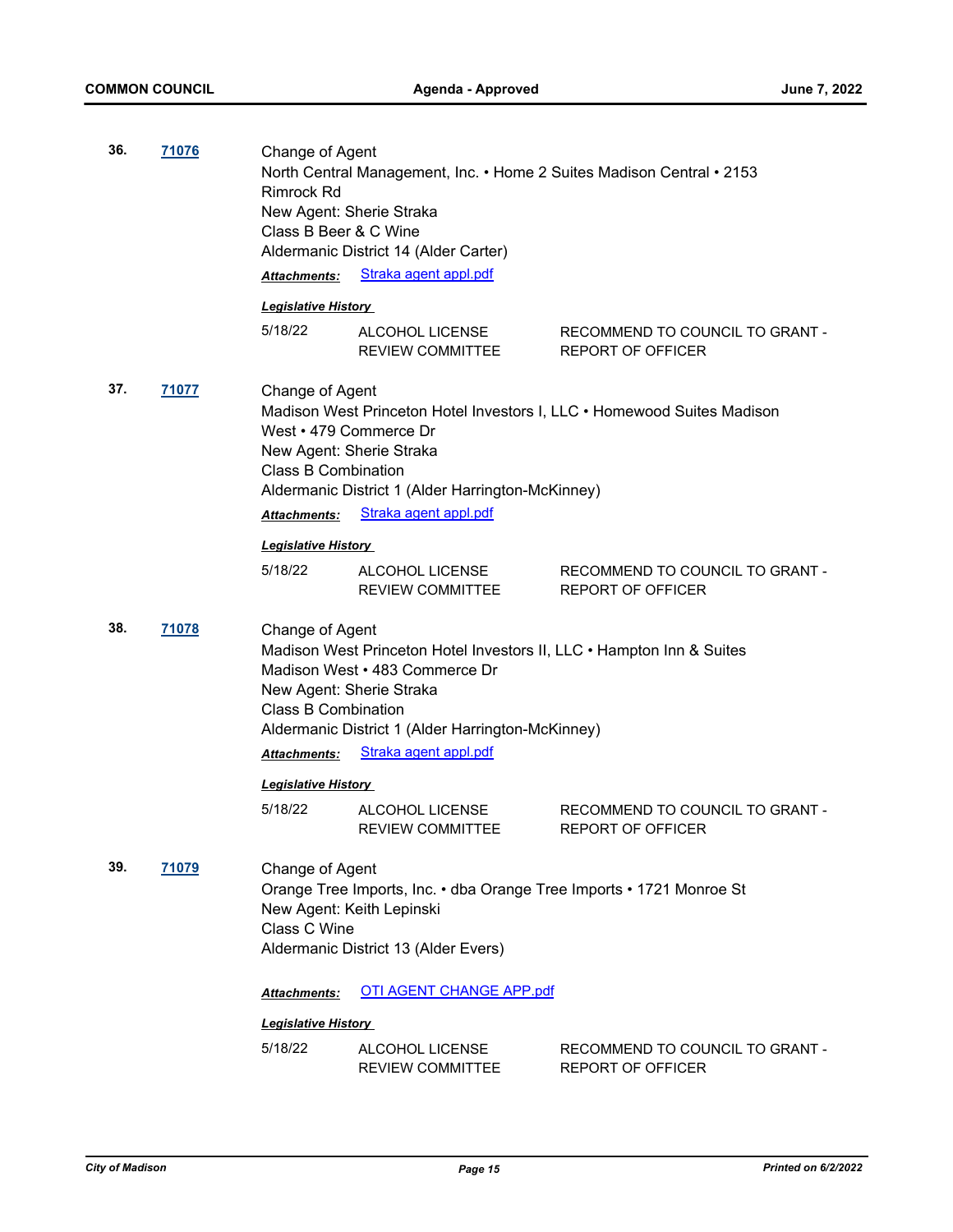**36.** **71076**

Change of Agent
North Central Management, Inc. • Home 2 Suites Madison Central • 2153 Rimrock Rd
New Agent: Sherie Straka
Class B Beer & C Wine
Aldermanic District 14 (Alder Carter)

***Attachments:*** Straka agent appl.pdf

***Legislative History***

| | | |
|---|---|---|
| 5/18/22 | ALCOHOL LICENSE REVIEW COMMITTEE | RECOMMEND TO COUNCIL TO GRANT - REPORT OF OFFICER |

**37.** **71077**

Change of Agent
Madison West Princeton Hotel Investors I, LLC • Homewood Suites Madison West • 479 Commerce Dr
New Agent: Sherie Straka
Class B Combination
Aldermanic District 1 (Alder Harrington-McKinney)

***Attachments:*** Straka agent appl.pdf

***Legislative History***

| | | |
|---|---|---|
| 5/18/22 | ALCOHOL LICENSE REVIEW COMMITTEE | RECOMMEND TO COUNCIL TO GRANT - REPORT OF OFFICER |

**38.** **71078**

Change of Agent
Madison West Princeton Hotel Investors II, LLC • Hampton Inn & Suites Madison West • 483 Commerce Dr
New Agent: Sherie Straka
Class B Combination
Aldermanic District 1 (Alder Harrington-McKinney)

***Attachments:*** Straka agent appl.pdf

***Legislative History***

| | | |
|---|---|---|
| 5/18/22 | ALCOHOL LICENSE REVIEW COMMITTEE | RECOMMEND TO COUNCIL TO GRANT - REPORT OF OFFICER |

**39.** **71079**

Change of Agent
Orange Tree Imports, Inc. • dba Orange Tree Imports • 1721 Monroe St
New Agent: Keith Lepinski
Class C Wine
Aldermanic District 13 (Alder Evers)

***Attachments:*** OTI AGENT CHANGE APP.pdf

***Legislative History***

| | | |
|---|---|---|
| 5/18/22 | ALCOHOL LICENSE REVIEW COMMITTEE | RECOMMEND TO COUNCIL TO GRANT - REPORT OF OFFICER |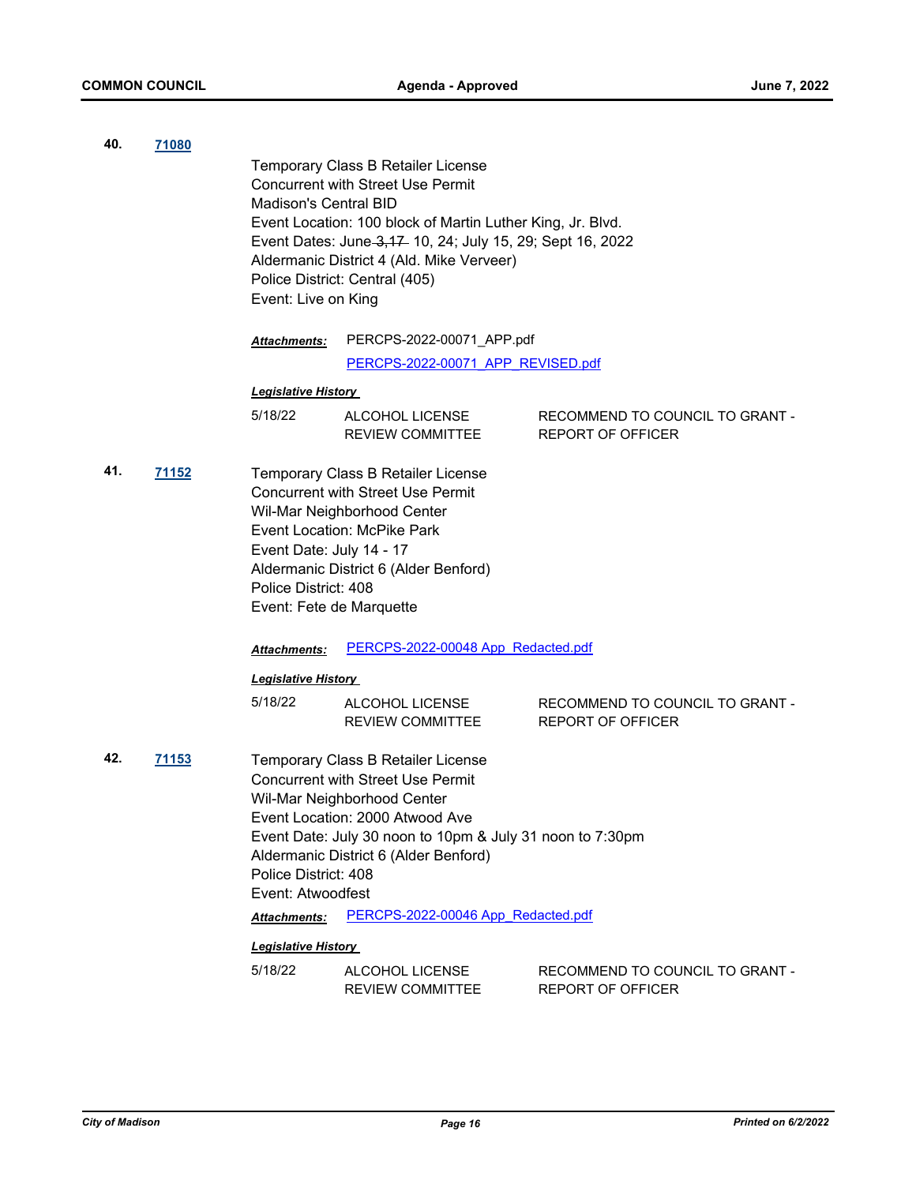**40.** **[71080]**

Temporary Class B Retailer License
Concurrent with Street Use Permit
Madison's Central BID
Event Location: 100 block of Martin Luther King, Jr. Blvd.
Event Dates: June ~~3,17~~ 10, 24; July 15, 29; Sept 16, 2022
Aldermanic District 4 (Ald. Mike Verveer)
Police District: Central (405)
Event: Live on King

***Attachments:*** PERCPS-2022-00071_APP.pdf
PERCPS-2022-00071_APP_REVISED.pdf

***Legislative History***

| | | |
|---|---|---|
| 5/18/22 | ALCOHOL LICENSE REVIEW COMMITTEE | RECOMMEND TO COUNCIL TO GRANT - REPORT OF OFFICER |

**41.** **[71152]**

Temporary Class B Retailer License
Concurrent with Street Use Permit
Wil-Mar Neighborhood Center
Event Location: McPike Park
Event Date: July 14 - 17
Aldermanic District 6 (Alder Benford)
Police District: 408
Event: Fete de Marquette

***Attachments:*** PERCPS-2022-00048 App_Redacted.pdf

***Legislative History***

| | | |
|---|---|---|
| 5/18/22 | ALCOHOL LICENSE REVIEW COMMITTEE | RECOMMEND TO COUNCIL TO GRANT - REPORT OF OFFICER |

**42.** **[71153]**

Temporary Class B Retailer License
Concurrent with Street Use Permit
Wil-Mar Neighborhood Center
Event Location: 2000 Atwood Ave
Event Date: July 30 noon to 10pm & July 31 noon to 7:30pm
Aldermanic District 6 (Alder Benford)
Police District: 408
Event: Atwoodfest

***Attachments:*** PERCPS-2022-00046 App_Redacted.pdf

***Legislative History***

| | | |
|---|---|---|
| 5/18/22 | ALCOHOL LICENSE REVIEW COMMITTEE | RECOMMEND TO COUNCIL TO GRANT - REPORT OF OFFICER |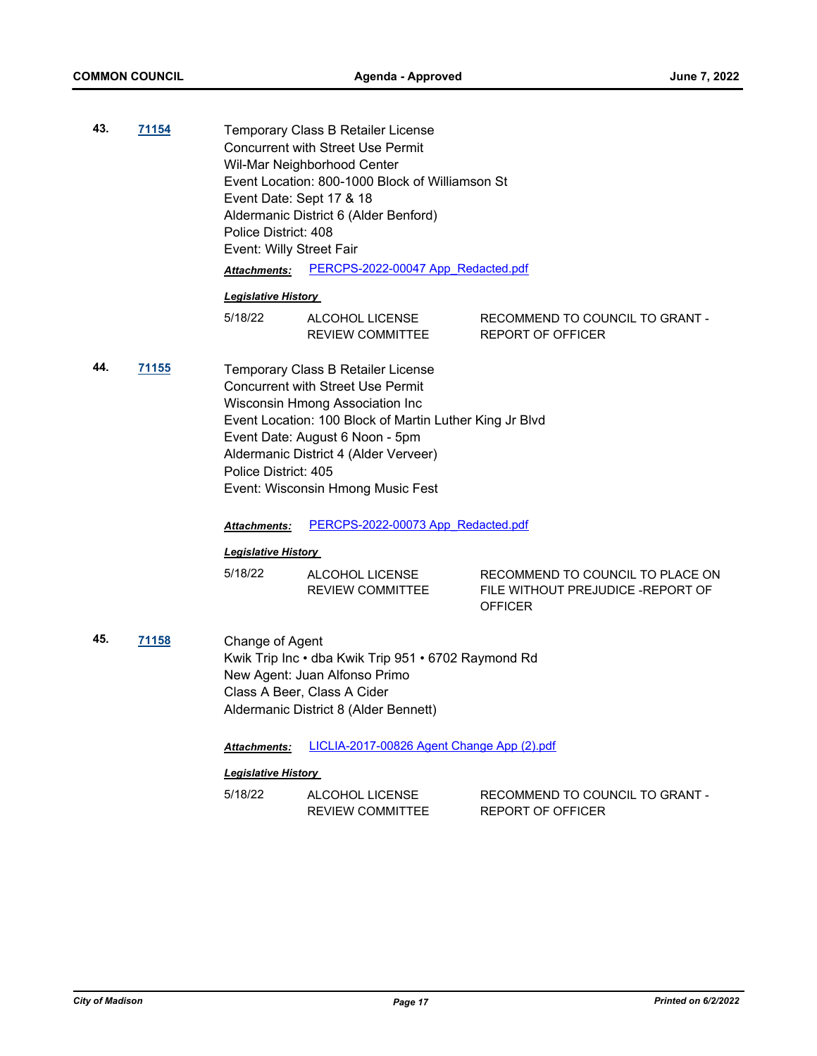**43.** **71154**

Temporary Class B Retailer License
Concurrent with Street Use Permit
Wil-Mar Neighborhood Center
Event Location: 800-1000 Block of Williamson St
Event Date: Sept 17 & 18
Aldermanic District 6 (Alder Benford)
Police District: 408
Event: Willy Street Fair

***Attachments:*** PERCPS-2022-00047 App_Redacted.pdf

***Legislative History***

| | | |
|---|---|---|
| 5/18/22 | ALCOHOL LICENSE REVIEW COMMITTEE | RECOMMEND TO COUNCIL TO GRANT - REPORT OF OFFICER |

**44.** **71155**

Temporary Class B Retailer License
Concurrent with Street Use Permit
Wisconsin Hmong Association Inc
Event Location: 100 Block of Martin Luther King Jr Blvd
Event Date: August 6 Noon - 5pm
Aldermanic District 4 (Alder Verveer)
Police District: 405
Event: Wisconsin Hmong Music Fest

***Attachments:*** PERCPS-2022-00073 App_Redacted.pdf

***Legislative History***

| | | |
|---|---|---|
| 5/18/22 | ALCOHOL LICENSE REVIEW COMMITTEE | RECOMMEND TO COUNCIL TO PLACE ON FILE WITHOUT PREJUDICE -REPORT OF OFFICER |

**45.** **71158**

Change of Agent
Kwik Trip Inc • dba Kwik Trip 951 • 6702 Raymond Rd
New Agent: Juan Alfonso Primo
Class A Beer, Class A Cider
Aldermanic District 8 (Alder Bennett)

***Attachments:*** LICLIA-2017-00826 Agent Change App (2).pdf

***Legislative History***

| | | |
|---|---|---|
| 5/18/22 | ALCOHOL LICENSE REVIEW COMMITTEE | RECOMMEND TO COUNCIL TO GRANT - REPORT OF OFFICER |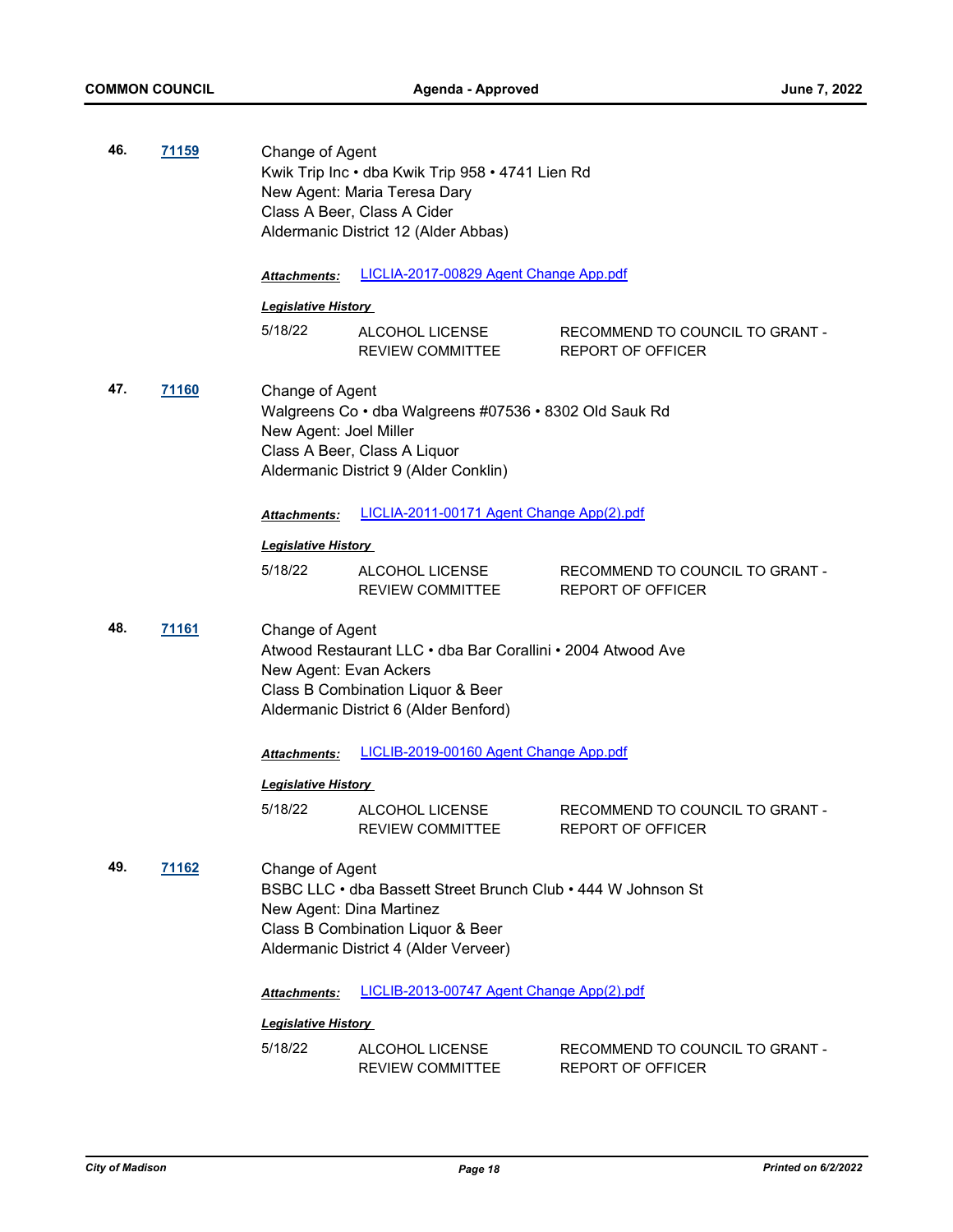**46.** **71159**

Change of Agent
Kwik Trip Inc • dba Kwik Trip 958 • 4741 Lien Rd
New Agent: Maria Teresa Dary
Class A Beer, Class A Cider
Aldermanic District 12 (Alder Abbas)

***Attachments:*** LICLIA-2017-00829 Agent Change App.pdf

***Legislative History***

| | | |
|---|---|---|
| 5/18/22 | ALCOHOL LICENSE REVIEW COMMITTEE | RECOMMEND TO COUNCIL TO GRANT - REPORT OF OFFICER |

**47.** **71160**

Change of Agent
Walgreens Co • dba Walgreens #07536 • 8302 Old Sauk Rd
New Agent: Joel Miller
Class A Beer, Class A Liquor
Aldermanic District 9 (Alder Conklin)

***Attachments:*** LICLIA-2011-00171 Agent Change App(2).pdf

***Legislative History***

| | | |
|---|---|---|
| 5/18/22 | ALCOHOL LICENSE REVIEW COMMITTEE | RECOMMEND TO COUNCIL TO GRANT - REPORT OF OFFICER |

**48.** **71161**

Change of Agent
Atwood Restaurant LLC • dba Bar Corallini • 2004 Atwood Ave
New Agent: Evan Ackers
Class B Combination Liquor & Beer
Aldermanic District 6 (Alder Benford)

***Attachments:*** LICLIB-2019-00160 Agent Change App.pdf

***Legislative History***

| | | |
|---|---|---|
| 5/18/22 | ALCOHOL LICENSE REVIEW COMMITTEE | RECOMMEND TO COUNCIL TO GRANT - REPORT OF OFFICER |

**49.** **71162**

Change of Agent
BSBC LLC • dba Bassett Street Brunch Club • 444 W Johnson St
New Agent: Dina Martinez
Class B Combination Liquor & Beer
Aldermanic District 4 (Alder Verveer)

***Attachments:*** LICLIB-2013-00747 Agent Change App(2).pdf

***Legislative History***

| | | |
|---|---|---|
| 5/18/22 | ALCOHOL LICENSE REVIEW COMMITTEE | RECOMMEND TO COUNCIL TO GRANT - REPORT OF OFFICER |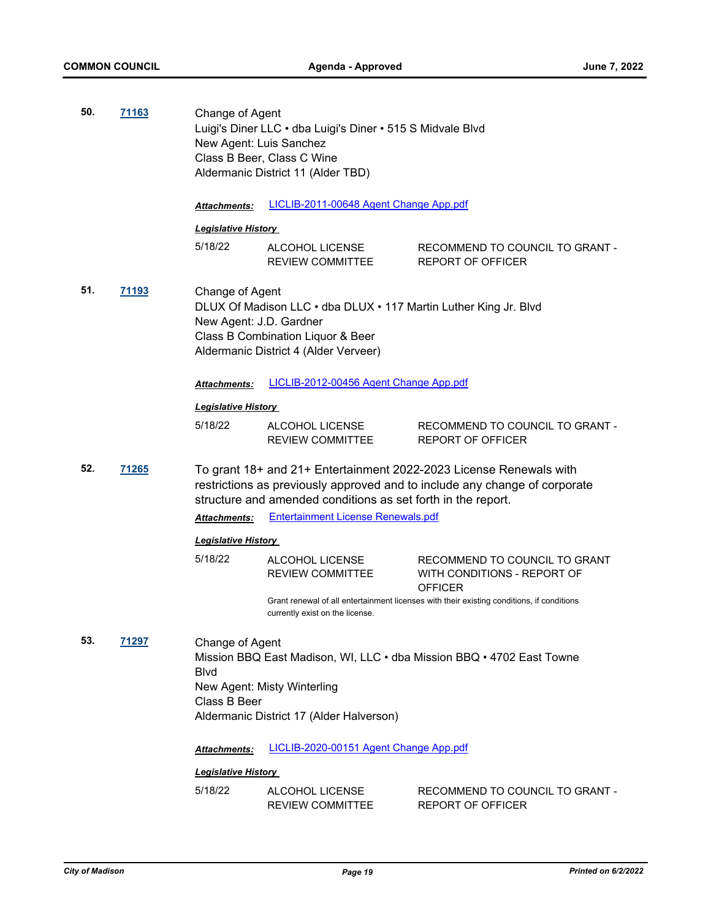**50.** **71163**

Change of Agent
Luigi's Diner LLC • dba Luigi's Diner • 515 S Midvale Blvd
New Agent: Luis Sanchez
Class B Beer, Class C Wine
Aldermanic District 11 (Alder TBD)

***Attachments:*** LICLIB-2011-00648 Agent Change App.pdf

***Legislative History***

| | | |
|---|---|---|
| 5/18/22 | ALCOHOL LICENSE REVIEW COMMITTEE | RECOMMEND TO COUNCIL TO GRANT - REPORT OF OFFICER |

**51.** **71193**

Change of Agent
DLUX Of Madison LLC • dba DLUX • 117 Martin Luther King Jr. Blvd
New Agent: J.D. Gardner
Class B Combination Liquor & Beer
Aldermanic District 4 (Alder Verveer)

***Attachments:*** LICLIB-2012-00456 Agent Change App.pdf

***Legislative History***

| | | |
|---|---|---|
| 5/18/22 | ALCOHOL LICENSE REVIEW COMMITTEE | RECOMMEND TO COUNCIL TO GRANT - REPORT OF OFFICER |

**52.** **71265**

To grant 18+ and 21+ Entertainment 2022-2023 License Renewals with restrictions as previously approved and to include any change of corporate structure and amended conditions as set forth in the report.

***Attachments:*** Entertainment License Renewals.pdf

***Legislative History***

| | | |
|---|---|---|
| 5/18/22 | ALCOHOL LICENSE REVIEW COMMITTEE | RECOMMEND TO COUNCIL TO GRANT WITH CONDITIONS - REPORT OF OFFICER |

Grant renewal of all entertainment licenses with their existing conditions, if conditions currently exist on the license.

**53.** **71297**

Change of Agent
Mission BBQ East Madison, WI, LLC • dba Mission BBQ • 4702 East Towne Blvd
New Agent: Misty Winterling
Class B Beer
Aldermanic District 17 (Alder Halverson)

***Attachments:*** LICLIB-2020-00151 Agent Change App.pdf

***Legislative History***

| | | |
|---|---|---|
| 5/18/22 | ALCOHOL LICENSE REVIEW COMMITTEE | RECOMMEND TO COUNCIL TO GRANT - REPORT OF OFFICER |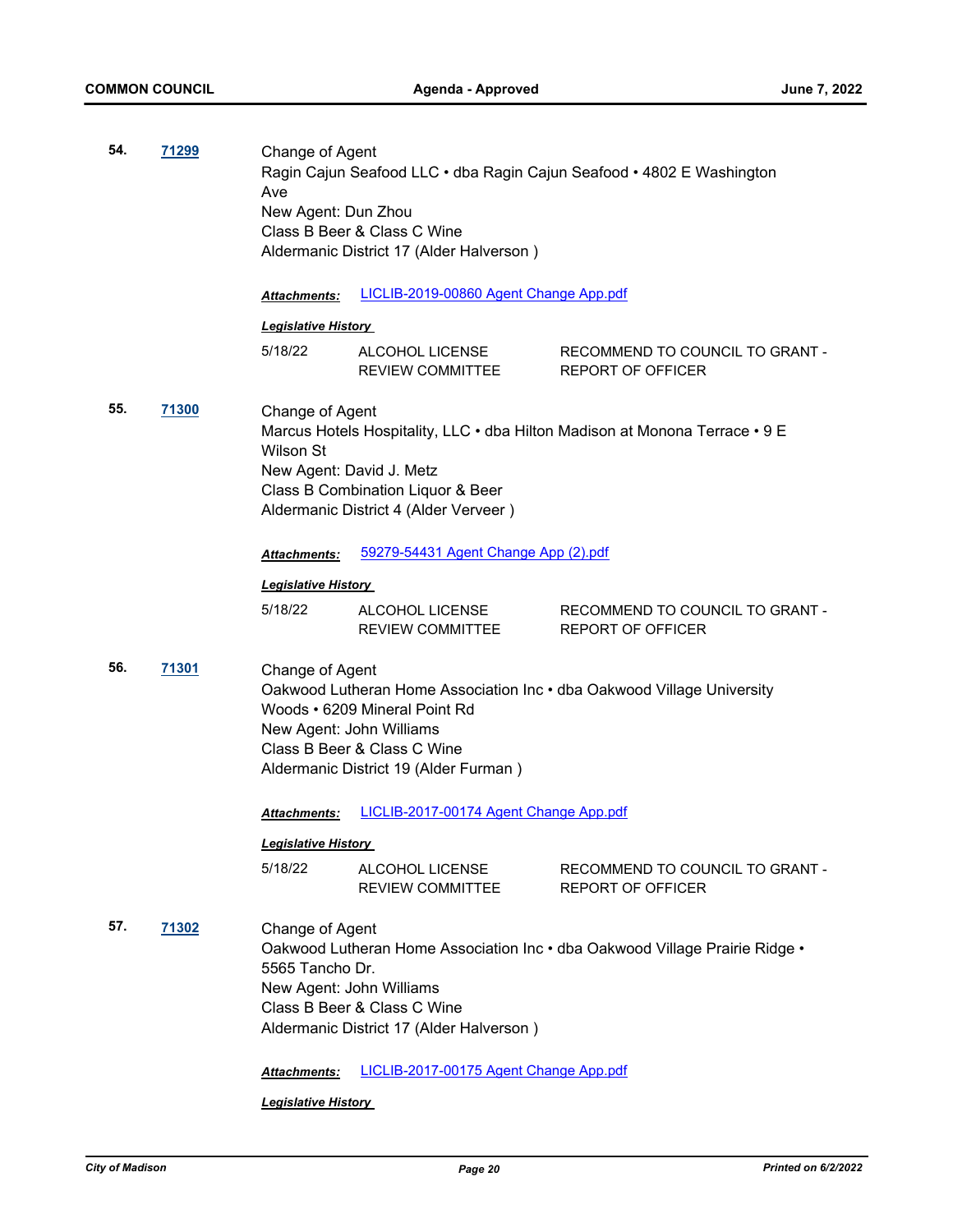**54.** **71299**

Change of Agent
Ragin Cajun Seafood LLC • dba Ragin Cajun Seafood • 4802 E Washington Ave
New Agent: Dun Zhou
Class B Beer & Class C Wine
Aldermanic District 17 (Alder Halverson )

***Attachments:*** LICLIB-2019-00860 Agent Change App.pdf

***Legislative History***

| | | |
|---|---|---|
| 5/18/22 | ALCOHOL LICENSE REVIEW COMMITTEE | RECOMMEND TO COUNCIL TO GRANT - REPORT OF OFFICER |

**55.** **71300**

Change of Agent
Marcus Hotels Hospitality, LLC • dba Hilton Madison at Monona Terrace • 9 E Wilson St
New Agent: David J. Metz
Class B Combination Liquor & Beer
Aldermanic District 4 (Alder Verveer )

***Attachments:*** 59279-54431 Agent Change App (2).pdf

***Legislative History***

| | | |
|---|---|---|
| 5/18/22 | ALCOHOL LICENSE REVIEW COMMITTEE | RECOMMEND TO COUNCIL TO GRANT - REPORT OF OFFICER |

**56.** **71301**

Change of Agent
Oakwood Lutheran Home Association Inc • dba Oakwood Village University Woods • 6209 Mineral Point Rd
New Agent: John Williams
Class B Beer & Class C Wine
Aldermanic District 19 (Alder Furman )

***Attachments:*** LICLIB-2017-00174 Agent Change App.pdf

***Legislative History***

| | | |
|---|---|---|
| 5/18/22 | ALCOHOL LICENSE REVIEW COMMITTEE | RECOMMEND TO COUNCIL TO GRANT - REPORT OF OFFICER |

**57.** **71302**

Change of Agent
Oakwood Lutheran Home Association Inc • dba Oakwood Village Prairie Ridge • 5565 Tancho Dr.
New Agent: John Williams
Class B Beer & Class C Wine
Aldermanic District 17 (Alder Halverson )

***Attachments:*** LICLIB-2017-00175 Agent Change App.pdf

***Legislative History***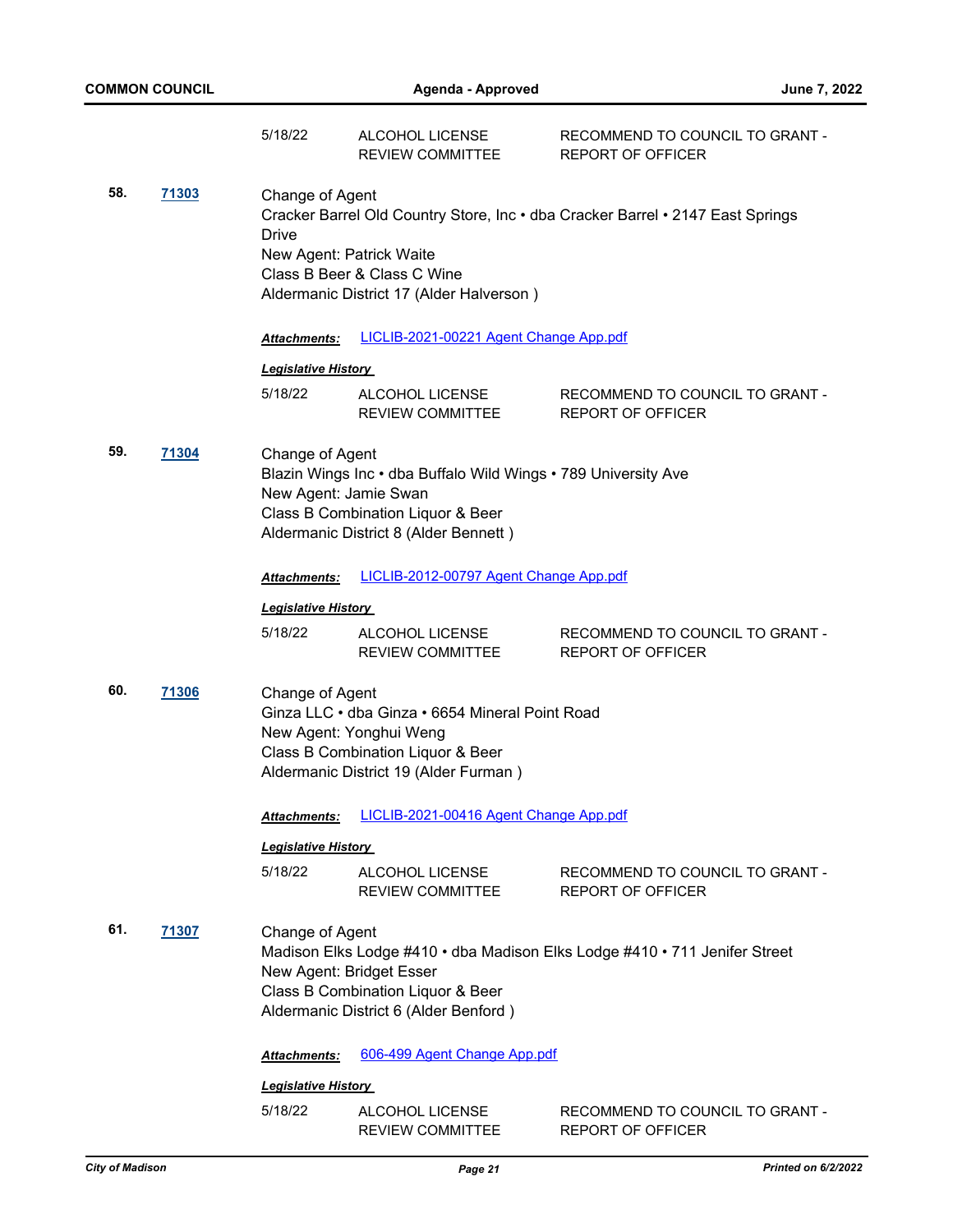| | | |
|---|---|---|
| 5/18/22 | ALCOHOL LICENSE REVIEW COMMITTEE | RECOMMEND TO COUNCIL TO GRANT - REPORT OF OFFICER |

**58.** **71303**

Change of Agent
Cracker Barrel Old Country Store, Inc • dba Cracker Barrel • 2147 East Springs Drive
New Agent: Patrick Waite
Class B Beer & Class C Wine
Aldermanic District 17 (Alder Halverson )

***Attachments:*** LICLIB-2021-00221 Agent Change App.pdf

***Legislative History***

| | | |
|---|---|---|
| 5/18/22 | ALCOHOL LICENSE REVIEW COMMITTEE | RECOMMEND TO COUNCIL TO GRANT - REPORT OF OFFICER |

**59.** **71304**

Change of Agent
Blazin Wings Inc • dba Buffalo Wild Wings • 789 University Ave
New Agent: Jamie Swan
Class B Combination Liquor & Beer
Aldermanic District 8 (Alder Bennett )

***Attachments:*** LICLIB-2012-00797 Agent Change App.pdf

***Legislative History***

| | | |
|---|---|---|
| 5/18/22 | ALCOHOL LICENSE REVIEW COMMITTEE | RECOMMEND TO COUNCIL TO GRANT - REPORT OF OFFICER |

**60.** **71306**

Change of Agent
Ginza LLC • dba Ginza • 6654 Mineral Point Road
New Agent: Yonghui Weng
Class B Combination Liquor & Beer
Aldermanic District 19 (Alder Furman )

***Attachments:*** LICLIB-2021-00416 Agent Change App.pdf

***Legislative History***

| | | |
|---|---|---|
| 5/18/22 | ALCOHOL LICENSE REVIEW COMMITTEE | RECOMMEND TO COUNCIL TO GRANT - REPORT OF OFFICER |

**61.** **71307**

Change of Agent
Madison Elks Lodge #410 • dba Madison Elks Lodge #410 • 711 Jenifer Street
New Agent: Bridget Esser
Class B Combination Liquor & Beer
Aldermanic District 6 (Alder Benford )

***Attachments:*** 606-499 Agent Change App.pdf

***Legislative History***

| | | |
|---|---|---|
| 5/18/22 | ALCOHOL LICENSE REVIEW COMMITTEE | RECOMMEND TO COUNCIL TO GRANT - REPORT OF OFFICER |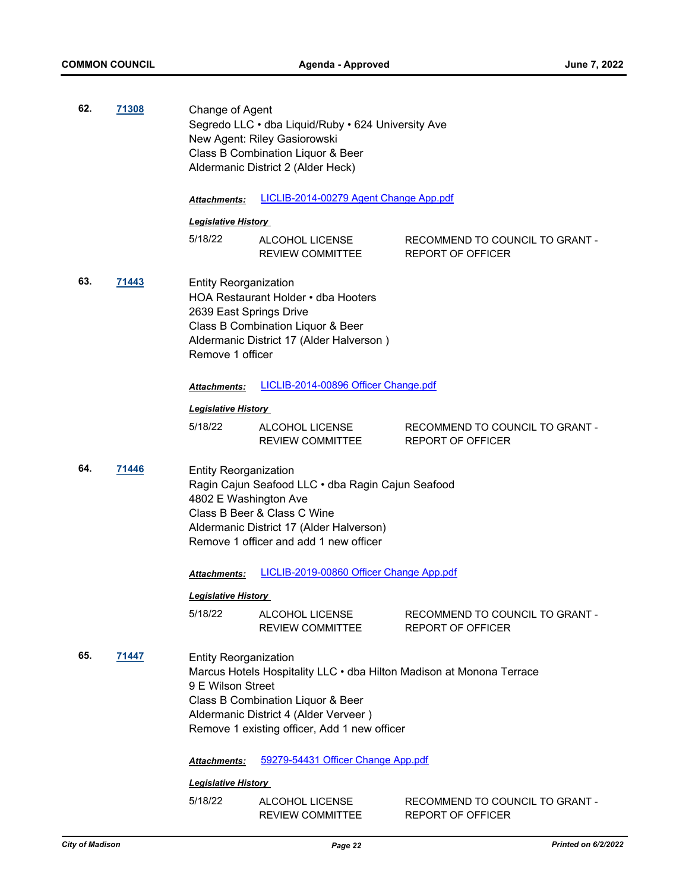**62.** **71308**

Change of Agent
Segredo LLC • dba Liquid/Ruby • 624 University Ave
New Agent: Riley Gasiorowski
Class B Combination Liquor & Beer
Aldermanic District 2 (Alder Heck)

***Attachments:*** LICLIB-2014-00279 Agent Change App.pdf

***Legislative History***

| | | |
|---|---|---|
| 5/18/22 | ALCOHOL LICENSE REVIEW COMMITTEE | RECOMMEND TO COUNCIL TO GRANT - REPORT OF OFFICER |

**63.** **71443**

Entity Reorganization
HOA Restaurant Holder • dba Hooters
2639 East Springs Drive
Class B Combination Liquor & Beer
Aldermanic District 17 (Alder Halverson )
Remove 1 officer

***Attachments:*** LICLIB-2014-00896 Officer Change.pdf

***Legislative History***

| | | |
|---|---|---|
| 5/18/22 | ALCOHOL LICENSE REVIEW COMMITTEE | RECOMMEND TO COUNCIL TO GRANT - REPORT OF OFFICER |

**64.** **71446**

Entity Reorganization
Ragin Cajun Seafood LLC • dba Ragin Cajun Seafood
4802 E Washington Ave
Class B Beer & Class C Wine
Aldermanic District 17 (Alder Halverson)
Remove 1 officer and add 1 new officer

***Attachments:*** LICLIB-2019-00860 Officer Change App.pdf

***Legislative History***

| | | |
|---|---|---|
| 5/18/22 | ALCOHOL LICENSE REVIEW COMMITTEE | RECOMMEND TO COUNCIL TO GRANT - REPORT OF OFFICER |

**65.** **71447**

Entity Reorganization
Marcus Hotels Hospitality LLC • dba Hilton Madison at Monona Terrace
9 E Wilson Street
Class B Combination Liquor & Beer
Aldermanic District 4 (Alder Verveer )
Remove 1 existing officer, Add 1 new officer

***Attachments:*** 59279-54431 Officer Change App.pdf

***Legislative History***

| | | |
|---|---|---|
| 5/18/22 | ALCOHOL LICENSE REVIEW COMMITTEE | RECOMMEND TO COUNCIL TO GRANT - REPORT OF OFFICER |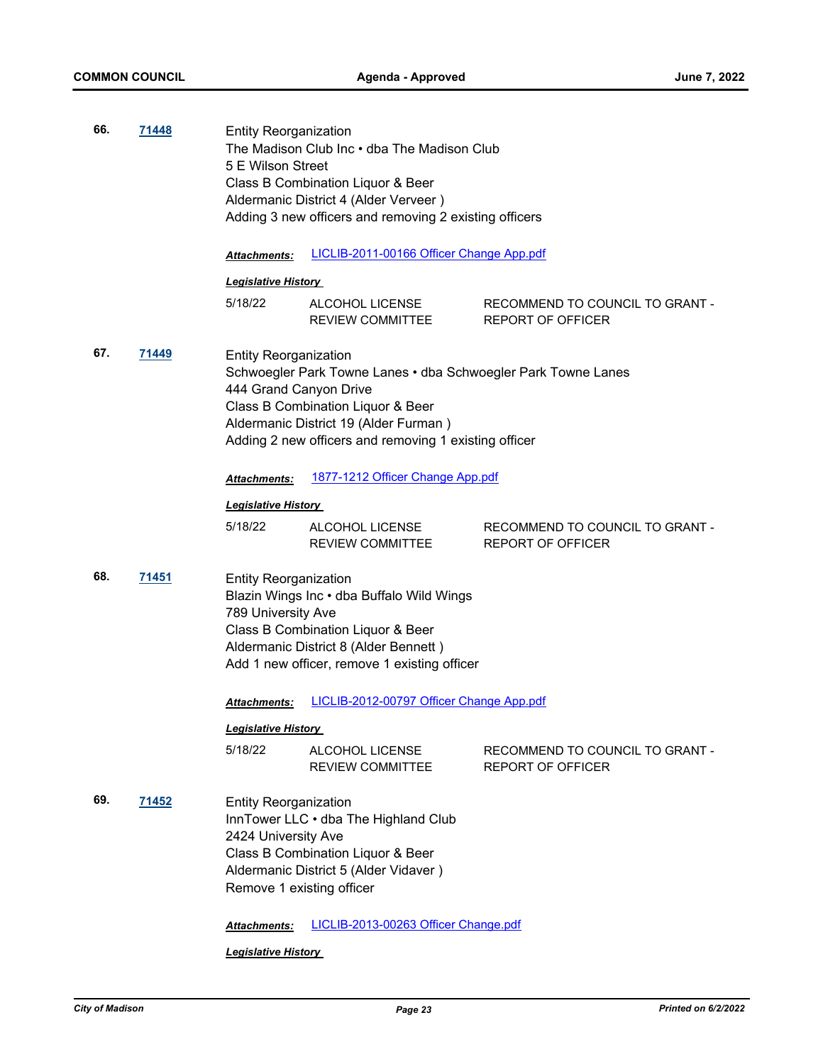**66.** **71448**

Entity Reorganization
The Madison Club Inc • dba The Madison Club
5 E Wilson Street
Class B Combination Liquor & Beer
Aldermanic District 4 (Alder Verveer )
Adding 3 new officers and removing 2 existing officers

***Attachments:*** LICLIB-2011-00166 Officer Change App.pdf

***Legislative History***

| | | |
|---|---|---|
| 5/18/22 | ALCOHOL LICENSE REVIEW COMMITTEE | RECOMMEND TO COUNCIL TO GRANT - REPORT OF OFFICER |

**67.** **71449**

Entity Reorganization
Schwoegler Park Towne Lanes • dba Schwoegler Park Towne Lanes
444 Grand Canyon Drive
Class B Combination Liquor & Beer
Aldermanic District 19 (Alder Furman )
Adding 2 new officers and removing 1 existing officer

***Attachments:*** 1877-1212 Officer Change App.pdf

***Legislative History***

| | | |
|---|---|---|
| 5/18/22 | ALCOHOL LICENSE REVIEW COMMITTEE | RECOMMEND TO COUNCIL TO GRANT - REPORT OF OFFICER |

**68.** **71451**

Entity Reorganization
Blazin Wings Inc • dba Buffalo Wild Wings
789 University Ave
Class B Combination Liquor & Beer
Aldermanic District 8 (Alder Bennett )
Add 1 new officer, remove 1 existing officer

***Attachments:*** LICLIB-2012-00797 Officer Change App.pdf

***Legislative History***

| | | |
|---|---|---|
| 5/18/22 | ALCOHOL LICENSE REVIEW COMMITTEE | RECOMMEND TO COUNCIL TO GRANT - REPORT OF OFFICER |

**69.** **71452**

Entity Reorganization
InnTower LLC • dba The Highland Club
2424 University Ave
Class B Combination Liquor & Beer
Aldermanic District 5 (Alder Vidaver )
Remove 1 existing officer

***Attachments:*** LICLIB-2013-00263 Officer Change.pdf

***Legislative History***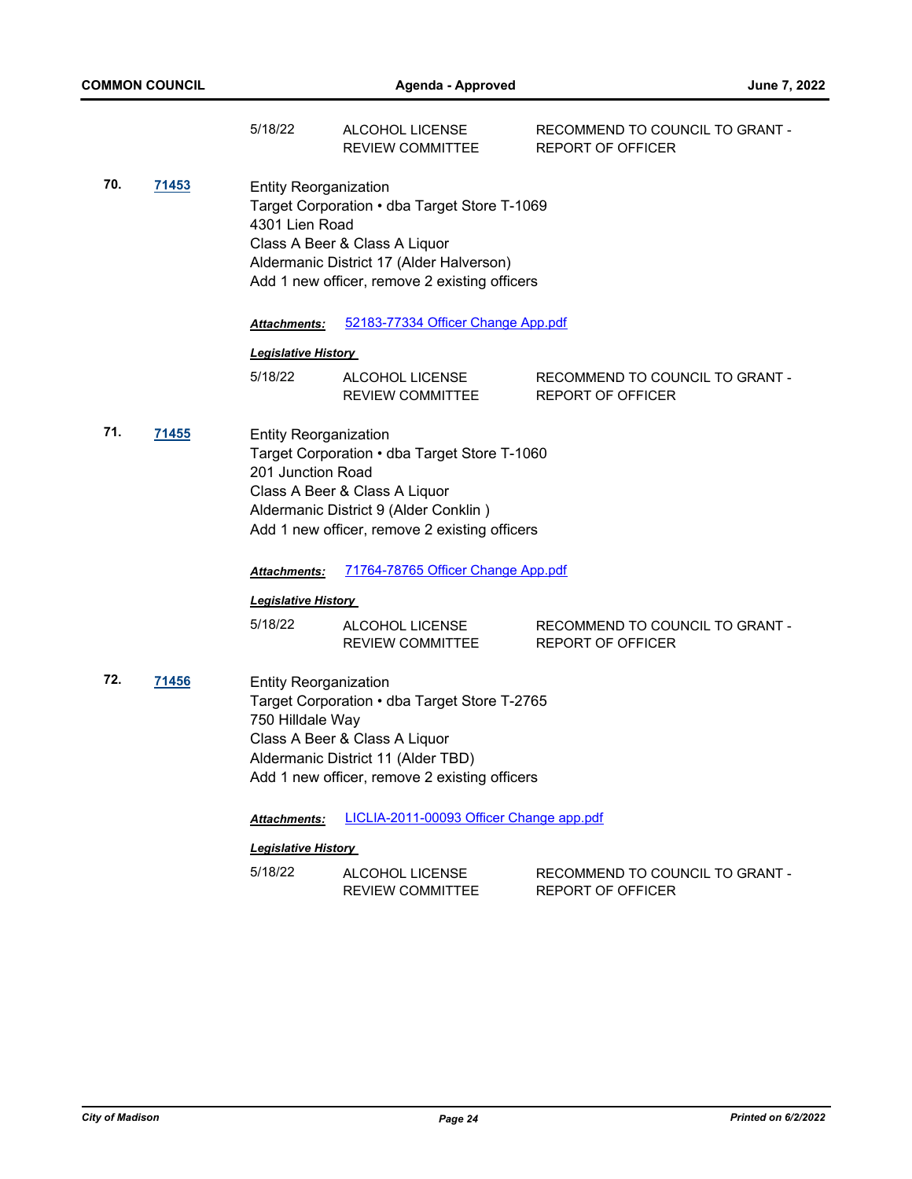| | | |
|---|---|---|
| 5/18/22 | ALCOHOL LICENSE REVIEW COMMITTEE | RECOMMEND TO COUNCIL TO GRANT - REPORT OF OFFICER |

**70.** **71453**

Entity Reorganization
Target Corporation • dba Target Store T-1069
4301 Lien Road
Class A Beer & Class A Liquor
Aldermanic District 17 (Alder Halverson)
Add 1 new officer, remove 2 existing officers

***Attachments:*** 52183-77334 Officer Change App.pdf

***Legislative History***

| | | |
|---|---|---|
| 5/18/22 | ALCOHOL LICENSE REVIEW COMMITTEE | RECOMMEND TO COUNCIL TO GRANT - REPORT OF OFFICER |

**71.** **71455**

Entity Reorganization
Target Corporation • dba Target Store T-1060
201 Junction Road
Class A Beer & Class A Liquor
Aldermanic District 9 (Alder Conklin )
Add 1 new officer, remove 2 existing officers

***Attachments:*** 71764-78765 Officer Change App.pdf

***Legislative History***

| | | |
|---|---|---|
| 5/18/22 | ALCOHOL LICENSE REVIEW COMMITTEE | RECOMMEND TO COUNCIL TO GRANT - REPORT OF OFFICER |

**72.** **71456**

Entity Reorganization
Target Corporation • dba Target Store T-2765
750 Hilldale Way
Class A Beer & Class A Liquor
Aldermanic District 11 (Alder TBD)
Add 1 new officer, remove 2 existing officers

***Attachments:*** LICLIA-2011-00093 Officer Change app.pdf

***Legislative History***

| | | |
|---|---|---|
| 5/18/22 | ALCOHOL LICENSE REVIEW COMMITTEE | RECOMMEND TO COUNCIL TO GRANT - REPORT OF OFFICER |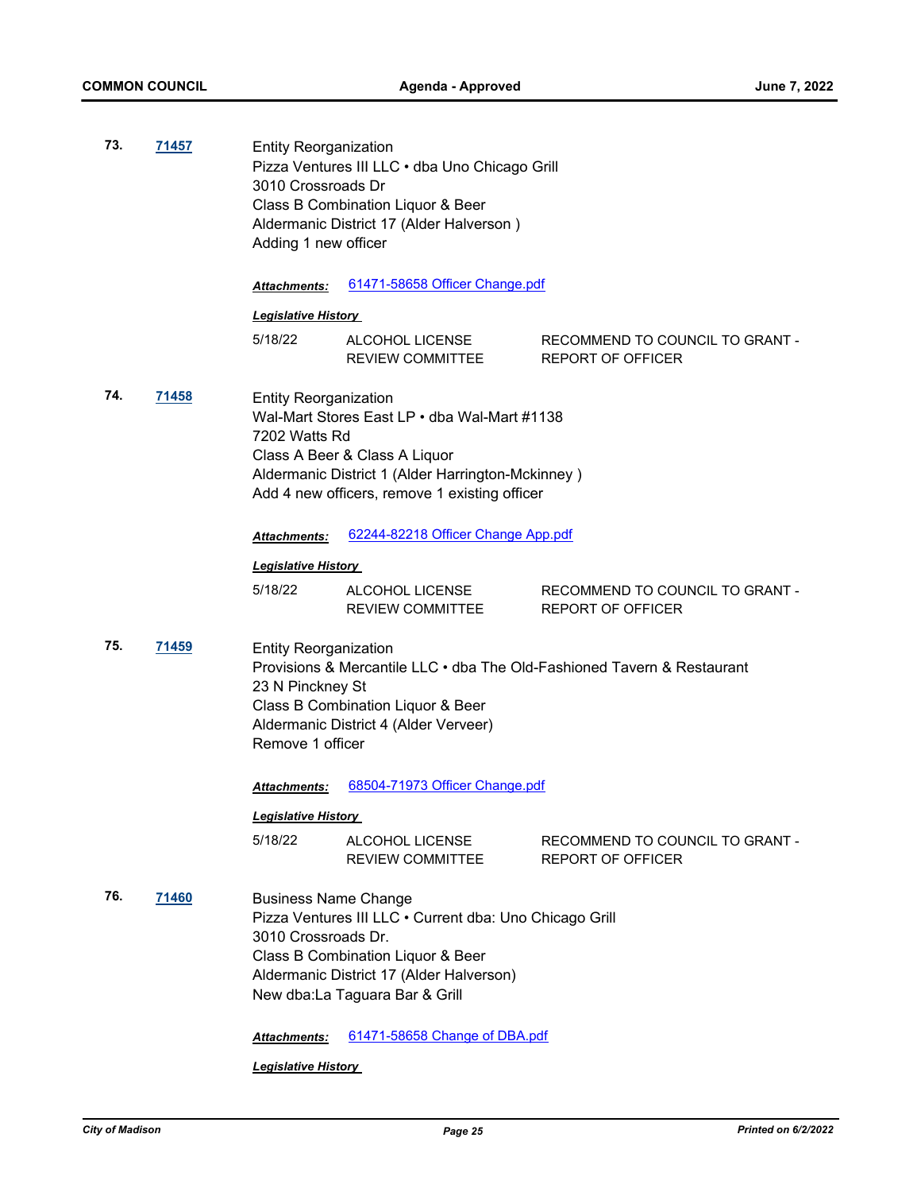**73.** **71457**

Entity Reorganization
Pizza Ventures III LLC • dba Uno Chicago Grill
3010 Crossroads Dr
Class B Combination Liquor & Beer
Aldermanic District 17 (Alder Halverson )
Adding 1 new officer

***Attachments:*** 61471-58658 Officer Change.pdf

***Legislative History***

| | | |
|---|---|---|
| 5/18/22 | ALCOHOL LICENSE REVIEW COMMITTEE | RECOMMEND TO COUNCIL TO GRANT - REPORT OF OFFICER |

**74.** **71458**

Entity Reorganization
Wal-Mart Stores East LP • dba Wal-Mart #1138
7202 Watts Rd
Class A Beer & Class A Liquor
Aldermanic District 1 (Alder Harrington-Mckinney )
Add 4 new officers, remove 1 existing officer

***Attachments:*** 62244-82218 Officer Change App.pdf

***Legislative History***

| | | |
|---|---|---|
| 5/18/22 | ALCOHOL LICENSE REVIEW COMMITTEE | RECOMMEND TO COUNCIL TO GRANT - REPORT OF OFFICER |

**75.** **71459**

Entity Reorganization
Provisions & Mercantile LLC • dba The Old-Fashioned Tavern & Restaurant
23 N Pinckney St
Class B Combination Liquor & Beer
Aldermanic District 4 (Alder Verveer)
Remove 1 officer

***Attachments:*** 68504-71973 Officer Change.pdf

***Legislative History***

| | | |
|---|---|---|
| 5/18/22 | ALCOHOL LICENSE REVIEW COMMITTEE | RECOMMEND TO COUNCIL TO GRANT - REPORT OF OFFICER |

**76.** **71460**

Business Name Change
Pizza Ventures III LLC • Current dba: Uno Chicago Grill
3010 Crossroads Dr.
Class B Combination Liquor & Beer
Aldermanic District 17 (Alder Halverson)
New dba:La Taguara Bar & Grill

***Attachments:*** 61471-58658 Change of DBA.pdf

***Legislative History***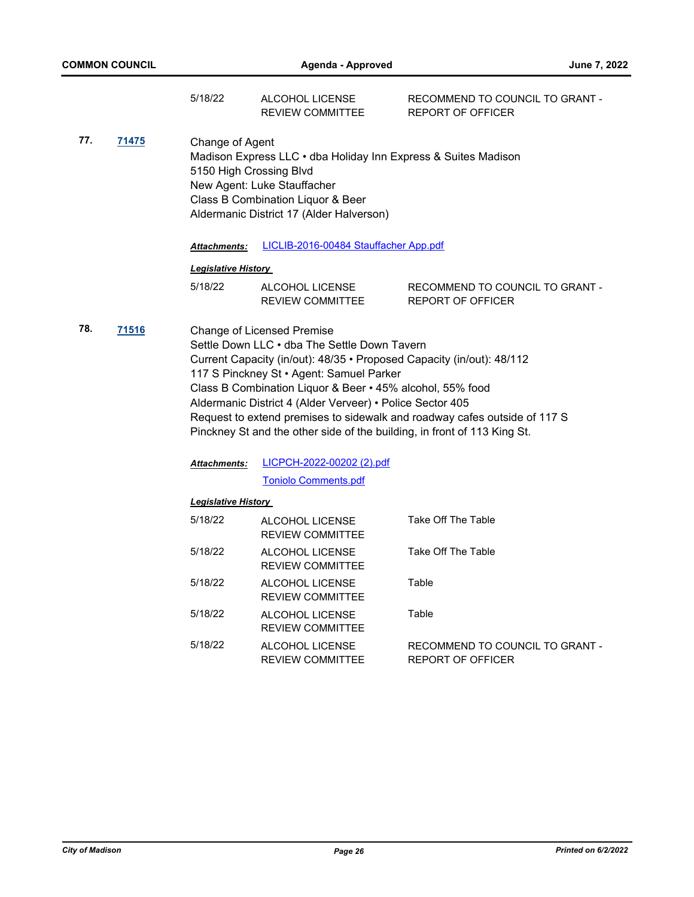| | | |
|---|---|---|
| 5/18/22 | ALCOHOL LICENSE REVIEW COMMITTEE | RECOMMEND TO COUNCIL TO GRANT - REPORT OF OFFICER |

**77.** **71475**

Change of Agent
Madison Express LLC • dba Holiday Inn Express & Suites Madison
5150 High Crossing Blvd
New Agent: Luke Stauffacher
Class B Combination Liquor & Beer
Aldermanic District 17 (Alder Halverson)

***Attachments:*** LICLIB-2016-00484 Stauffacher App.pdf

***Legislative History***

| | | |
|---|---|---|
| 5/18/22 | ALCOHOL LICENSE REVIEW COMMITTEE | RECOMMEND TO COUNCIL TO GRANT - REPORT OF OFFICER |

**78.** **71516**

Change of Licensed Premise
Settle Down LLC • dba The Settle Down Tavern
Current Capacity (in/out): 48/35 • Proposed Capacity (in/out): 48/112
117 S Pinckney St • Agent: Samuel Parker
Class B Combination Liquor & Beer • 45% alcohol, 55% food
Aldermanic District 4 (Alder Verveer) • Police Sector 405
Request to extend premises to sidewalk and roadway cafes outside of 117 S Pinckney St and the other side of the building, in front of 113 King St.

***Attachments:*** LICPCH-2022-00202 (2).pdf
Toniolo Comments.pdf

***Legislative History***

| | | |
|---|---|---|
| 5/18/22 | ALCOHOL LICENSE REVIEW COMMITTEE | Take Off The Table |
| 5/18/22 | ALCOHOL LICENSE REVIEW COMMITTEE | Take Off The Table |
| 5/18/22 | ALCOHOL LICENSE REVIEW COMMITTEE | Table |
| 5/18/22 | ALCOHOL LICENSE REVIEW COMMITTEE | Table |
| 5/18/22 | ALCOHOL LICENSE REVIEW COMMITTEE | RECOMMEND TO COUNCIL TO GRANT - REPORT OF OFFICER |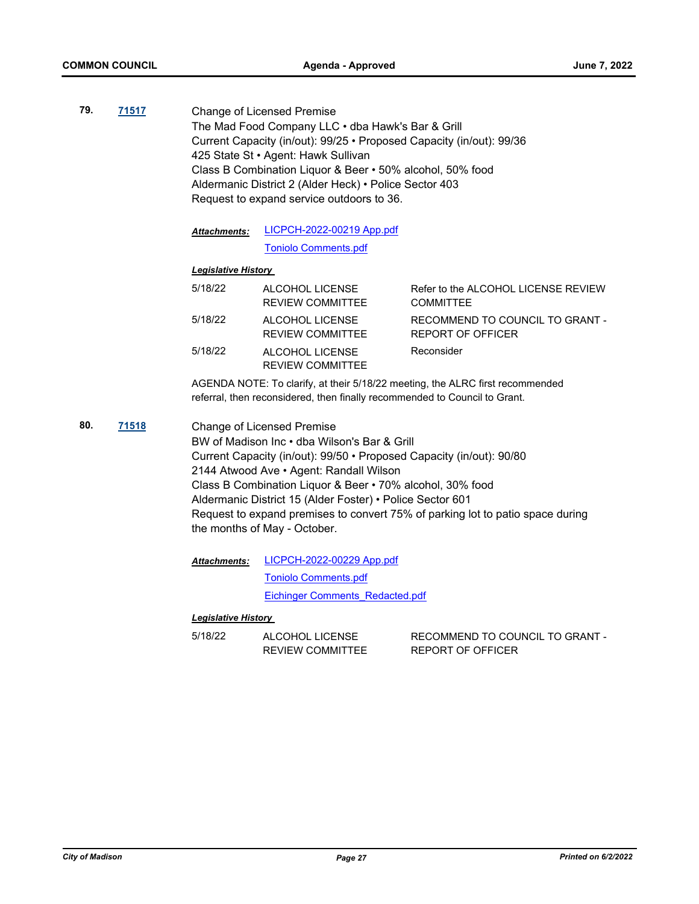**79.** **71517**

Change of Licensed Premise
The Mad Food Company LLC • dba Hawk's Bar & Grill
Current Capacity (in/out): 99/25 • Proposed Capacity (in/out): 99/36
425 State St • Agent: Hawk Sullivan
Class B Combination Liquor & Beer • 50% alcohol, 50% food
Aldermanic District 2 (Alder Heck) • Police Sector 403
Request to expand service outdoors to 36.

***Attachments:*** LICPCH-2022-00219 App.pdf
Toniolo Comments.pdf

***Legislative History***

| | | |
|---|---|---|
| 5/18/22 | ALCOHOL LICENSE REVIEW COMMITTEE | Refer to the ALCOHOL LICENSE REVIEW COMMITTEE |
| 5/18/22 | ALCOHOL LICENSE REVIEW COMMITTEE | RECOMMEND TO COUNCIL TO GRANT - REPORT OF OFFICER |
| 5/18/22 | ALCOHOL LICENSE REVIEW COMMITTEE | Reconsider |

AGENDA NOTE: To clarify, at their 5/18/22 meeting, the ALRC first recommended referral, then reconsidered, then finally recommended to Council to Grant.

**80.** **71518**

Change of Licensed Premise
BW of Madison Inc • dba Wilson's Bar & Grill
Current Capacity (in/out): 99/50 • Proposed Capacity (in/out): 90/80
2144 Atwood Ave • Agent: Randall Wilson
Class B Combination Liquor & Beer • 70% alcohol, 30% food
Aldermanic District 15 (Alder Foster) • Police Sector 601
Request to expand premises to convert 75% of parking lot to patio space during the months of May - October.

***Attachments:*** LICPCH-2022-00229 App.pdf
Toniolo Comments.pdf
Eichinger Comments_Redacted.pdf

***Legislative History***

| | | |
|---|---|---|
| 5/18/22 | ALCOHOL LICENSE REVIEW COMMITTEE | RECOMMEND TO COUNCIL TO GRANT - REPORT OF OFFICER |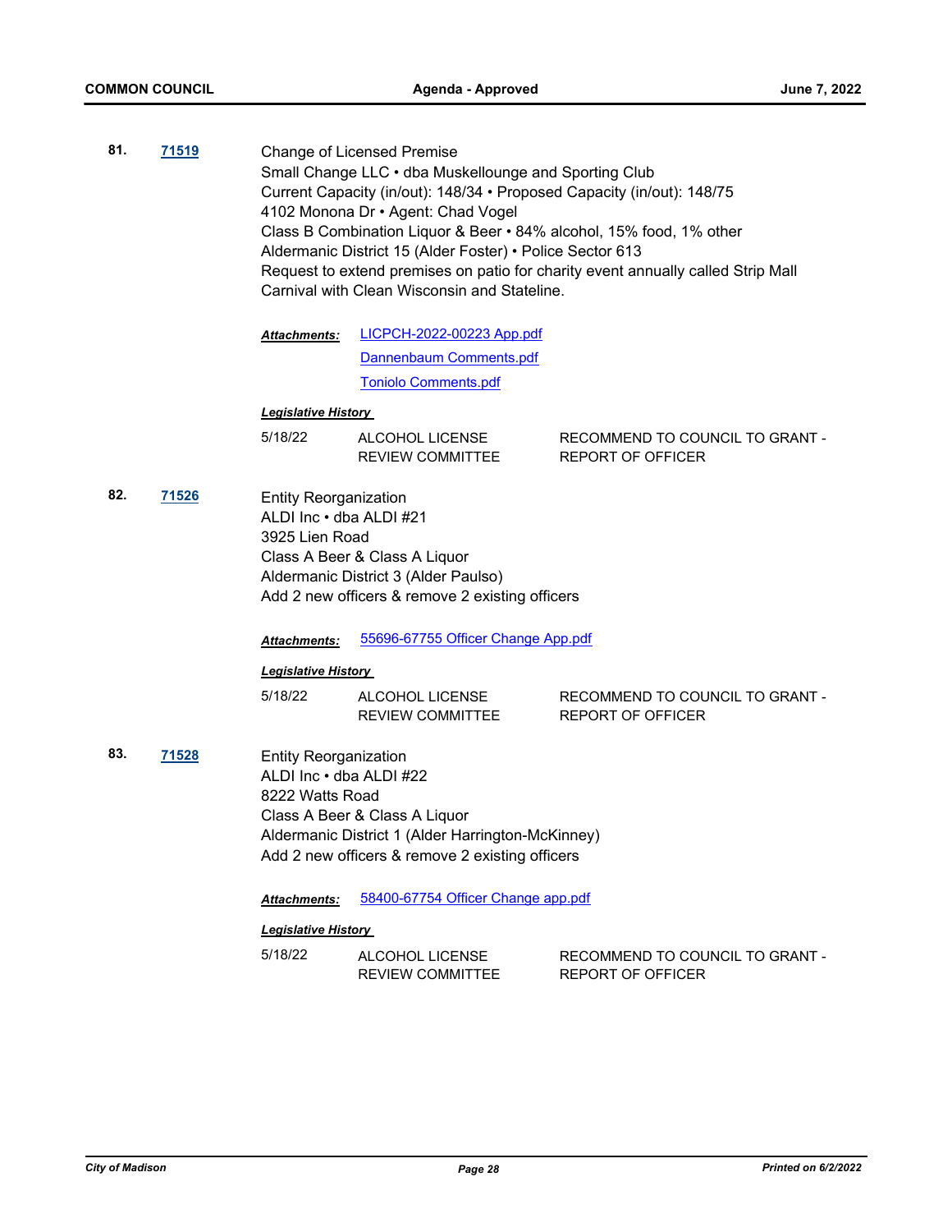**81.** **71519**

Change of Licensed Premise
Small Change LLC • dba Muskellounge and Sporting Club
Current Capacity (in/out): 148/34 • Proposed Capacity (in/out): 148/75
4102 Monona Dr • Agent: Chad Vogel
Class B Combination Liquor & Beer • 84% alcohol, 15% food, 1% other
Aldermanic District 15 (Alder Foster) • Police Sector 613
Request to extend premises on patio for charity event annually called Strip Mall Carnival with Clean Wisconsin and Stateline.

***Attachments:*** LICPCH-2022-00223 App.pdf
Dannenbaum Comments.pdf
Toniolo Comments.pdf

***Legislative History***

| 5/18/22 | ALCOHOL LICENSE REVIEW COMMITTEE | RECOMMEND TO COUNCIL TO GRANT - REPORT OF OFFICER |
|---|---|---|

**82.** **71526**

Entity Reorganization
ALDI Inc • dba ALDI #21
3925 Lien Road
Class A Beer & Class A Liquor
Aldermanic District 3 (Alder Paulso)
Add 2 new officers & remove 2 existing officers

***Attachments:*** 55696-67755 Officer Change App.pdf

***Legislative History***

| 5/18/22 | ALCOHOL LICENSE REVIEW COMMITTEE | RECOMMEND TO COUNCIL TO GRANT - REPORT OF OFFICER |
|---|---|---|

**83.** **71528**

Entity Reorganization
ALDI Inc • dba ALDI #22
8222 Watts Road
Class A Beer & Class A Liquor
Aldermanic District 1 (Alder Harrington-McKinney)
Add 2 new officers & remove 2 existing officers

***Attachments:*** 58400-67754 Officer Change app.pdf

***Legislative History***

| 5/18/22 | ALCOHOL LICENSE REVIEW COMMITTEE | RECOMMEND TO COUNCIL TO GRANT - REPORT OF OFFICER |
|---|---|---|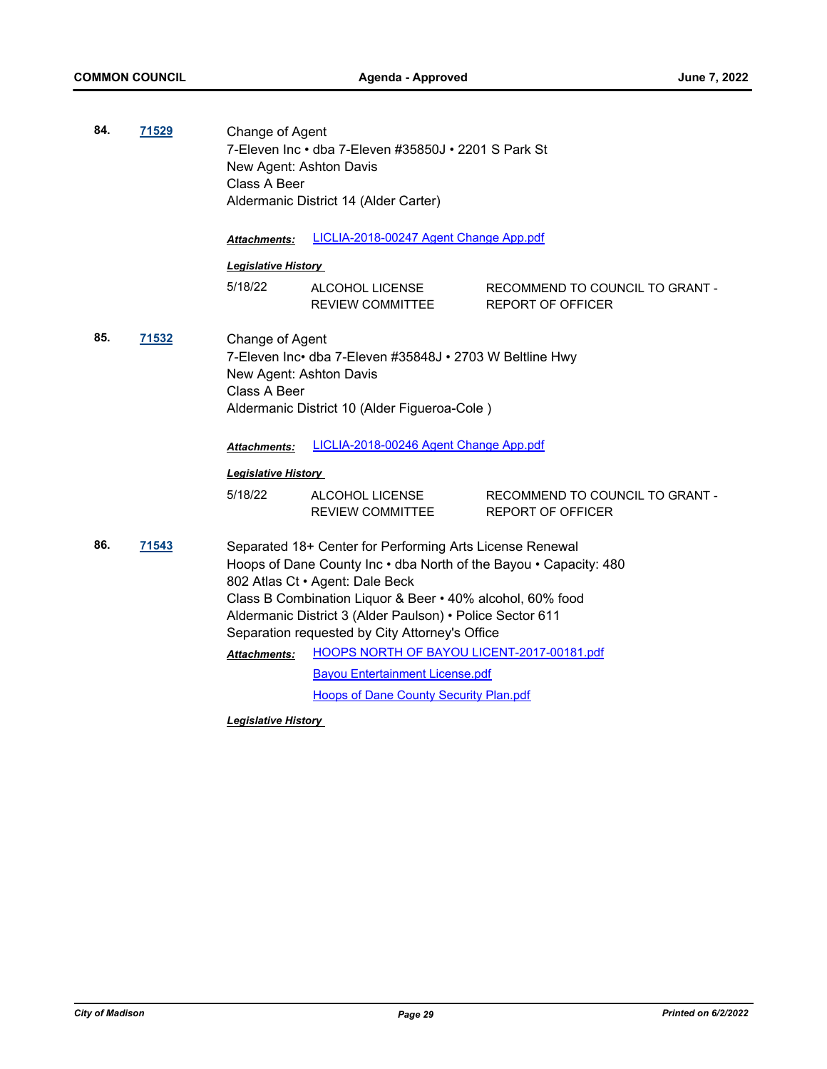**84.** **71529**

Change of Agent
7-Eleven Inc • dba 7-Eleven #35850J • 2201 S Park St
New Agent: Ashton Davis
Class A Beer
Aldermanic District 14 (Alder Carter)

***Attachments:*** LICLIA-2018-00247 Agent Change App.pdf

***Legislative History***

| | | |
|---|---|---|
| 5/18/22 | ALCOHOL LICENSE REVIEW COMMITTEE | RECOMMEND TO COUNCIL TO GRANT - REPORT OF OFFICER |

**85.** **71532**

Change of Agent
7-Eleven Inc• dba 7-Eleven #35848J • 2703 W Beltline Hwy
New Agent: Ashton Davis
Class A Beer
Aldermanic District 10 (Alder Figueroa-Cole )

***Attachments:*** LICLIA-2018-00246 Agent Change App.pdf

***Legislative History***

| | | |
|---|---|---|
| 5/18/22 | ALCOHOL LICENSE REVIEW COMMITTEE | RECOMMEND TO COUNCIL TO GRANT - REPORT OF OFFICER |

**86.** **71543**

Separated 18+ Center for Performing Arts License Renewal
Hoops of Dane County Inc • dba North of the Bayou • Capacity: 480
802 Atlas Ct • Agent: Dale Beck
Class B Combination Liquor & Beer • 40% alcohol, 60% food
Aldermanic District 3 (Alder Paulson) • Police Sector 611
Separation requested by City Attorney's Office

***Attachments:*** HOOPS NORTH OF BAYOU LICENT-2017-00181.pdf
Bayou Entertainment License.pdf
Hoops of Dane County Security Plan.pdf

***Legislative History***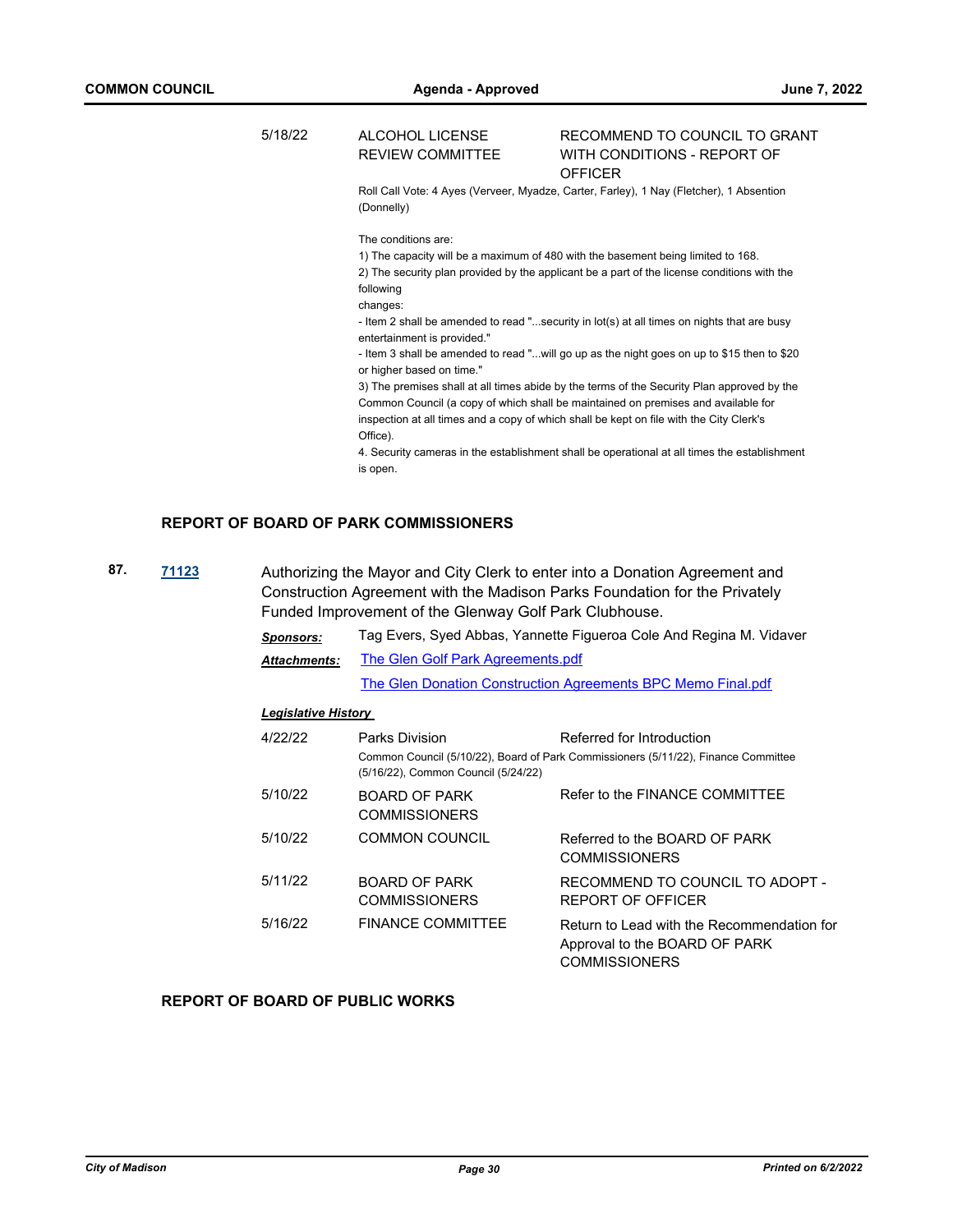| | | |
|---|---|---|
| 5/18/22 | ALCOHOL LICENSE REVIEW COMMITTEE | RECOMMEND TO COUNCIL TO GRANT WITH CONDITIONS - REPORT OF OFFICER |

Roll Call Vote: 4 Ayes (Verveer, Myadze, Carter, Farley), 1 Nay (Fletcher), 1 Absention (Donnelly)

The conditions are:
1) The capacity will be a maximum of 480 with the basement being limited to 168.
2) The security plan provided by the applicant be a part of the license conditions with the following
changes:
- Item 2 shall be amended to read "...security in lot(s) at all times on nights that are busy entertainment is provided."
- Item 3 shall be amended to read "...will go up as the night goes on up to $15 then to $20 or higher based on time."
3) The premises shall at all times abide by the terms of the Security Plan approved by the Common Council (a copy of which shall be maintained on premises and available for inspection at all times and a copy of which shall be kept on file with the City Clerk's Office).
4. Security cameras in the establishment shall be operational at all times the establishment is open.

## REPORT OF BOARD OF PARK COMMISSIONERS

**87.** **71123** Authorizing the Mayor and City Clerk to enter into a Donation Agreement and Construction Agreement with the Madison Parks Foundation for the Privately Funded Improvement of the Glenway Golf Park Clubhouse.

***Sponsors:*** Tag Evers, Syed Abbas, Yannette Figueroa Cole And Regina M. Vidaver

***Attachments:*** The Glen Golf Park Agreements.pdf
The Glen Donation Construction Agreements BPC Memo Final.pdf

***Legislative History***

| | | |
|---|---|---|
| 4/22/22 | Parks Division | Referred for Introduction |
| | Common Council (5/10/22), Board of Park Commissioners (5/11/22), Finance Committee (5/16/22), Common Council (5/24/22) | |
| 5/10/22 | BOARD OF PARK COMMISSIONERS | Refer to the FINANCE COMMITTEE |
| 5/10/22 | COMMON COUNCIL | Referred to the BOARD OF PARK COMMISSIONERS |
| 5/11/22 | BOARD OF PARK COMMISSIONERS | RECOMMEND TO COUNCIL TO ADOPT - REPORT OF OFFICER |
| 5/16/22 | FINANCE COMMITTEE | Return to Lead with the Recommendation for Approval to the BOARD OF PARK COMMISSIONERS |

## REPORT OF BOARD OF PUBLIC WORKS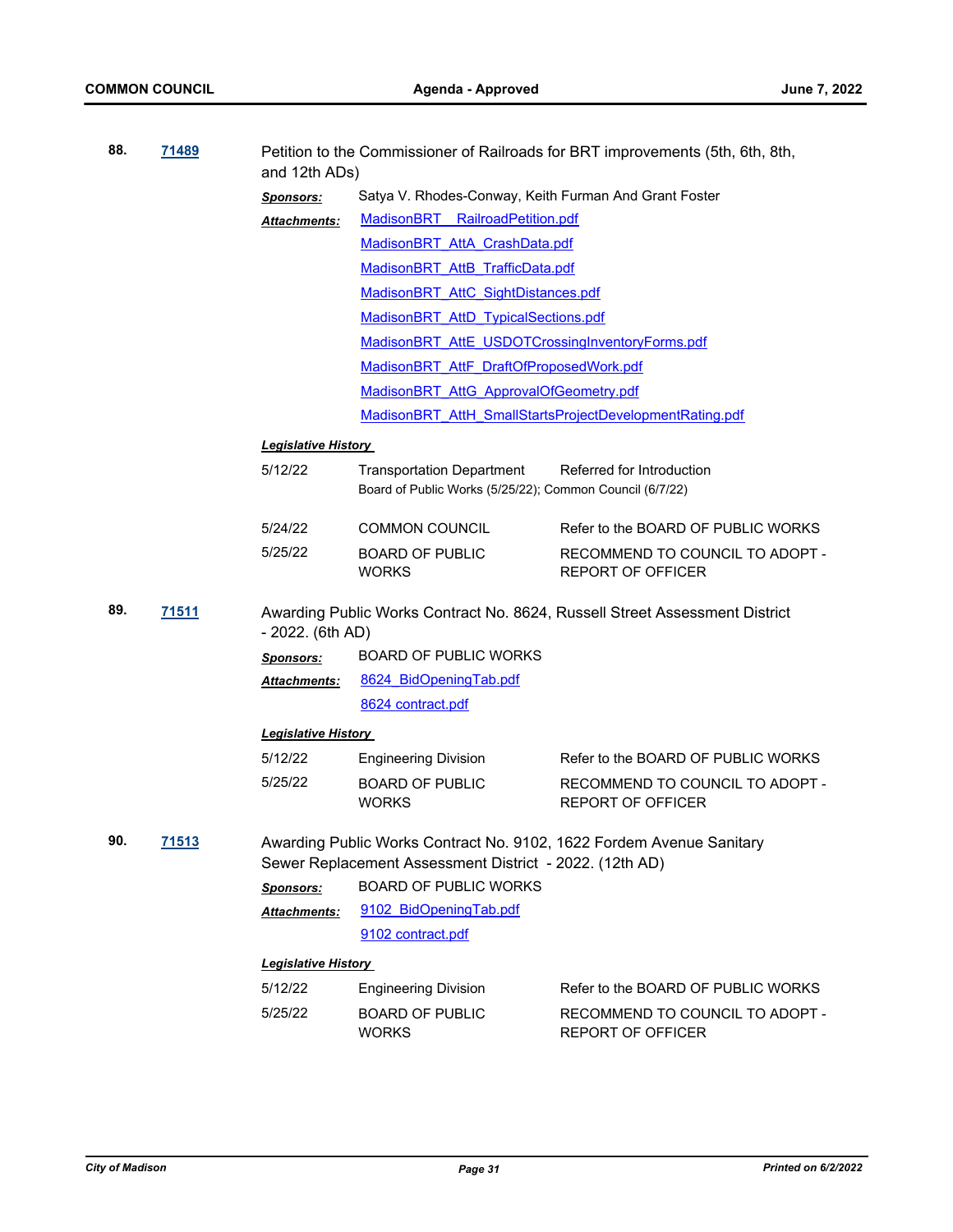**88.** **71489** Petition to the Commissioner of Railroads for BRT improvements (5th, 6th, 8th, and 12th ADs)

*Sponsors:* Satya V. Rhodes-Conway, Keith Furman And Grant Foster

*Attachments:*
- MadisonBRT RailroadPetition.pdf
- MadisonBRT_AttA_CrashData.pdf
- MadisonBRT_AttB_TrafficData.pdf
- MadisonBRT_AttC_SightDistances.pdf
- MadisonBRT_AttD_TypicalSections.pdf
- MadisonBRT_AttE_USDOTCrossingInventoryForms.pdf
- MadisonBRT_AttF_DraftOfProposedWork.pdf
- MadisonBRT_AttG_ApprovalOfGeometry.pdf
- MadisonBRT_AttH_SmallStartsProjectDevelopmentRating.pdf

***Legislative History***

| Date | Body | Action |
|---|---|---|
| 5/12/22 | Transportation Department | Referred for Introduction |
| | Board of Public Works (5/25/22); Common Council (6/7/22) | |
| 5/24/22 | COMMON COUNCIL | Refer to the BOARD OF PUBLIC WORKS |
| 5/25/22 | BOARD OF PUBLIC WORKS | RECOMMEND TO COUNCIL TO ADOPT - REPORT OF OFFICER |

**89.** **71511** Awarding Public Works Contract No. 8624, Russell Street Assessment District - 2022. (6th AD)

*Sponsors:* BOARD OF PUBLIC WORKS

*Attachments:*
- 8624_BidOpeningTab.pdf
- 8624 contract.pdf

***Legislative History***

| Date | Body | Action |
|---|---|---|
| 5/12/22 | Engineering Division | Refer to the BOARD OF PUBLIC WORKS |
| 5/25/22 | BOARD OF PUBLIC WORKS | RECOMMEND TO COUNCIL TO ADOPT - REPORT OF OFFICER |

**90.** **71513** Awarding Public Works Contract No. 9102, 1622 Fordem Avenue Sanitary Sewer Replacement Assessment District - 2022. (12th AD)

*Sponsors:* BOARD OF PUBLIC WORKS

*Attachments:*
- 9102_BidOpeningTab.pdf
- 9102 contract.pdf

***Legislative History***

| Date | Body | Action |
|---|---|---|
| 5/12/22 | Engineering Division | Refer to the BOARD OF PUBLIC WORKS |
| 5/25/22 | BOARD OF PUBLIC WORKS | RECOMMEND TO COUNCIL TO ADOPT - REPORT OF OFFICER |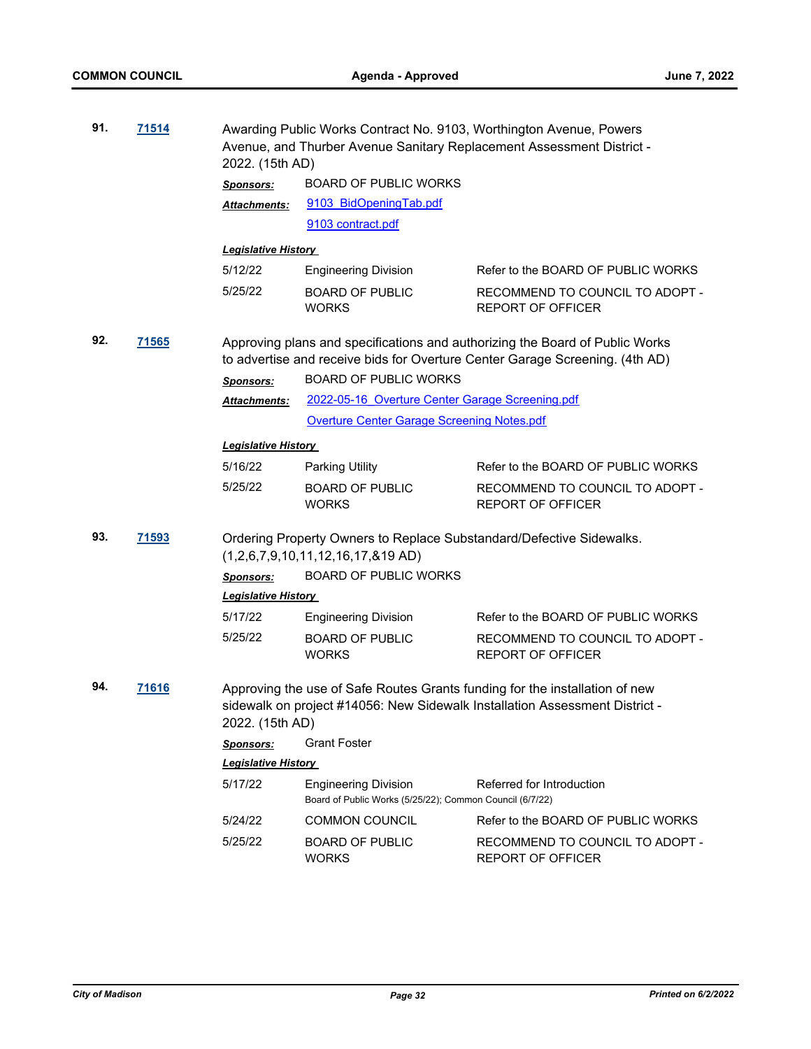**91.** **71514**

Awarding Public Works Contract No. 9103, Worthington Avenue, Powers Avenue, and Thurber Avenue Sanitary Replacement Assessment District - 2022. (15th AD)

***Sponsors:*** BOARD OF PUBLIC WORKS

***Attachments:*** 9103_BidOpeningTab.pdf
9103 contract.pdf

***Legislative History***

| | | |
|---|---|---|
| 5/12/22 | Engineering Division | Refer to the BOARD OF PUBLIC WORKS |
| 5/25/22 | BOARD OF PUBLIC WORKS | RECOMMEND TO COUNCIL TO ADOPT - REPORT OF OFFICER |

**92.** **71565**

Approving plans and specifications and authorizing the Board of Public Works to advertise and receive bids for Overture Center Garage Screening. (4th AD)

***Sponsors:*** BOARD OF PUBLIC WORKS

***Attachments:*** 2022-05-16_Overture Center Garage Screening.pdf
Overture Center Garage Screening Notes.pdf

***Legislative History***

| | | |
|---|---|---|
| 5/16/22 | Parking Utility | Refer to the BOARD OF PUBLIC WORKS |
| 5/25/22 | BOARD OF PUBLIC WORKS | RECOMMEND TO COUNCIL TO ADOPT - REPORT OF OFFICER |

**93.** **71593**

Ordering Property Owners to Replace Substandard/Defective Sidewalks. (1,2,6,7,9,10,11,12,16,17,&19 AD)

***Sponsors:*** BOARD OF PUBLIC WORKS

***Legislative History***

| | | |
|---|---|---|
| 5/17/22 | Engineering Division | Refer to the BOARD OF PUBLIC WORKS |
| 5/25/22 | BOARD OF PUBLIC WORKS | RECOMMEND TO COUNCIL TO ADOPT - REPORT OF OFFICER |

**94.** **71616**

Approving the use of Safe Routes Grants funding for the installation of new sidewalk on project #14056: New Sidewalk Installation Assessment District - 2022. (15th AD)

***Sponsors:*** Grant Foster

***Legislative History***

| | | |
|---|---|---|
| 5/17/22 | Engineering Division<br>Board of Public Works (5/25/22); Common Council (6/7/22) | Referred for Introduction |
| 5/24/22 | COMMON COUNCIL | Refer to the BOARD OF PUBLIC WORKS |
| 5/25/22 | BOARD OF PUBLIC WORKS | RECOMMEND TO COUNCIL TO ADOPT - REPORT OF OFFICER |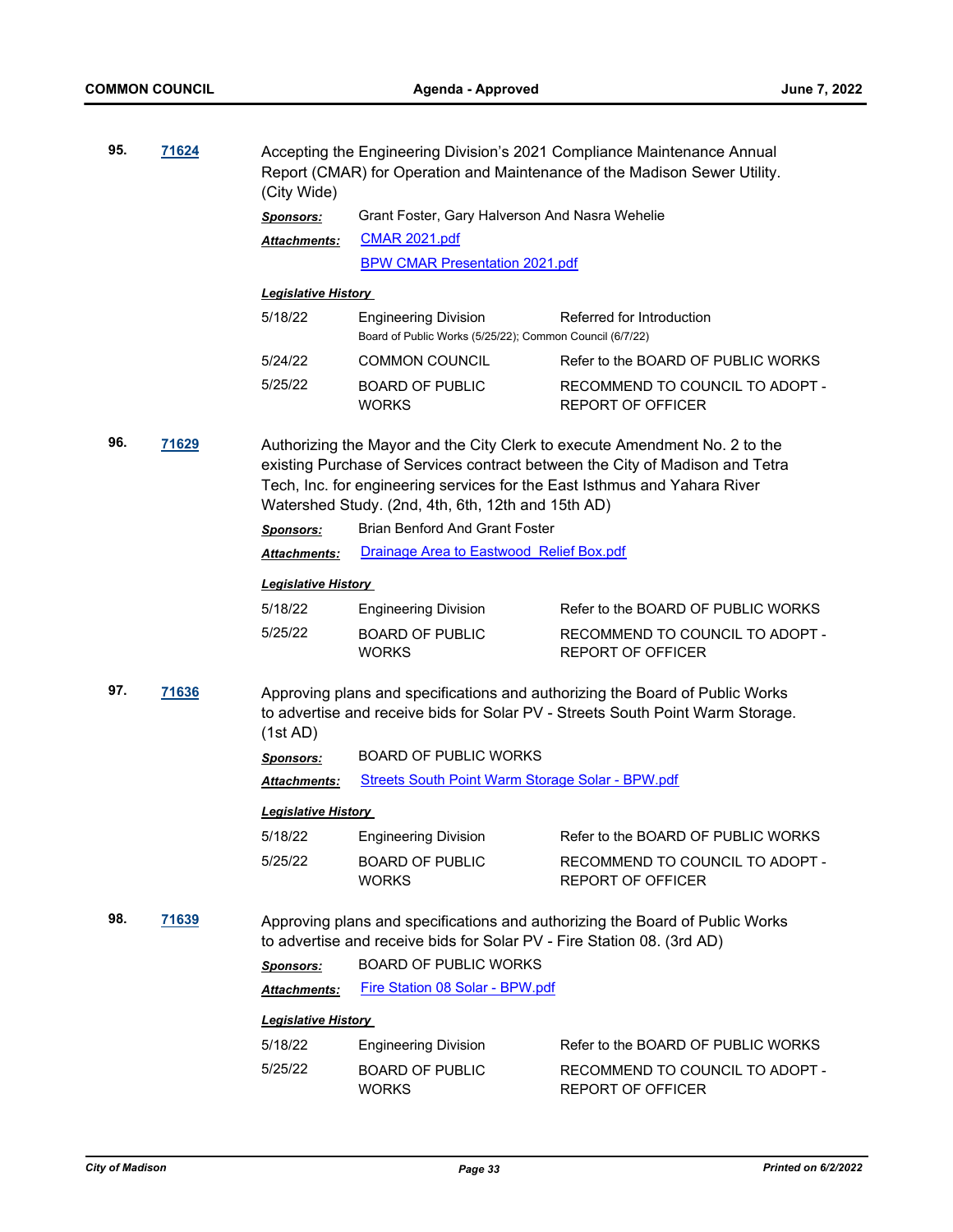**95.** **71624**

Accepting the Engineering Division's 2021 Compliance Maintenance Annual Report (CMAR) for Operation and Maintenance of the Madison Sewer Utility. (City Wide)

***Sponsors:*** Grant Foster, Gary Halverson And Nasra Wehelie

***Attachments:*** CMAR 2021.pdf
BPW CMAR Presentation 2021.pdf

***Legislative History***

| | | |
|---|---|---|
| 5/18/22 | Engineering Division<br>Board of Public Works (5/25/22); Common Council (6/7/22) | Referred for Introduction |
| 5/24/22 | COMMON COUNCIL | Refer to the BOARD OF PUBLIC WORKS |
| 5/25/22 | BOARD OF PUBLIC WORKS | RECOMMEND TO COUNCIL TO ADOPT - REPORT OF OFFICER |

**96.** **71629**

Authorizing the Mayor and the City Clerk to execute Amendment No. 2 to the existing Purchase of Services contract between the City of Madison and Tetra Tech, Inc. for engineering services for the East Isthmus and Yahara River Watershed Study. (2nd, 4th, 6th, 12th and 15th AD)

***Sponsors:*** Brian Benford And Grant Foster

***Attachments:*** Drainage Area to Eastwood Relief Box.pdf

***Legislative History***

| | | |
|---|---|---|
| 5/18/22 | Engineering Division | Refer to the BOARD OF PUBLIC WORKS |
| 5/25/22 | BOARD OF PUBLIC WORKS | RECOMMEND TO COUNCIL TO ADOPT - REPORT OF OFFICER |

**97.** **71636**

Approving plans and specifications and authorizing the Board of Public Works to advertise and receive bids for Solar PV - Streets South Point Warm Storage. (1st AD)

***Sponsors:*** BOARD OF PUBLIC WORKS

***Attachments:*** Streets South Point Warm Storage Solar - BPW.pdf

***Legislative History***

| | | |
|---|---|---|
| 5/18/22 | Engineering Division | Refer to the BOARD OF PUBLIC WORKS |
| 5/25/22 | BOARD OF PUBLIC WORKS | RECOMMEND TO COUNCIL TO ADOPT - REPORT OF OFFICER |

**98.** **71639**

Approving plans and specifications and authorizing the Board of Public Works to advertise and receive bids for Solar PV - Fire Station 08. (3rd AD)

***Sponsors:*** BOARD OF PUBLIC WORKS

***Attachments:*** Fire Station 08 Solar - BPW.pdf

***Legislative History***

| | | |
|---|---|---|
| 5/18/22 | Engineering Division | Refer to the BOARD OF PUBLIC WORKS |
| 5/25/22 | BOARD OF PUBLIC WORKS | RECOMMEND TO COUNCIL TO ADOPT - REPORT OF OFFICER |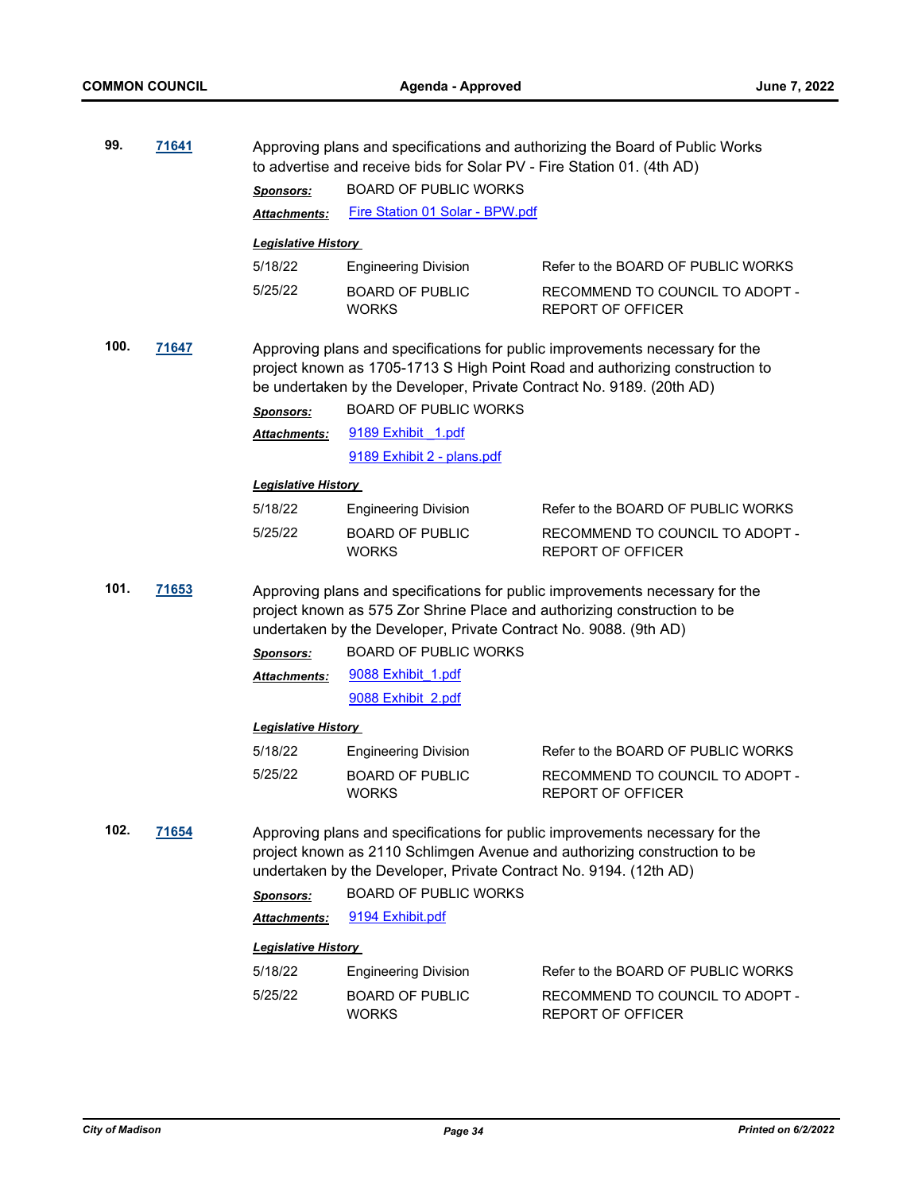**99.** **71641**

Approving plans and specifications and authorizing the Board of Public Works to advertise and receive bids for Solar PV - Fire Station 01. (4th AD)

***Sponsors:*** BOARD OF PUBLIC WORKS

***Attachments:*** Fire Station 01 Solar - BPW.pdf

***Legislative History***

| | | |
|---|---|---|
| 5/18/22 | Engineering Division | Refer to the BOARD OF PUBLIC WORKS |
| 5/25/22 | BOARD OF PUBLIC WORKS | RECOMMEND TO COUNCIL TO ADOPT - REPORT OF OFFICER |

**100.** **71647**

Approving plans and specifications for public improvements necessary for the project known as 1705-1713 S High Point Road and authorizing construction to be undertaken by the Developer, Private Contract No. 9189. (20th AD)

***Sponsors:*** BOARD OF PUBLIC WORKS

***Attachments:*** 9189 Exhibit _1.pdf
9189 Exhibit 2 - plans.pdf

***Legislative History***

| | | |
|---|---|---|
| 5/18/22 | Engineering Division | Refer to the BOARD OF PUBLIC WORKS |
| 5/25/22 | BOARD OF PUBLIC WORKS | RECOMMEND TO COUNCIL TO ADOPT - REPORT OF OFFICER |

**101.** **71653**

Approving plans and specifications for public improvements necessary for the project known as 575 Zor Shrine Place and authorizing construction to be undertaken by the Developer, Private Contract No. 9088. (9th AD)

***Sponsors:*** BOARD OF PUBLIC WORKS

***Attachments:*** 9088 Exhibit_1.pdf
9088 Exhibit_2.pdf

***Legislative History***

| | | |
|---|---|---|
| 5/18/22 | Engineering Division | Refer to the BOARD OF PUBLIC WORKS |
| 5/25/22 | BOARD OF PUBLIC WORKS | RECOMMEND TO COUNCIL TO ADOPT - REPORT OF OFFICER |

**102.** **71654**

Approving plans and specifications for public improvements necessary for the project known as 2110 Schlimgen Avenue and authorizing construction to be undertaken by the Developer, Private Contract No. 9194. (12th AD)

***Sponsors:*** BOARD OF PUBLIC WORKS

***Attachments:*** 9194 Exhibit.pdf

***Legislative History***

| | | |
|---|---|---|
| 5/18/22 | Engineering Division | Refer to the BOARD OF PUBLIC WORKS |
| 5/25/22 | BOARD OF PUBLIC WORKS | RECOMMEND TO COUNCIL TO ADOPT - REPORT OF OFFICER |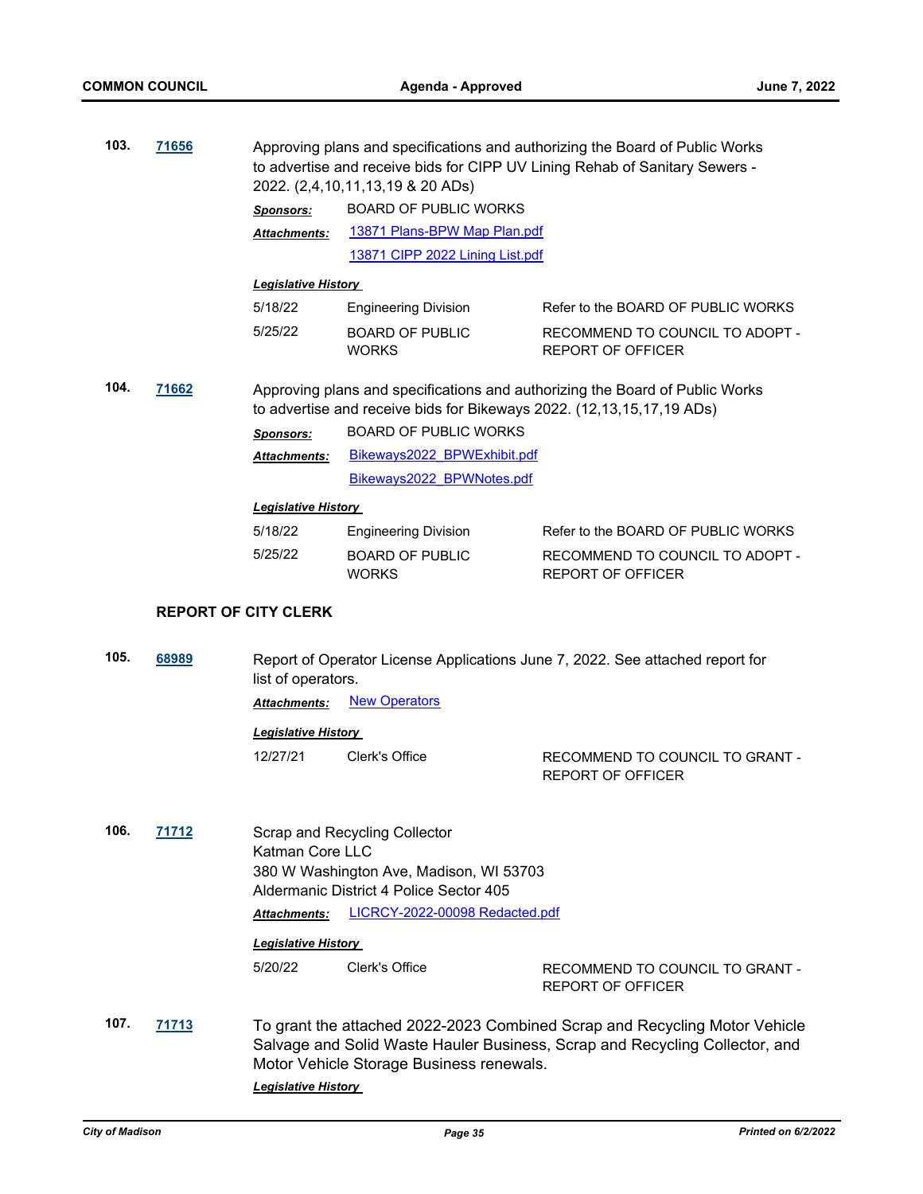**103.** **71656**

Approving plans and specifications and authorizing the Board of Public Works to advertise and receive bids for CIPP UV Lining Rehab of Sanitary Sewers - 2022. (2,4,10,11,13,19 & 20 ADs)

***Sponsors:*** BOARD OF PUBLIC WORKS

***Attachments:*** 13871 Plans-BPW Map Plan.pdf
13871 CIPP 2022 Lining List.pdf

***Legislative History***

| | | |
|---|---|---|
| 5/18/22 | Engineering Division | Refer to the BOARD OF PUBLIC WORKS |
| 5/25/22 | BOARD OF PUBLIC WORKS | RECOMMEND TO COUNCIL TO ADOPT - REPORT OF OFFICER |

**104.** **71662**

Approving plans and specifications and authorizing the Board of Public Works to advertise and receive bids for Bikeways 2022. (12,13,15,17,19 ADs)

***Sponsors:*** BOARD OF PUBLIC WORKS

***Attachments:*** Bikeways2022_BPWExhibit.pdf
Bikeways2022_BPWNotes.pdf

***Legislative History***

| | | |
|---|---|---|
| 5/18/22 | Engineering Division | Refer to the BOARD OF PUBLIC WORKS |
| 5/25/22 | BOARD OF PUBLIC WORKS | RECOMMEND TO COUNCIL TO ADOPT - REPORT OF OFFICER |

**REPORT OF CITY CLERK**

**105.** **68989**

Report of Operator License Applications June 7, 2022. See attached report for list of operators.

***Attachments:*** New Operators

***Legislative History***

| | | |
|---|---|---|
| 12/27/21 | Clerk's Office | RECOMMEND TO COUNCIL TO GRANT - REPORT OF OFFICER |

**106.** **71712**

Scrap and Recycling Collector
Katman Core LLC
380 W Washington Ave, Madison, WI 53703
Aldermanic District 4 Police Sector 405

***Attachments:*** LICRCY-2022-00098 Redacted.pdf

***Legislative History***

| | | |
|---|---|---|
| 5/20/22 | Clerk's Office | RECOMMEND TO COUNCIL TO GRANT - REPORT OF OFFICER |

**107.** **71713**

To grant the attached 2022-2023 Combined Scrap and Recycling Motor Vehicle Salvage and Solid Waste Hauler Business, Scrap and Recycling Collector, and Motor Vehicle Storage Business renewals.

***Legislative History***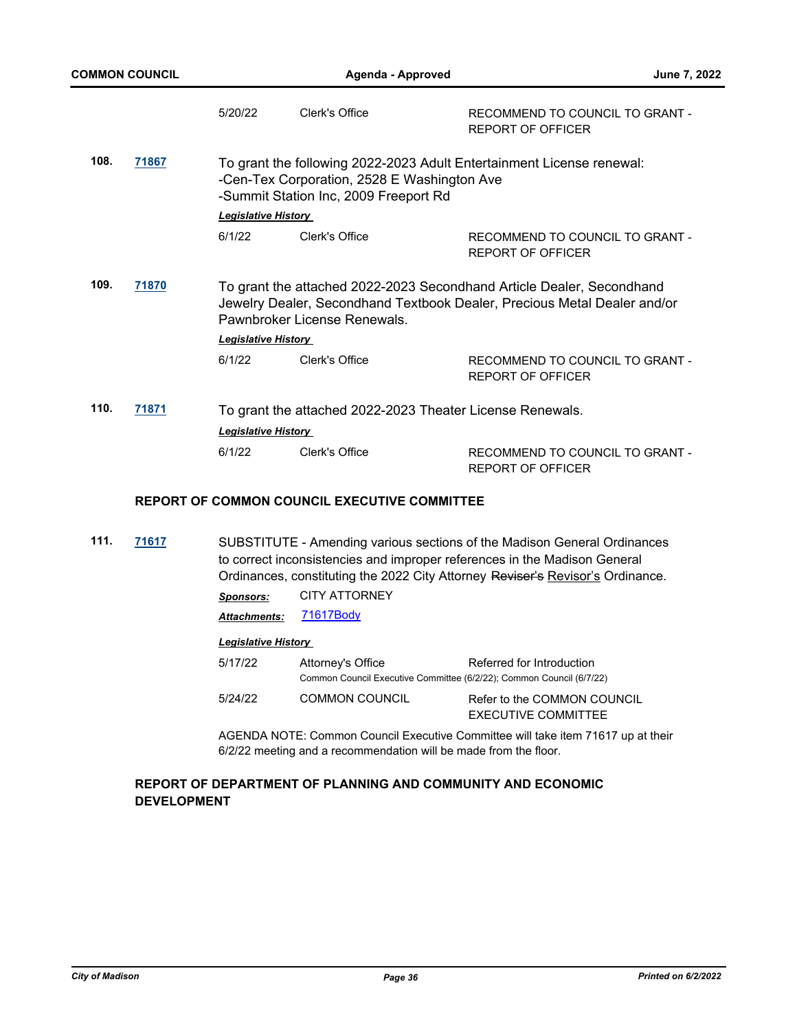| | | |
|---|---|---|
| 5/20/22 | Clerk's Office | RECOMMEND TO COUNCIL TO GRANT - REPORT OF OFFICER |

**108.** **71867** To grant the following 2022-2023 Adult Entertainment License renewal:
-Cen-Tex Corporation, 2528 E Washington Ave
-Summit Station Inc, 2009 Freeport Rd

***Legislative History***

| | | |
|---|---|---|
| 6/1/22 | Clerk's Office | RECOMMEND TO COUNCIL TO GRANT - REPORT OF OFFICER |

**109.** **71870** To grant the attached 2022-2023 Secondhand Article Dealer, Secondhand Jewelry Dealer, Secondhand Textbook Dealer, Precious Metal Dealer and/or Pawnbroker License Renewals.

***Legislative History***

| | | |
|---|---|---|
| 6/1/22 | Clerk's Office | RECOMMEND TO COUNCIL TO GRANT - REPORT OF OFFICER |

**110.** **71871** To grant the attached 2022-2023 Theater License Renewals.

***Legislative History***

| | | |
|---|---|---|
| 6/1/22 | Clerk's Office | RECOMMEND TO COUNCIL TO GRANT - REPORT OF OFFICER |

## REPORT OF COMMON COUNCIL EXECUTIVE COMMITTEE

**111.** **71617** SUBSTITUTE - Amending various sections of the Madison General Ordinances to correct inconsistencies and improper references in the Madison General Ordinances, constituting the 2022 City Attorney ~~Reviser's~~ Revisor's Ordinance.

***Sponsors:*** CITY ATTORNEY

***Attachments:*** 71617Body

***Legislative History***

| | | |
|---|---|---|
| 5/17/22 | Attorney's Office | Referred for Introduction |
| | Common Council Executive Committee (6/2/22); Common Council (6/7/22) | |
| 5/24/22 | COMMON COUNCIL | Refer to the COMMON COUNCIL EXECUTIVE COMMITTEE |

AGENDA NOTE: Common Council Executive Committee will take item 71617 up at their 6/2/22 meeting and a recommendation will be made from the floor.

## REPORT OF DEPARTMENT OF PLANNING AND COMMUNITY AND ECONOMIC DEVELOPMENT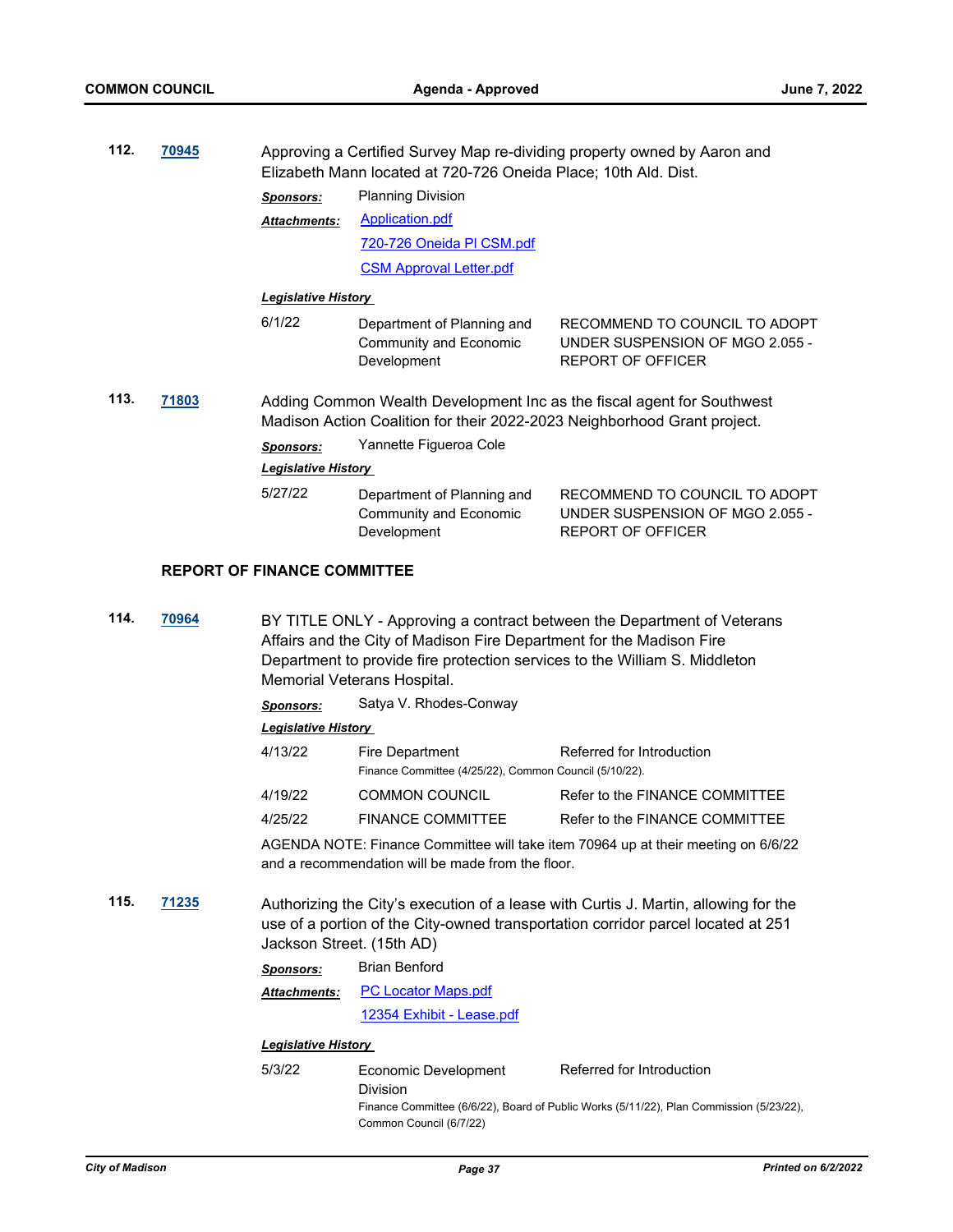**112.** **70945** Approving a Certified Survey Map re-dividing property owned by Aaron and Elizabeth Mann located at 720-726 Oneida Place; 10th Ald. Dist.

***Sponsors:*** Planning Division

***Attachments:*** Application.pdf
720-726 Oneida Pl CSM.pdf
CSM Approval Letter.pdf

***Legislative History***

| | | |
|---|---|---|
| 6/1/22 | Department of Planning and Community and Economic Development | RECOMMEND TO COUNCIL TO ADOPT UNDER SUSPENSION OF MGO 2.055 - REPORT OF OFFICER |

**113.** **71803** Adding Common Wealth Development Inc as the fiscal agent for Southwest Madison Action Coalition for their 2022-2023 Neighborhood Grant project.

***Sponsors:*** Yannette Figueroa Cole

***Legislative History***

| | | |
|---|---|---|
| 5/27/22 | Department of Planning and Community and Economic Development | RECOMMEND TO COUNCIL TO ADOPT UNDER SUSPENSION OF MGO 2.055 - REPORT OF OFFICER |

## REPORT OF FINANCE COMMITTEE

**114.** **70964** BY TITLE ONLY - Approving a contract between the Department of Veterans Affairs and the City of Madison Fire Department for the Madison Fire Department to provide fire protection services to the William S. Middleton Memorial Veterans Hospital.

***Sponsors:*** Satya V. Rhodes-Conway

***Legislative History***

| | | |
|---|---|---|
| 4/13/22 | Fire Department | Referred for Introduction |
| | Finance Committee (4/25/22), Common Council (5/10/22). | |
| 4/19/22 | COMMON COUNCIL | Refer to the FINANCE COMMITTEE |
| 4/25/22 | FINANCE COMMITTEE | Refer to the FINANCE COMMITTEE |

AGENDA NOTE: Finance Committee will take item 70964 up at their meeting on 6/6/22 and a recommendation will be made from the floor.

**115.** **71235** Authorizing the City's execution of a lease with Curtis J. Martin, allowing for the use of a portion of the City-owned transportation corridor parcel located at 251 Jackson Street. (15th AD)

***Sponsors:*** Brian Benford

***Attachments:*** PC Locator Maps.pdf
12354 Exhibit - Lease.pdf

***Legislative History***

| | | |
|---|---|---|
| 5/3/22 | Economic Development Division | Referred for Introduction |
| | Finance Committee (6/6/22), Board of Public Works (5/11/22), Plan Commission (5/23/22), Common Council (6/7/22) | |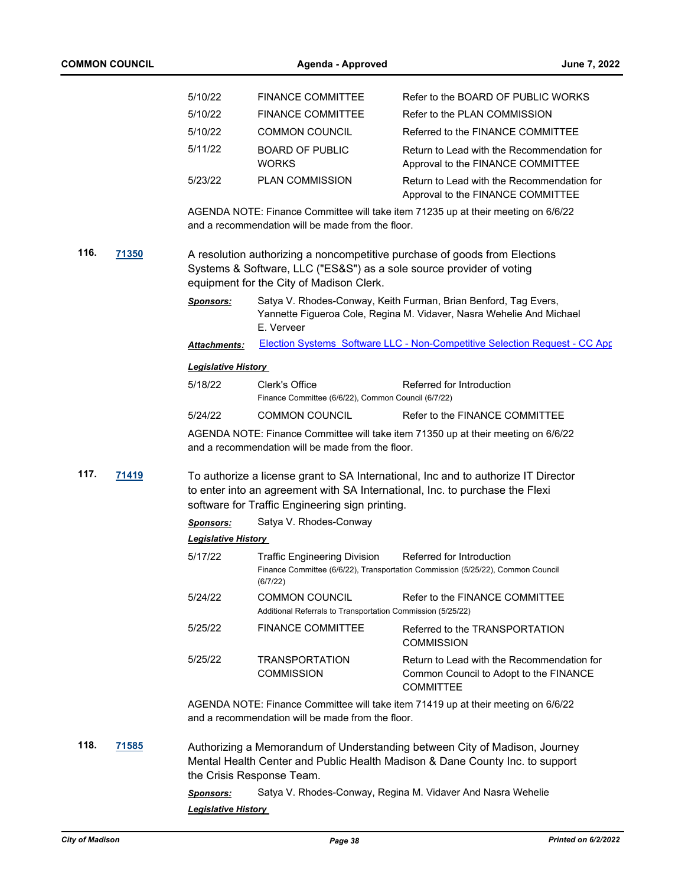| | | |
|---|---|---|
| 5/10/22 | FINANCE COMMITTEE | Refer to the BOARD OF PUBLIC WORKS |
| 5/10/22 | FINANCE COMMITTEE | Refer to the PLAN COMMISSION |
| 5/10/22 | COMMON COUNCIL | Referred to the FINANCE COMMITTEE |
| 5/11/22 | BOARD OF PUBLIC WORKS | Return to Lead with the Recommendation for Approval to the FINANCE COMMITTEE |
| 5/23/22 | PLAN COMMISSION | Return to Lead with the Recommendation for Approval to the FINANCE COMMITTEE |

AGENDA NOTE: Finance Committee will take item 71235 up at their meeting on 6/6/22 and a recommendation will be made from the floor.

**116.** **71350**

A resolution authorizing a noncompetitive purchase of goods from Elections Systems & Software, LLC ("ES&S") as a sole source provider of voting equipment for the City of Madison Clerk.

***Sponsors:*** Satya V. Rhodes-Conway, Keith Furman, Brian Benford, Tag Evers, Yannette Figueroa Cole, Regina M. Vidaver, Nasra Wehelie And Michael E. Verveer

***Attachments:*** Election Systems Software LLC - Non-Competitive Selection Request - CC App

***Legislative History***

| | | |
|---|---|---|
| 5/18/22 | Clerk's Office<br>Finance Committee (6/6/22), Common Council (6/7/22) | Referred for Introduction |
| 5/24/22 | COMMON COUNCIL | Refer to the FINANCE COMMITTEE |

AGENDA NOTE: Finance Committee will take item 71350 up at their meeting on 6/6/22 and a recommendation will be made from the floor.

**117.** **71419**

To authorize a license grant to SA International, Inc and to authorize IT Director to enter into an agreement with SA International, Inc. to purchase the Flexi software for Traffic Engineering sign printing.

***Sponsors:*** Satya V. Rhodes-Conway

***Legislative History***

| | | |
|---|---|---|
| 5/17/22 | Traffic Engineering Division<br>Finance Committee (6/6/22), Transportation Commission (5/25/22), Common Council (6/7/22) | Referred for Introduction |
| 5/24/22 | COMMON COUNCIL<br>Additional Referrals to Transportation Commission (5/25/22) | Refer to the FINANCE COMMITTEE |
| 5/25/22 | FINANCE COMMITTEE | Referred to the TRANSPORTATION COMMISSION |
| 5/25/22 | TRANSPORTATION COMMISSION | Return to Lead with the Recommendation for Common Council to Adopt to the FINANCE COMMITTEE |

AGENDA NOTE: Finance Committee will take item 71419 up at their meeting on 6/6/22 and a recommendation will be made from the floor.

**118.** **71585**

Authorizing a Memorandum of Understanding between City of Madison, Journey Mental Health Center and Public Health Madison & Dane County Inc. to support the Crisis Response Team.

***Sponsors:*** Satya V. Rhodes-Conway, Regina M. Vidaver And Nasra Wehelie

***Legislative History***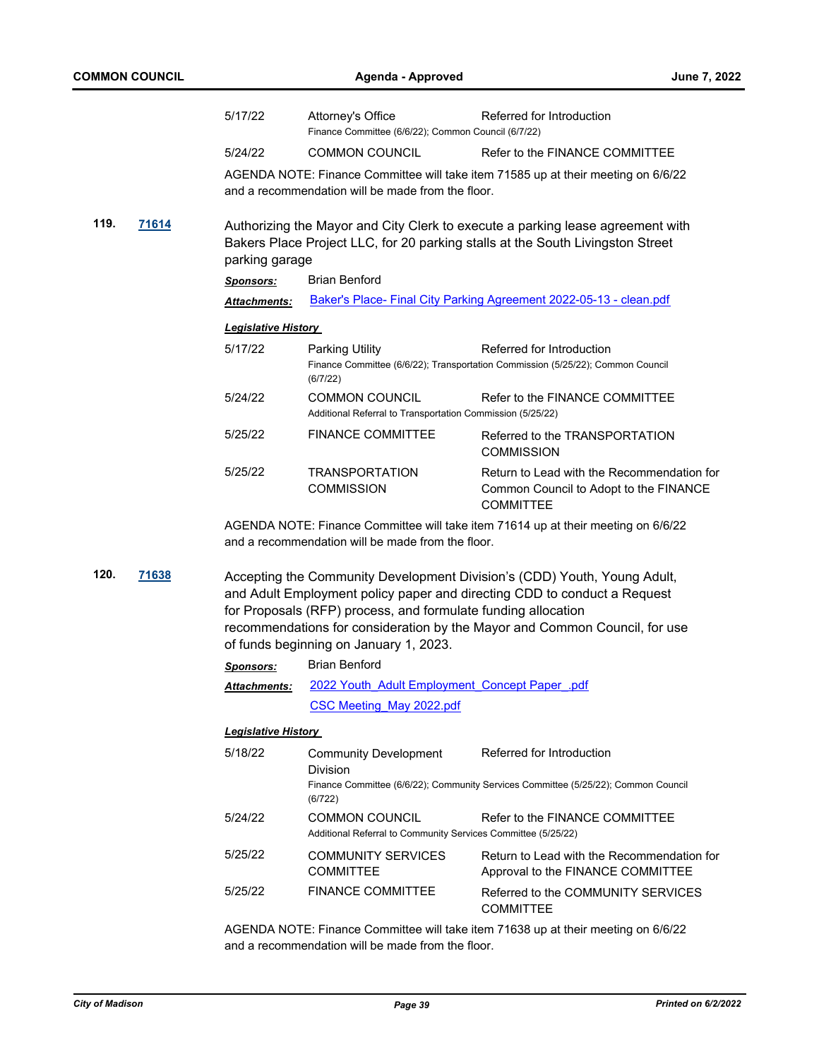| | | |
|---|---|---|
| 5/17/22 | Attorney's Office | Referred for Introduction |
| | Finance Committee (6/6/22); Common Council (6/7/22) | |
| 5/24/22 | COMMON COUNCIL | Refer to the FINANCE COMMITTEE |

AGENDA NOTE: Finance Committee will take item 71585 up at their meeting on 6/6/22 and a recommendation will be made from the floor.

**119. [71614](71614)**

Authorizing the Mayor and City Clerk to execute a parking lease agreement with Bakers Place Project LLC, for 20 parking stalls at the South Livingston Street parking garage

***Sponsors:*** Brian Benford

***Attachments:*** [Baker's Place- Final City Parking Agreement 2022-05-13 - clean.pdf](Baker's Place- Final City Parking Agreement 2022-05-13 - clean.pdf)

***Legislative History***

| | | |
|---|---|---|
| 5/17/22 | Parking Utility | Referred for Introduction |
| | Finance Committee (6/6/22); Transportation Commission (5/25/22); Common Council (6/7/22) | |
| 5/24/22 | COMMON COUNCIL | Refer to the FINANCE COMMITTEE |
| | Additional Referral to Transportation Commission (5/25/22) | |
| 5/25/22 | FINANCE COMMITTEE | Referred to the TRANSPORTATION COMMISSION |
| 5/25/22 | TRANSPORTATION COMMISSION | Return to Lead with the Recommendation for Common Council to Adopt to the FINANCE COMMITTEE |

AGENDA NOTE: Finance Committee will take item 71614 up at their meeting on 6/6/22 and a recommendation will be made from the floor.

**120. [71638](71638)**

Accepting the Community Development Division's (CDD) Youth, Young Adult, and Adult Employment policy paper and directing CDD to conduct a Request for Proposals (RFP) process, and formulate funding allocation recommendations for consideration by the Mayor and Common Council, for use of funds beginning on January 1, 2023.

***Sponsors:*** Brian Benford

***Attachments:*** [2022 Youth_Adult Employment_Concept Paper_.pdf](2022 Youth_Adult Employment_Concept Paper_.pdf)
[CSC Meeting_May 2022.pdf](CSC Meeting_May 2022.pdf)

***Legislative History***

| | | |
|---|---|---|
| 5/18/22 | Community Development Division | Referred for Introduction |
| | Finance Committee (6/6/22); Community Services Committee (5/25/22); Common Council (6/722) | |
| 5/24/22 | COMMON COUNCIL | Refer to the FINANCE COMMITTEE |
| | Additional Referral to Community Services Committee (5/25/22) | |
| 5/25/22 | COMMUNITY SERVICES COMMITTEE | Return to Lead with the Recommendation for Approval to the FINANCE COMMITTEE |
| 5/25/22 | FINANCE COMMITTEE | Referred to the COMMUNITY SERVICES COMMITTEE |

AGENDA NOTE: Finance Committee will take item 71638 up at their meeting on 6/6/22 and a recommendation will be made from the floor.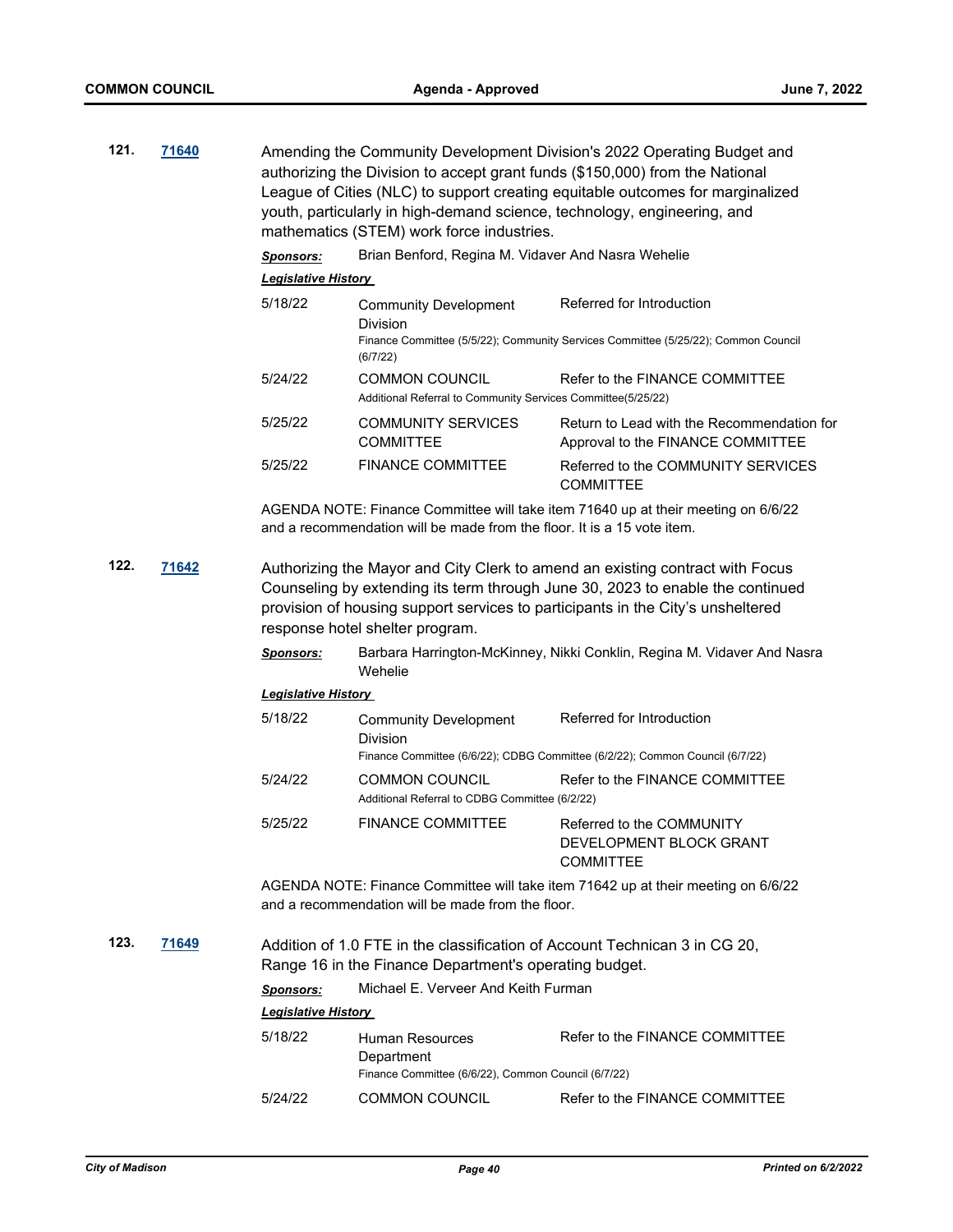**121.** **71640** Amending the Community Development Division's 2022 Operating Budget and authorizing the Division to accept grant funds ($150,000) from the National League of Cities (NLC) to support creating equitable outcomes for marginalized youth, particularly in high-demand science, technology, engineering, and mathematics (STEM) work force industries.

***Sponsors:*** Brian Benford, Regina M. Vidaver And Nasra Wehelie

***Legislative History***

| | | |
|---|---|---|
| 5/18/22 | Community Development Division | Referred for Introduction |
| | Finance Committee (5/5/22); Community Services Committee (5/25/22); Common Council (6/7/22) | |
| 5/24/22 | COMMON COUNCIL | Refer to the FINANCE COMMITTEE |
| | Additional Referral to Community Services Committee(5/25/22) | |
| 5/25/22 | COMMUNITY SERVICES COMMITTEE | Return to Lead with the Recommendation for Approval to the FINANCE COMMITTEE |
| 5/25/22 | FINANCE COMMITTEE | Referred to the COMMUNITY SERVICES COMMITTEE |

AGENDA NOTE: Finance Committee will take item 71640 up at their meeting on 6/6/22 and a recommendation will be made from the floor. It is a 15 vote item.

**122.** **71642** Authorizing the Mayor and City Clerk to amend an existing contract with Focus Counseling by extending its term through June 30, 2023 to enable the continued provision of housing support services to participants in the City's unsheltered response hotel shelter program.

***Sponsors:*** Barbara Harrington-McKinney, Nikki Conklin, Regina M. Vidaver And Nasra Wehelie

***Legislative History***

| | | |
|---|---|---|
| 5/18/22 | Community Development Division | Referred for Introduction |
| | Finance Committee (6/6/22); CDBG Committee (6/2/22); Common Council (6/7/22) | |
| 5/24/22 | COMMON COUNCIL | Refer to the FINANCE COMMITTEE |
| | Additional Referral to CDBG Committee (6/2/22) | |
| 5/25/22 | FINANCE COMMITTEE | Referred to the COMMUNITY DEVELOPMENT BLOCK GRANT COMMITTEE |

AGENDA NOTE: Finance Committee will take item 71642 up at their meeting on 6/6/22 and a recommendation will be made from the floor.

**123.** **71649** Addition of 1.0 FTE in the classification of Account Technican 3 in CG 20, Range 16 in the Finance Department's operating budget.

***Sponsors:*** Michael E. Verveer And Keith Furman

***Legislative History***

| | | |
|---|---|---|
| 5/18/22 | Human Resources Department | Refer to the FINANCE COMMITTEE |
| | Finance Committee (6/6/22), Common Council (6/7/22) | |
| 5/24/22 | COMMON COUNCIL | Refer to the FINANCE COMMITTEE |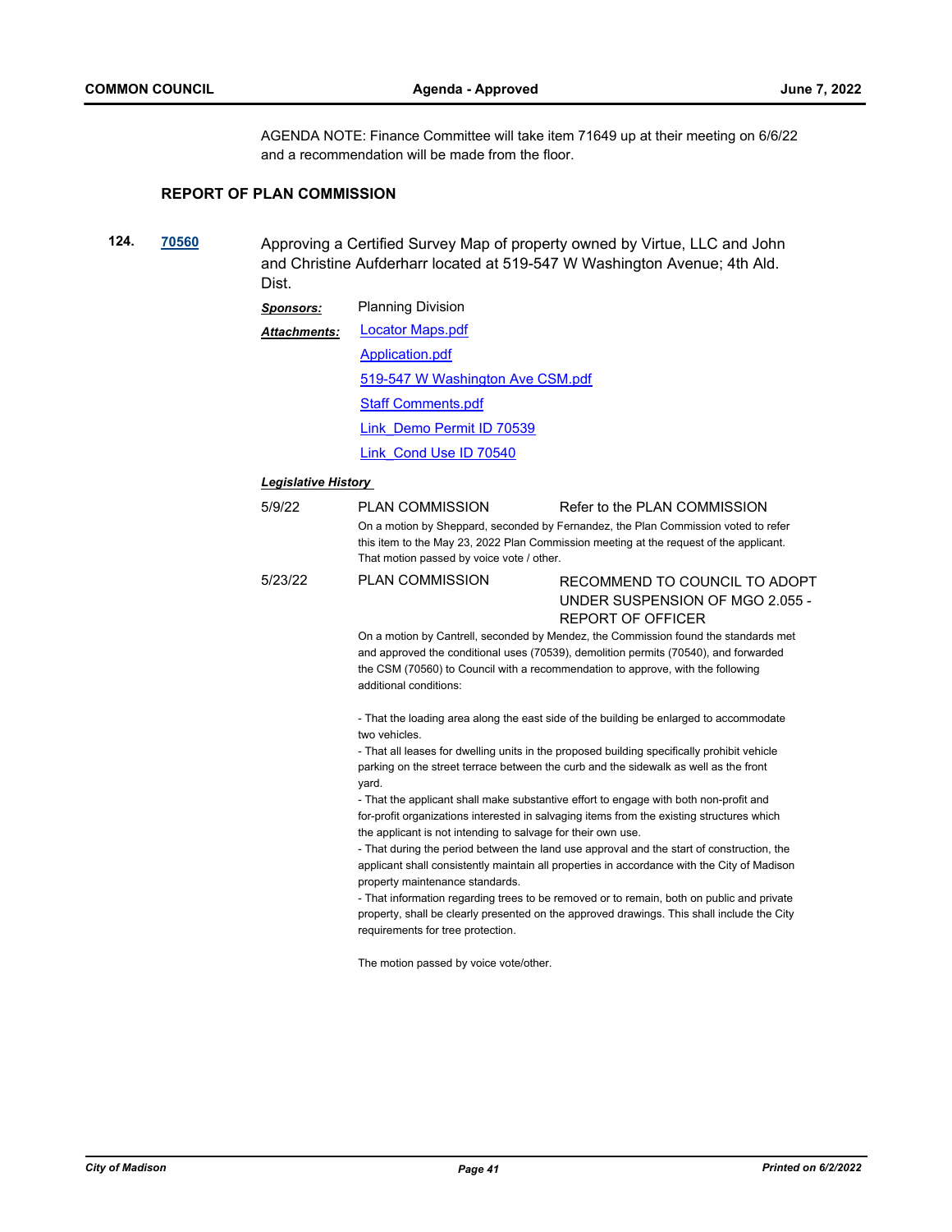AGENDA NOTE: Finance Committee will take item 71649 up at their meeting on 6/6/22 and a recommendation will be made from the floor.

## REPORT OF PLAN COMMISSION

**124.** **70560** Approving a Certified Survey Map of property owned by Virtue, LLC and John and Christine Aufderharr located at 519-547 W Washington Avenue; 4th Ald. Dist.

***Sponsors:*** Planning Division

***Attachments:*** Locator Maps.pdf
Application.pdf
519-547 W Washington Ave CSM.pdf
Staff Comments.pdf
Link_Demo Permit ID 70539
Link_Cond Use ID 70540

***Legislative History***

5/9/22 PLAN COMMISSION Refer to the PLAN COMMISSION

On a motion by Sheppard, seconded by Fernandez, the Plan Commission voted to refer this item to the May 23, 2022 Plan Commission meeting at the request of the applicant. That motion passed by voice vote / other.

5/23/22 PLAN COMMISSION RECOMMEND TO COUNCIL TO ADOPT UNDER SUSPENSION OF MGO 2.055 - REPORT OF OFFICER

On a motion by Cantrell, seconded by Mendez, the Commission found the standards met and approved the conditional uses (70539), demolition permits (70540), and forwarded the CSM (70560) to Council with a recommendation to approve, with the following additional conditions:

- That the loading area along the east side of the building be enlarged to accommodate two vehicles.
- That all leases for dwelling units in the proposed building specifically prohibit vehicle parking on the street terrace between the curb and the sidewalk as well as the front yard.
- That the applicant shall make substantive effort to engage with both non-profit and for-profit organizations interested in salvaging items from the existing structures which the applicant is not intending to salvage for their own use.
- That during the period between the land use approval and the start of construction, the applicant shall consistently maintain all properties in accordance with the City of Madison property maintenance standards.
- That information regarding trees to be removed or to remain, both on public and private property, shall be clearly presented on the approved drawings. This shall include the City requirements for tree protection.

The motion passed by voice vote/other.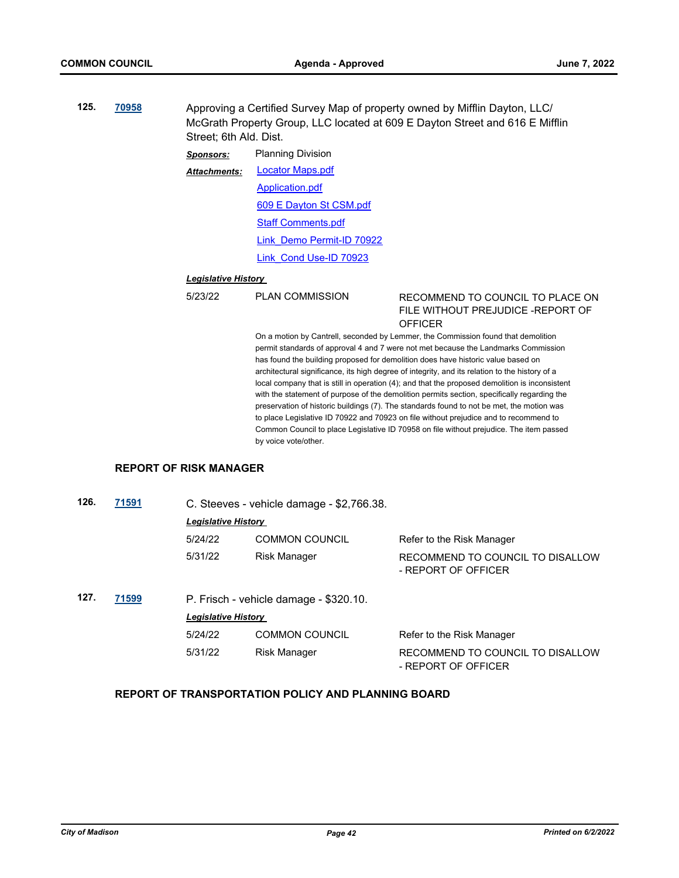**125.** **70958** Approving a Certified Survey Map of property owned by Mifflin Dayton, LLC/ McGrath Property Group, LLC located at 609 E Dayton Street and 616 E Mifflin Street; 6th Ald. Dist.

***Sponsors:*** Planning Division

***Attachments:*** Locator Maps.pdf
Application.pdf
609 E Dayton St CSM.pdf
Staff Comments.pdf
Link_Demo Permit-ID 70922
Link_Cond Use-ID 70923

***Legislative History***

| | | |
|---|---|---|
| 5/23/22 | PLAN COMMISSION | RECOMMEND TO COUNCIL TO PLACE ON FILE WITHOUT PREJUDICE -REPORT OF OFFICER |

On a motion by Cantrell, seconded by Lemmer, the Commission found that demolition permit standards of approval 4 and 7 were not met because the Landmarks Commission has found the building proposed for demolition does have historic value based on architectural significance, its high degree of integrity, and its relation to the history of a local company that is still in operation (4); and that the proposed demolition is inconsistent with the statement of purpose of the demolition permits section, specifically regarding the preservation of historic buildings (7). The standards found to not be met, the motion was to place Legislative ID 70922 and 70923 on file without prejudice and to recommend to Common Council to place Legislative ID 70958 on file without prejudice. The item passed by voice vote/other.

### REPORT OF RISK MANAGER

**126.** **71591** C. Steeves - vehicle damage - $2,766.38.

***Legislative History***

| | | |
|---|---|---|
| 5/24/22 | COMMON COUNCIL | Refer to the Risk Manager |
| 5/31/22 | Risk Manager | RECOMMEND TO COUNCIL TO DISALLOW - REPORT OF OFFICER |

**127.** **71599** P. Frisch - vehicle damage - $320.10.

***Legislative History***

| | | |
|---|---|---|
| 5/24/22 | COMMON COUNCIL | Refer to the Risk Manager |
| 5/31/22 | Risk Manager | RECOMMEND TO COUNCIL TO DISALLOW - REPORT OF OFFICER |

### REPORT OF TRANSPORTATION POLICY AND PLANNING BOARD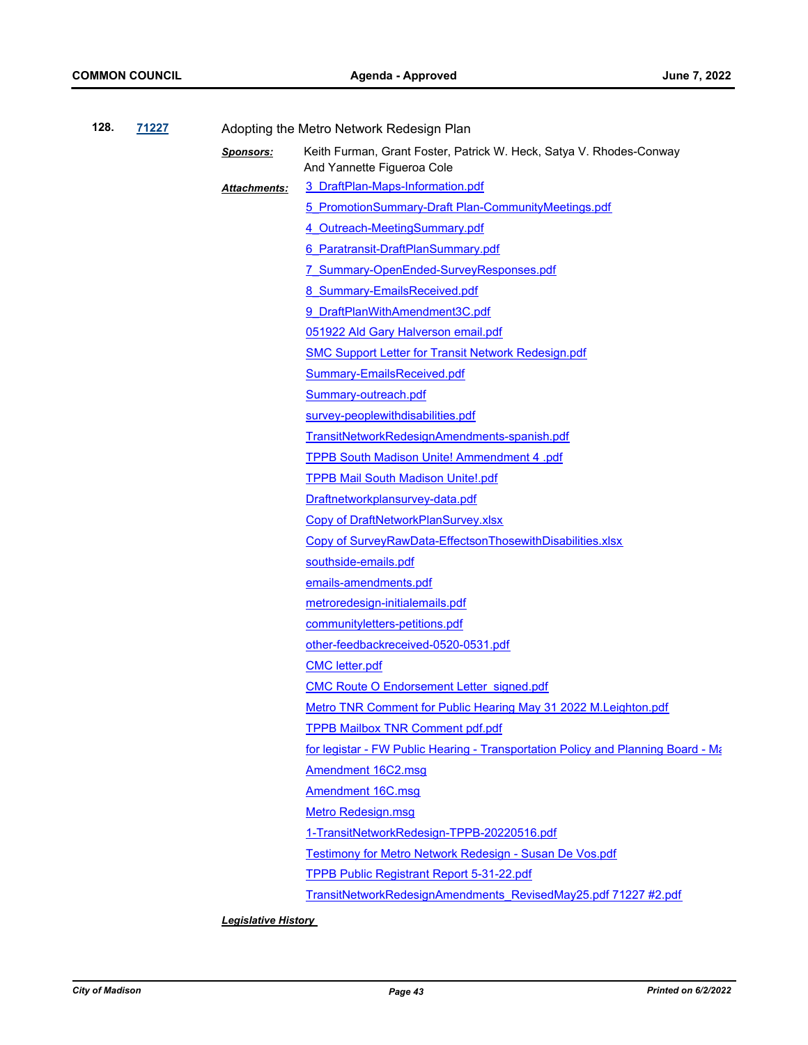**128.** **71227** Adopting the Metro Network Redesign Plan

***Sponsors:*** Keith Furman, Grant Foster, Patrick W. Heck, Satya V. Rhodes-Conway And Yannette Figueroa Cole

***Attachments:***

- 3_DraftPlan-Maps-Information.pdf
- 5_PromotionSummary-Draft Plan-CommunityMeetings.pdf
- 4_Outreach-MeetingSummary.pdf
- 6_Paratransit-DraftPlanSummary.pdf
- 7_Summary-OpenEnded-SurveyResponses.pdf
- 8_Summary-EmailsReceived.pdf
- 9_DraftPlanWithAmendment3C.pdf
- 051922 Ald Gary Halverson email.pdf
- SMC Support Letter for Transit Network Redesign.pdf
- Summary-EmailsReceived.pdf
- Summary-outreach.pdf
- survey-peoplewithdisabilities.pdf
- TransitNetworkRedesignAmendments-spanish.pdf
- TPPB South Madison Unite! Ammendment 4 .pdf
- TPPB Mail South Madison Unite!.pdf
- Draftnetworkplansurvey-data.pdf
- Copy of DraftNetworkPlanSurvey.xlsx
- Copy of SurveyRawData-EffectsonThosewithDisabilities.xlsx
- southside-emails.pdf
- emails-amendments.pdf
- metroredesign-initialemails.pdf
- communityletters-petitions.pdf
- other-feedbackreceived-0520-0531.pdf
- CMC letter.pdf
- CMC Route O Endorsement Letter_signed.pdf
- Metro TNR Comment for Public Hearing May 31 2022 M.Leighton.pdf
- TPPB Mailbox TNR Comment pdf.pdf
- for legistar - FW Public Hearing - Transportation Policy and Planning Board - Ma
- Amendment 16C2.msg
- Amendment 16C.msg
- Metro Redesign.msg
- 1-TransitNetworkRedesign-TPPB-20220516.pdf
- Testimony for Metro Network Redesign - Susan De Vos.pdf
- TPPB Public Registrant Report 5-31-22.pdf
- TransitNetworkRedesignAmendments_RevisedMay25.pdf 71227 #2.pdf

***Legislative History***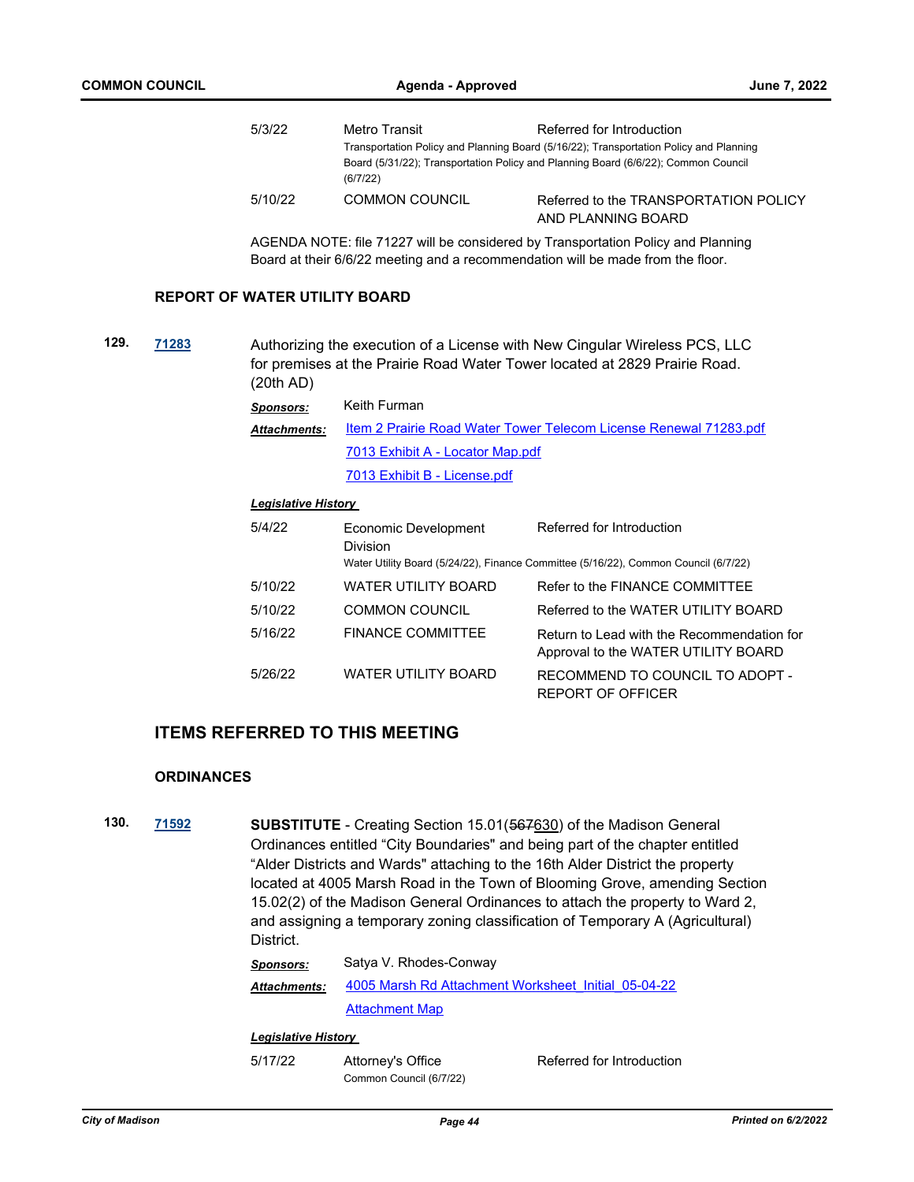| | | |
|---|---|---|
| 5/3/22 | Metro Transit | Referred for Introduction |
| | Transportation Policy and Planning Board (5/16/22); Transportation Policy and Planning Board (5/31/22); Transportation Policy and Planning Board (6/6/22); Common Council (6/7/22) | |
| 5/10/22 | COMMON COUNCIL | Referred to the TRANSPORTATION POLICY AND PLANNING BOARD |

AGENDA NOTE: file 71227 will be considered by Transportation Policy and Planning Board at their 6/6/22 meeting and a recommendation will be made from the floor.

### REPORT OF WATER UTILITY BOARD

**129.** **[71283]**

Authorizing the execution of a License with New Cingular Wireless PCS, LLC for premises at the Prairie Road Water Tower located at 2829 Prairie Road. (20th AD)

***Sponsors:*** Keith Furman

***Attachments:*** Item 2 Prairie Road Water Tower Telecom License Renewal 71283.pdf
7013 Exhibit A - Locator Map.pdf
7013 Exhibit B - License.pdf

***Legislative History***

| | | |
|---|---|---|
| 5/4/22 | Economic Development Division | Referred for Introduction |
| | Water Utility Board (5/24/22), Finance Committee (5/16/22), Common Council (6/7/22) | |
| 5/10/22 | WATER UTILITY BOARD | Refer to the FINANCE COMMITTEE |
| 5/10/22 | COMMON COUNCIL | Referred to the WATER UTILITY BOARD |
| 5/16/22 | FINANCE COMMITTEE | Return to Lead with the Recommendation for Approval to the WATER UTILITY BOARD |
| 5/26/22 | WATER UTILITY BOARD | RECOMMEND TO COUNCIL TO ADOPT - REPORT OF OFFICER |

## ITEMS REFERRED TO THIS MEETING

### ORDINANCES

**130.** **[71592]**

**SUBSTITUTE** - Creating Section 15.01(~~567~~630) of the Madison General Ordinances entitled "City Boundaries" and being part of the chapter entitled "Alder Districts and Wards" attaching to the 16th Alder District the property located at 4005 Marsh Road in the Town of Blooming Grove, amending Section 15.02(2) of the Madison General Ordinances to attach the property to Ward 2, and assigning a temporary zoning classification of Temporary A (Agricultural) District.

***Sponsors:*** Satya V. Rhodes-Conway

***Attachments:*** 4005 Marsh Rd Attachment Worksheet_Initial_05-04-22
Attachment Map

***Legislative History***

| | | |
|---|---|---|
| 5/17/22 | Attorney's Office | Referred for Introduction |
| | Common Council (6/7/22) | |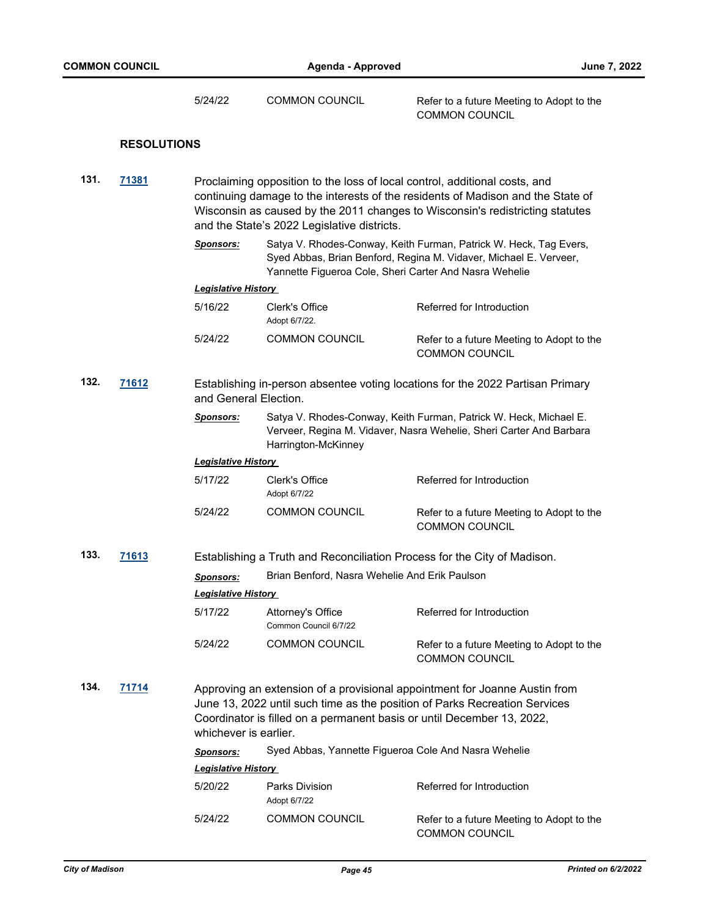| 5/24/22 | COMMON COUNCIL | Refer to a future Meeting to Adopt to the COMMON COUNCIL |
|---|---|---|

## RESOLUTIONS

**131. 71381**

Proclaiming opposition to the loss of local control, additional costs, and continuing damage to the interests of the residents of Madison and the State of Wisconsin as caused by the 2011 changes to Wisconsin's redistricting statutes and the State's 2022 Legislative districts.

***Sponsors:*** Satya V. Rhodes-Conway, Keith Furman, Patrick W. Heck, Tag Evers, Syed Abbas, Brian Benford, Regina M. Vidaver, Michael E. Verveer, Yannette Figueroa Cole, Sheri Carter And Nasra Wehelie

***Legislative History***

| Date | Body | Action |
|---|---|---|
| 5/16/22 | Clerk's Office<br>Adopt 6/7/22. | Referred for Introduction |
| 5/24/22 | COMMON COUNCIL | Refer to a future Meeting to Adopt to the COMMON COUNCIL |

**132. 71612**

Establishing in-person absentee voting locations for the 2022 Partisan Primary and General Election.

***Sponsors:*** Satya V. Rhodes-Conway, Keith Furman, Patrick W. Heck, Michael E. Verveer, Regina M. Vidaver, Nasra Wehelie, Sheri Carter And Barbara Harrington-McKinney

***Legislative History***

| Date | Body | Action |
|---|---|---|
| 5/17/22 | Clerk's Office<br>Adopt 6/7/22 | Referred for Introduction |
| 5/24/22 | COMMON COUNCIL | Refer to a future Meeting to Adopt to the COMMON COUNCIL |

**133. 71613**

Establishing a Truth and Reconciliation Process for the City of Madison.

***Sponsors:*** Brian Benford, Nasra Wehelie And Erik Paulson

***Legislative History***

| Date | Body | Action |
|---|---|---|
| 5/17/22 | Attorney's Office<br>Common Council 6/7/22 | Referred for Introduction |
| 5/24/22 | COMMON COUNCIL | Refer to a future Meeting to Adopt to the COMMON COUNCIL |

**134. 71714**

Approving an extension of a provisional appointment for Joanne Austin from June 13, 2022 until such time as the position of Parks Recreation Services Coordinator is filled on a permanent basis or until December 13, 2022, whichever is earlier.

***Sponsors:*** Syed Abbas, Yannette Figueroa Cole And Nasra Wehelie

***Legislative History***

| Date | Body | Action |
|---|---|---|
| 5/20/22 | Parks Division<br>Adopt 6/7/22 | Referred for Introduction |
| 5/24/22 | COMMON COUNCIL | Refer to a future Meeting to Adopt to the COMMON COUNCIL |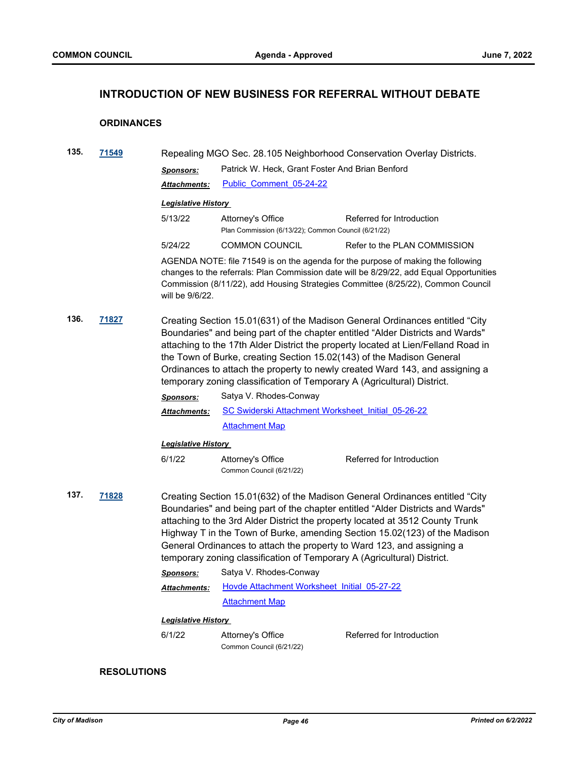## INTRODUCTION OF NEW BUSINESS FOR REFERRAL WITHOUT DEBATE

### ORDINANCES

**135.** **71549** Repealing MGO Sec. 28.105 Neighborhood Conservation Overlay Districts.

***Sponsors:*** Patrick W. Heck, Grant Foster And Brian Benford

***Attachments:*** Public_Comment_05-24-22

***Legislative History***

| | | |
|---|---|---|
| 5/13/22 | Attorney's Office<br>Plan Commission (6/13/22); Common Council (6/21/22) | Referred for Introduction |
| 5/24/22 | COMMON COUNCIL | Refer to the PLAN COMMISSION |

AGENDA NOTE: file 71549 is on the agenda for the purpose of making the following changes to the referrals: Plan Commission date will be 8/29/22, add Equal Opportunities Commission (8/11/22), add Housing Strategies Committee (8/25/22), Common Council will be 9/6/22.

**136.** **71827** Creating Section 15.01(631) of the Madison General Ordinances entitled "City Boundaries" and being part of the chapter entitled "Alder Districts and Wards" attaching to the 17th Alder District the property located at Lien/Felland Road in the Town of Burke, creating Section 15.02(143) of the Madison General Ordinances to attach the property to newly created Ward 143, and assigning a temporary zoning classification of Temporary A (Agricultural) District.

***Sponsors:*** Satya V. Rhodes-Conway

***Attachments:*** SC Swiderski Attachment Worksheet_Initial_05-26-22
Attachment Map

***Legislative History***

| | | |
|---|---|---|
| 6/1/22 | Attorney's Office<br>Common Council (6/21/22) | Referred for Introduction |

**137.** **71828** Creating Section 15.01(632) of the Madison General Ordinances entitled "City Boundaries" and being part of the chapter entitled "Alder Districts and Wards" attaching to the 3rd Alder District the property located at 3512 County Trunk Highway T in the Town of Burke, amending Section 15.02(123) of the Madison General Ordinances to attach the property to Ward 123, and assigning a temporary zoning classification of Temporary A (Agricultural) District.

***Sponsors:*** Satya V. Rhodes-Conway

***Attachments:*** Hovde Attachment Worksheet_Initial_05-27-22
Attachment Map

***Legislative History***

| | | |
|---|---|---|
| 6/1/22 | Attorney's Office<br>Common Council (6/21/22) | Referred for Introduction |

### RESOLUTIONS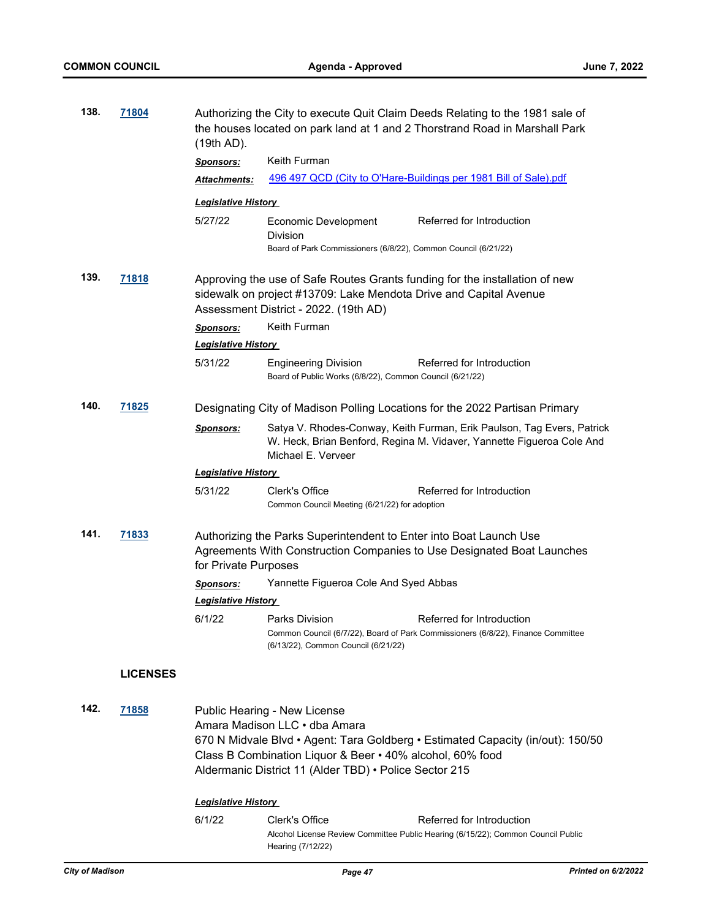**138.** **71804** Authorizing the City to execute Quit Claim Deeds Relating to the 1981 sale of the houses located on park land at 1 and 2 Thorstrand Road in Marshall Park (19th AD).

***Sponsors:*** Keith Furman

***Attachments:*** 496 497 QCD (City to O'Hare-Buildings per 1981 Bill of Sale).pdf

***Legislative History***

5/27/22 Economic Development Division — Referred for Introduction
Board of Park Commissioners (6/8/22), Common Council (6/21/22)

**139.** **71818** Approving the use of Safe Routes Grants funding for the installation of new sidewalk on project #13709: Lake Mendota Drive and Capital Avenue Assessment District - 2022. (19th AD)

***Sponsors:*** Keith Furman

***Legislative History***

5/31/22 Engineering Division — Referred for Introduction
Board of Public Works (6/8/22), Common Council (6/21/22)

**140.** **71825** Designating City of Madison Polling Locations for the 2022 Partisan Primary

***Sponsors:*** Satya V. Rhodes-Conway, Keith Furman, Erik Paulson, Tag Evers, Patrick W. Heck, Brian Benford, Regina M. Vidaver, Yannette Figueroa Cole And Michael E. Verveer

***Legislative History***

5/31/22 Clerk's Office — Referred for Introduction
Common Council Meeting (6/21/22) for adoption

**141.** **71833** Authorizing the Parks Superintendent to Enter into Boat Launch Use Agreements With Construction Companies to Use Designated Boat Launches for Private Purposes

***Sponsors:*** Yannette Figueroa Cole And Syed Abbas

***Legislative History***

6/1/22 Parks Division — Referred for Introduction
Common Council (6/7/22), Board of Park Commissioners (6/8/22), Finance Committee (6/13/22), Common Council (6/21/22)

## LICENSES

**142.** **71858** Public Hearing - New License
Amara Madison LLC • dba Amara
670 N Midvale Blvd • Agent: Tara Goldberg • Estimated Capacity (in/out): 150/50
Class B Combination Liquor & Beer • 40% alcohol, 60% food
Aldermanic District 11 (Alder TBD) • Police Sector 215

***Legislative History***

6/1/22 Clerk's Office — Referred for Introduction
Alcohol License Review Committee Public Hearing (6/15/22); Common Council Public Hearing (7/12/22)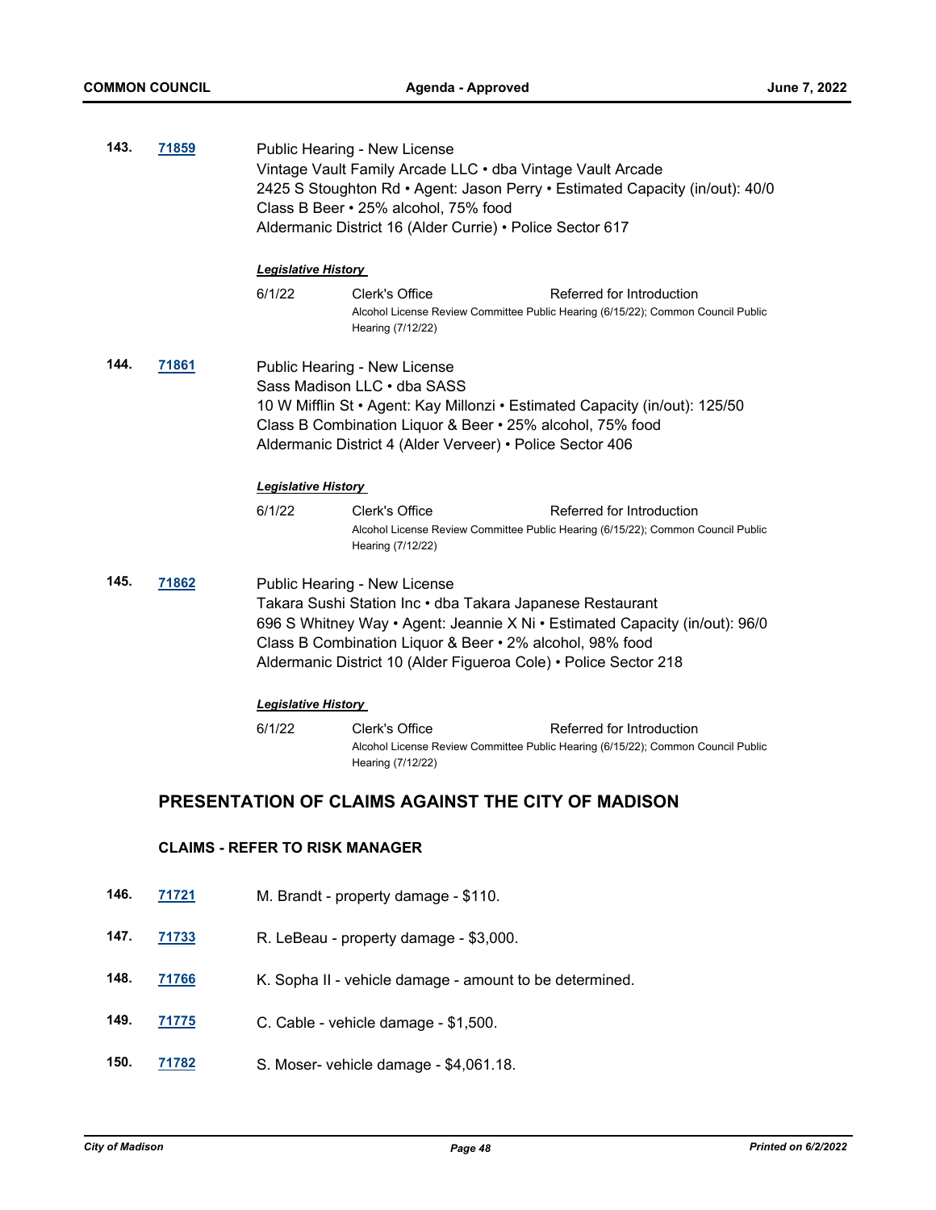**143.** **71859**

Public Hearing - New License
Vintage Vault Family Arcade LLC • dba Vintage Vault Arcade
2425 S Stoughton Rd • Agent: Jason Perry • Estimated Capacity (in/out): 40/0
Class B Beer • 25% alcohol, 75% food
Aldermanic District 16 (Alder Currie) • Police Sector 617

***Legislative History***

| | | |
|---|---|---|
| 6/1/22 | Clerk's Office | Referred for Introduction |
| | Alcohol License Review Committee Public Hearing (6/15/22); Common Council Public Hearing (7/12/22) | |

**144.** **71861**

Public Hearing - New License
Sass Madison LLC • dba SASS
10 W Mifflin St • Agent: Kay Millonzi • Estimated Capacity (in/out): 125/50
Class B Combination Liquor & Beer • 25% alcohol, 75% food
Aldermanic District 4 (Alder Verveer) • Police Sector 406

***Legislative History***

| | | |
|---|---|---|
| 6/1/22 | Clerk's Office | Referred for Introduction |
| | Alcohol License Review Committee Public Hearing (6/15/22); Common Council Public Hearing (7/12/22) | |

**145.** **71862**

Public Hearing - New License
Takara Sushi Station Inc • dba Takara Japanese Restaurant
696 S Whitney Way • Agent: Jeannie X Ni • Estimated Capacity (in/out): 96/0
Class B Combination Liquor & Beer • 2% alcohol, 98% food
Aldermanic District 10 (Alder Figueroa Cole) • Police Sector 218

***Legislative History***

| | | |
|---|---|---|
| 6/1/22 | Clerk's Office | Referred for Introduction |
| | Alcohol License Review Committee Public Hearing (6/15/22); Common Council Public Hearing (7/12/22) | |

## PRESENTATION OF CLAIMS AGAINST THE CITY OF MADISON

### CLAIMS - REFER TO RISK MANAGER

**146.** **71721** M. Brandt - property damage - $110.

**147.** **71733** R. LeBeau - property damage - $3,000.

**148.** **71766** K. Sopha II - vehicle damage - amount to be determined.

**149.** **71775** C. Cable - vehicle damage - $1,500.

**150.** **71782** S. Moser- vehicle damage - $4,061.18.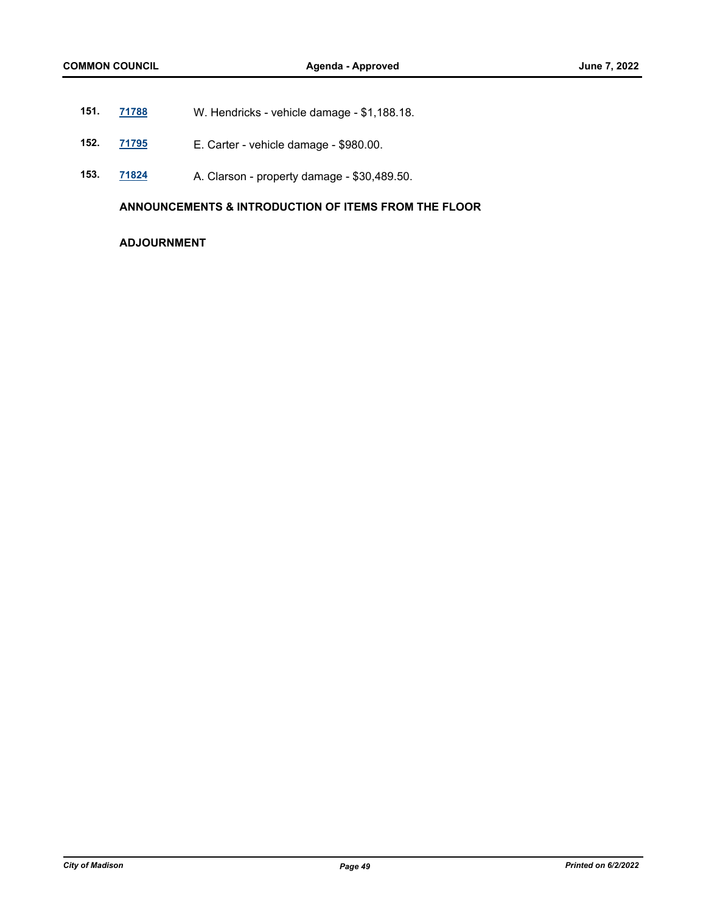151. **71788** W. Hendricks - vehicle damage - $1,188.18.

152. **71795** E. Carter - vehicle damage - $980.00.

153. **71824** A. Clarson - property damage - $30,489.50.

**ANNOUNCEMENTS & INTRODUCTION OF ITEMS FROM THE FLOOR**

**ADJOURNMENT**